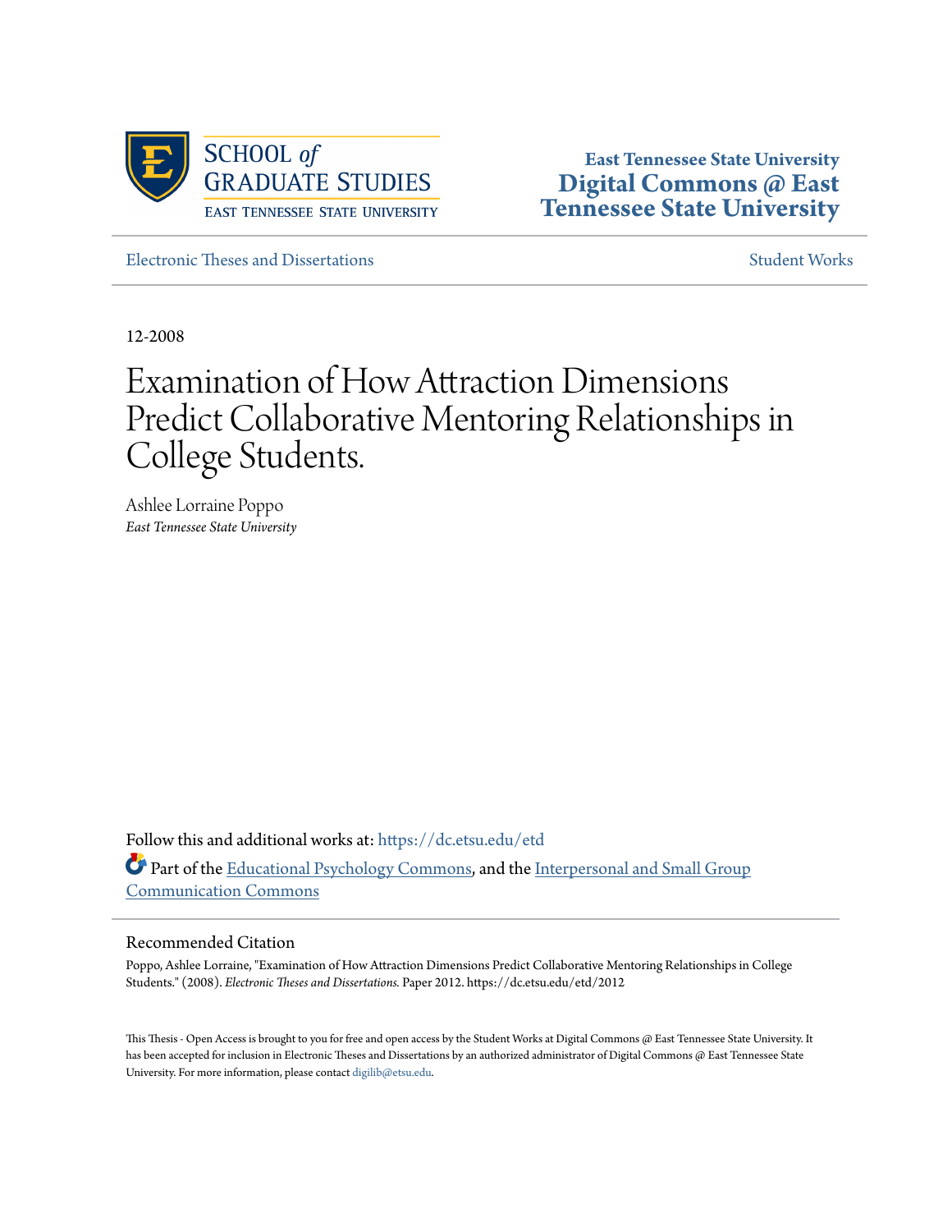SCHOOL *of* GRADUATE STUDIES
EAST TENNESSEE STATE UNIVERSITY

**East Tennessee State University**
**Digital Commons @ East Tennessee State University**

Electronic Theses and Dissertations | Student Works

12-2008

# Examination of How Attraction Dimensions Predict Collaborative Mentoring Relationships in College Students.

Ashlee Lorraine Poppo
*East Tennessee State University*

Follow this and additional works at: https://dc.etsu.edu/etd

Part of the Educational Psychology Commons, and the Interpersonal and Small Group Communication Commons

## Recommended Citation

Poppo, Ashlee Lorraine, "Examination of How Attraction Dimensions Predict Collaborative Mentoring Relationships in College Students." (2008). *Electronic Theses and Dissertations.* Paper 2012. https://dc.etsu.edu/etd/2012

This Thesis - Open Access is brought to you for free and open access by the Student Works at Digital Commons @ East Tennessee State University. It has been accepted for inclusion in Electronic Theses and Dissertations by an authorized administrator of Digital Commons @ East Tennessee State University. For more information, please contact digilib@etsu.edu.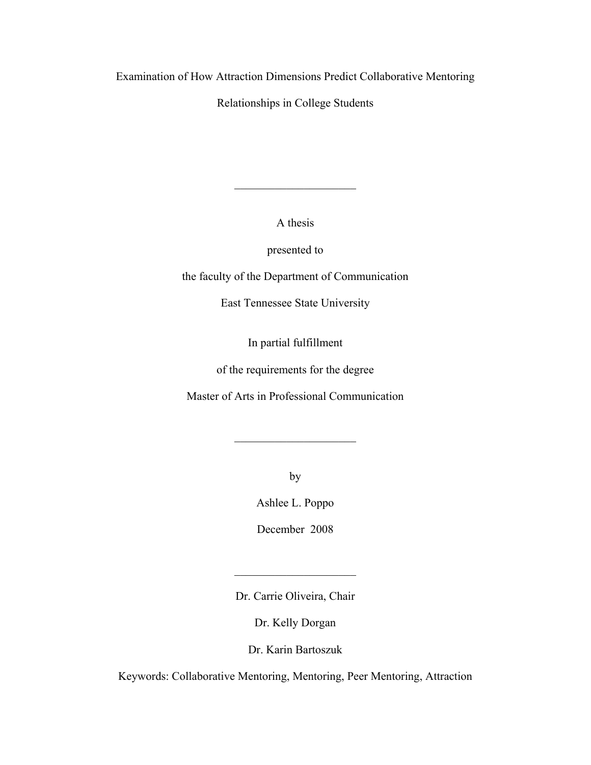Examination of How Attraction Dimensions Predict Collaborative Mentoring Relationships in College Students

---

A thesis

presented to

the faculty of the Department of Communication

East Tennessee State University

In partial fulfillment

of the requirements for the degree

Master of Arts in Professional Communication

---

by

Ashlee L. Poppo

December 2008

---

Dr. Carrie Oliveira, Chair

Dr. Kelly Dorgan

Dr. Karin Bartoszuk

Keywords: Collaborative Mentoring, Mentoring, Peer Mentoring, Attraction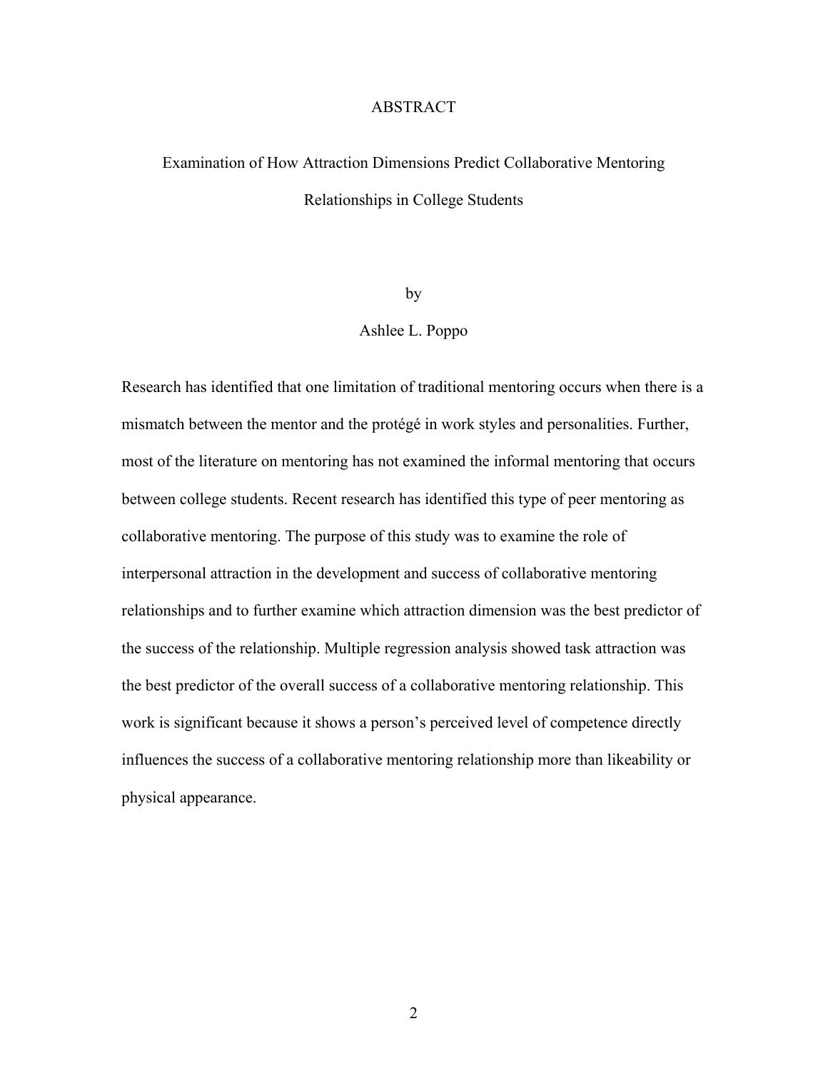# ABSTRACT

## Examination of How Attraction Dimensions Predict Collaborative Mentoring Relationships in College Students

by

Ashlee L. Poppo

Research has identified that one limitation of traditional mentoring occurs when there is a mismatch between the mentor and the protégé in work styles and personalities. Further, most of the literature on mentoring has not examined the informal mentoring that occurs between college students. Recent research has identified this type of peer mentoring as collaborative mentoring. The purpose of this study was to examine the role of interpersonal attraction in the development and success of collaborative mentoring relationships and to further examine which attraction dimension was the best predictor of the success of the relationship. Multiple regression analysis showed task attraction was the best predictor of the overall success of a collaborative mentoring relationship. This work is significant because it shows a person's perceived level of competence directly influences the success of a collaborative mentoring relationship more than likeability or physical appearance.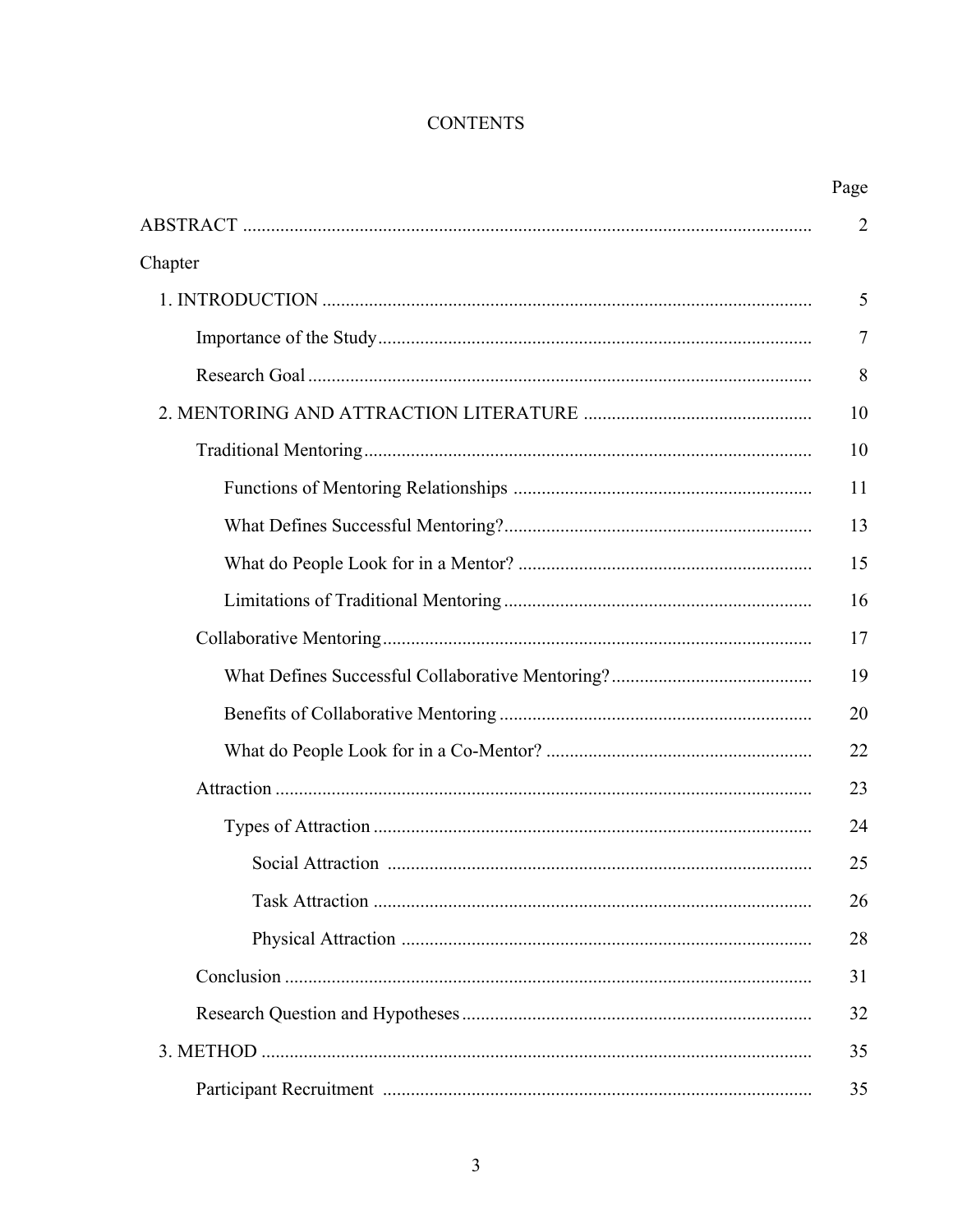# CONTENTS

| | Page |
|---|---|
| ABSTRACT | 2 |
| Chapter | |
| 1. INTRODUCTION | 5 |
| Importance of the Study | 7 |
| Research Goal | 8 |
| 2. MENTORING AND ATTRACTION LITERATURE | 10 |
| Traditional Mentoring | 10 |
| Functions of Mentoring Relationships | 11 |
| What Defines Successful Mentoring? | 13 |
| What do People Look for in a Mentor? | 15 |
| Limitations of Traditional Mentoring | 16 |
| Collaborative Mentoring | 17 |
| What Defines Successful Collaborative Mentoring? | 19 |
| Benefits of Collaborative Mentoring | 20 |
| What do People Look for in a Co-Mentor? | 22 |
| Attraction | 23 |
| Types of Attraction | 24 |
| Social Attraction | 25 |
| Task Attraction | 26 |
| Physical Attraction | 28 |
| Conclusion | 31 |
| Research Question and Hypotheses | 32 |
| 3. METHOD | 35 |
| Participant Recruitment | 35 |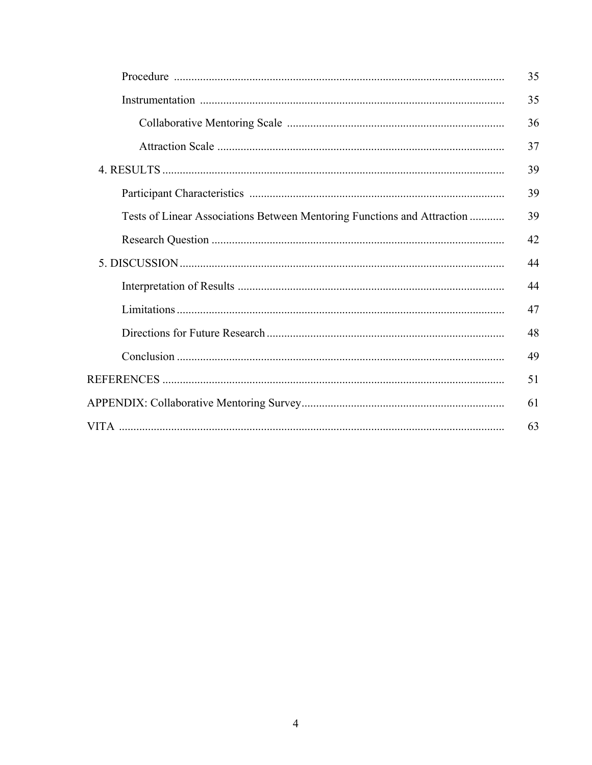| | |
|---|---|
| Procedure | 35 |
| Instrumentation | 35 |
| Collaborative Mentoring Scale | 36 |
| Attraction Scale | 37 |
| 4. RESULTS | 39 |
| Participant Characteristics | 39 |
| Tests of Linear Associations Between Mentoring Functions and Attraction | 39 |
| Research Question | 42 |
| 5. DISCUSSION | 44 |
| Interpretation of Results | 44 |
| Limitations | 47 |
| Directions for Future Research | 48 |
| Conclusion | 49 |
| REFERENCES | 51 |
| APPENDIX: Collaborative Mentoring Survey | 61 |
| VITA | 63 |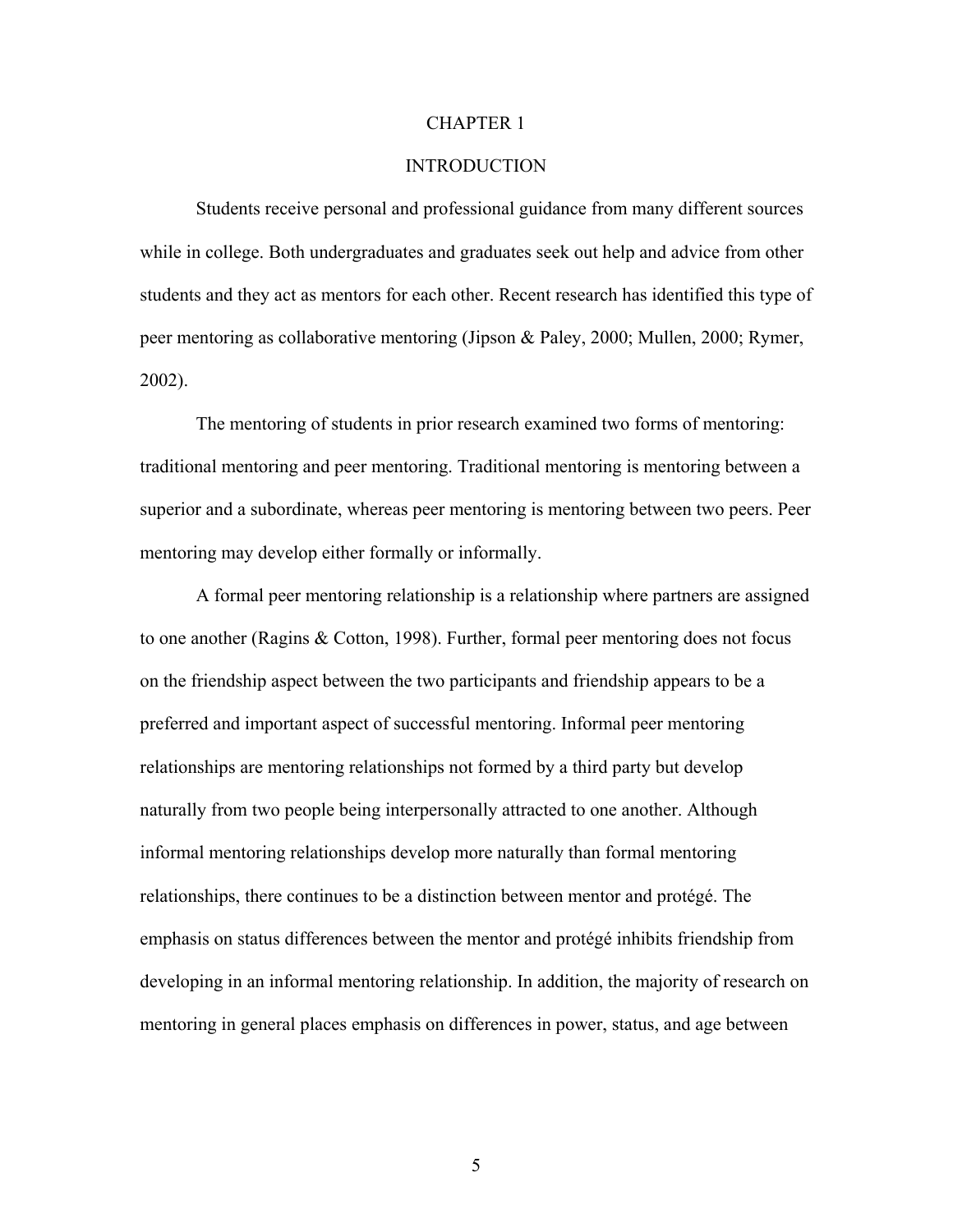# CHAPTER 1

## INTRODUCTION

Students receive personal and professional guidance from many different sources while in college. Both undergraduates and graduates seek out help and advice from other students and they act as mentors for each other. Recent research has identified this type of peer mentoring as collaborative mentoring (Jipson & Paley, 2000; Mullen, 2000; Rymer, 2002).

The mentoring of students in prior research examined two forms of mentoring: traditional mentoring and peer mentoring. Traditional mentoring is mentoring between a superior and a subordinate, whereas peer mentoring is mentoring between two peers. Peer mentoring may develop either formally or informally.

A formal peer mentoring relationship is a relationship where partners are assigned to one another (Ragins & Cotton, 1998). Further, formal peer mentoring does not focus on the friendship aspect between the two participants and friendship appears to be a preferred and important aspect of successful mentoring. Informal peer mentoring relationships are mentoring relationships not formed by a third party but develop naturally from two people being interpersonally attracted to one another. Although informal mentoring relationships develop more naturally than formal mentoring relationships, there continues to be a distinction between mentor and protégé. The emphasis on status differences between the mentor and protégé inhibits friendship from developing in an informal mentoring relationship. In addition, the majority of research on mentoring in general places emphasis on differences in power, status, and age between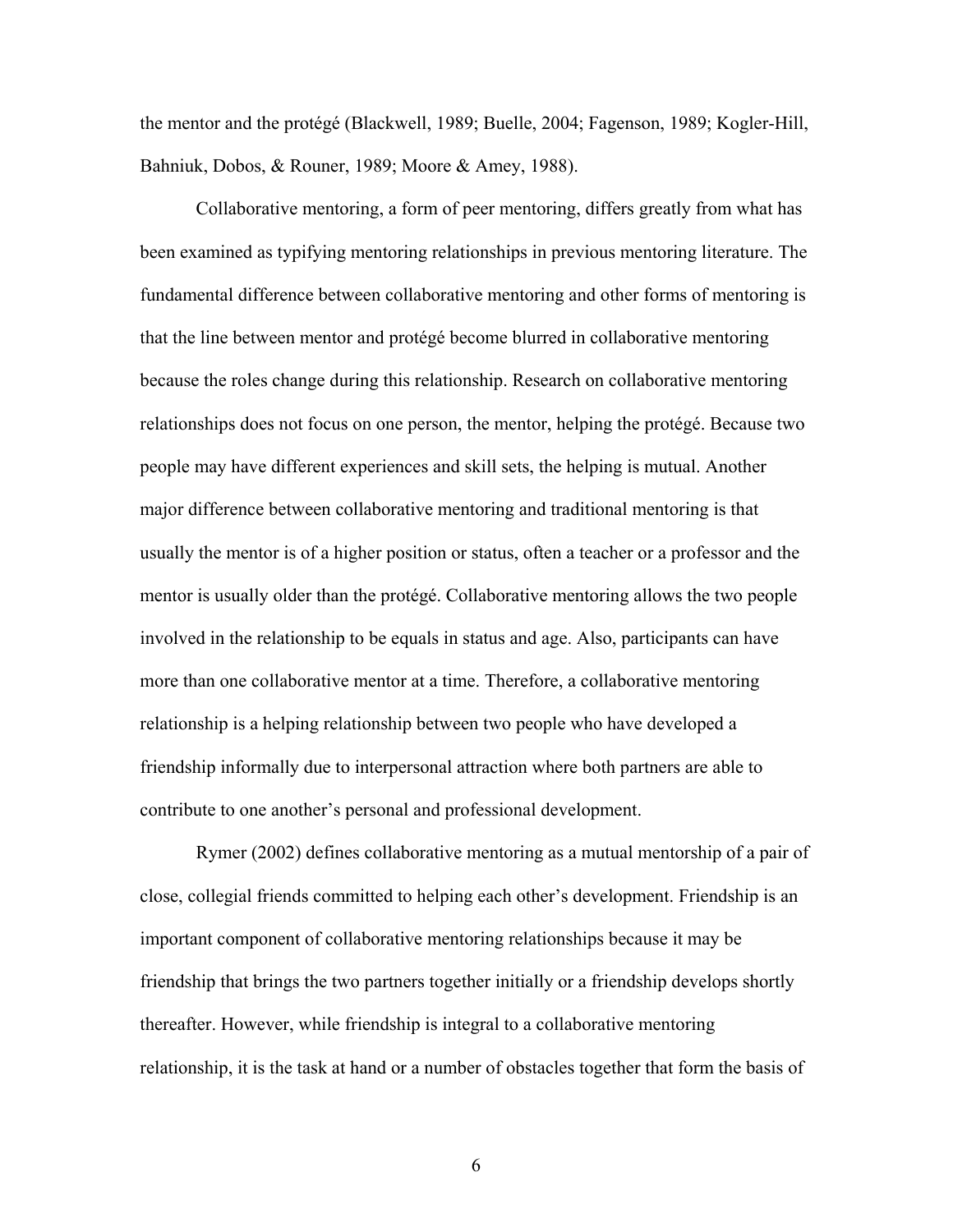the mentor and the protégé (Blackwell, 1989; Buelle, 2004; Fagenson, 1989; Kogler-Hill, Bahniuk, Dobos, & Rouner, 1989; Moore & Amey, 1988).

Collaborative mentoring, a form of peer mentoring, differs greatly from what has been examined as typifying mentoring relationships in previous mentoring literature. The fundamental difference between collaborative mentoring and other forms of mentoring is that the line between mentor and protégé become blurred in collaborative mentoring because the roles change during this relationship. Research on collaborative mentoring relationships does not focus on one person, the mentor, helping the protégé. Because two people may have different experiences and skill sets, the helping is mutual. Another major difference between collaborative mentoring and traditional mentoring is that usually the mentor is of a higher position or status, often a teacher or a professor and the mentor is usually older than the protégé. Collaborative mentoring allows the two people involved in the relationship to be equals in status and age. Also, participants can have more than one collaborative mentor at a time. Therefore, a collaborative mentoring relationship is a helping relationship between two people who have developed a friendship informally due to interpersonal attraction where both partners are able to contribute to one another's personal and professional development.

Rymer (2002) defines collaborative mentoring as a mutual mentorship of a pair of close, collegial friends committed to helping each other's development. Friendship is an important component of collaborative mentoring relationships because it may be friendship that brings the two partners together initially or a friendship develops shortly thereafter. However, while friendship is integral to a collaborative mentoring relationship, it is the task at hand or a number of obstacles together that form the basis of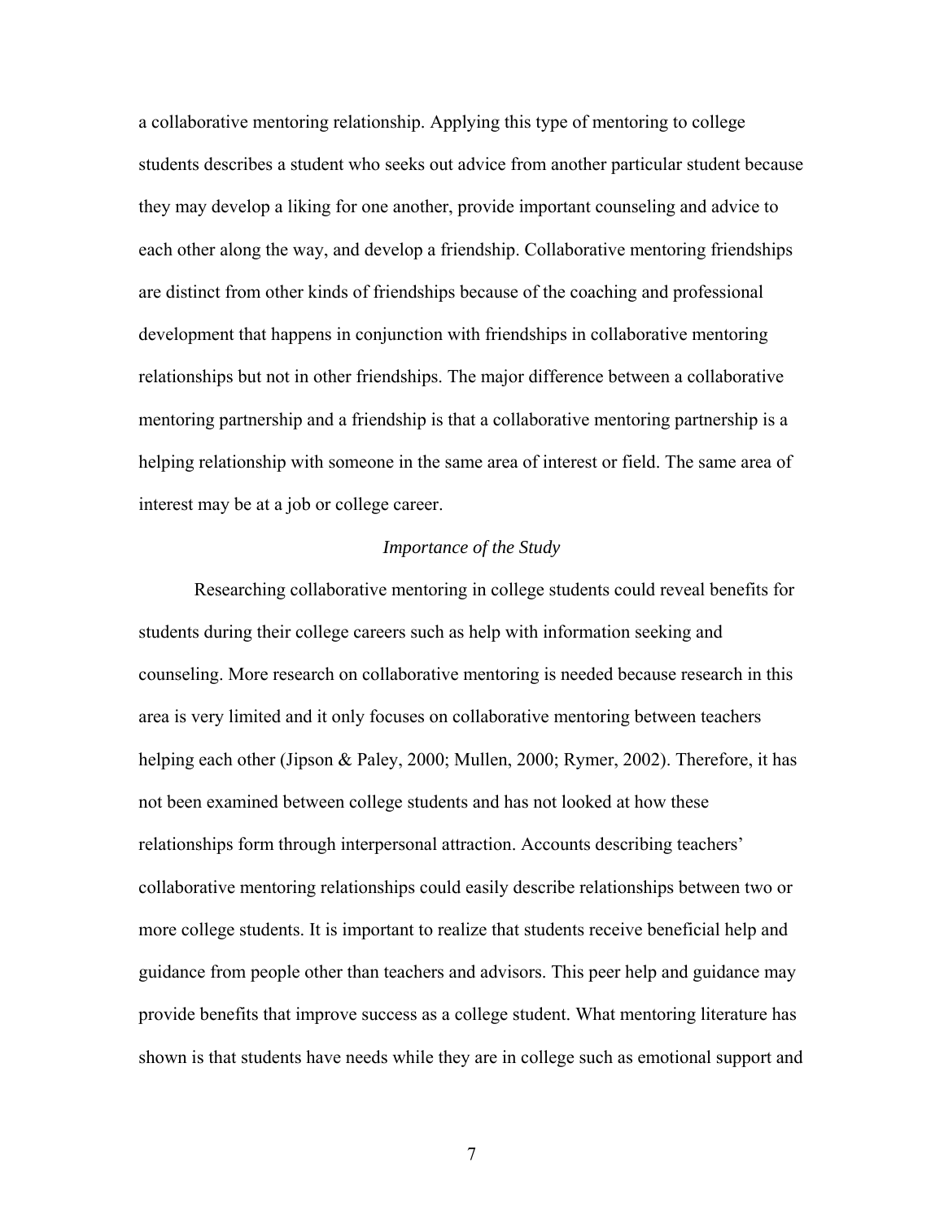a collaborative mentoring relationship. Applying this type of mentoring to college students describes a student who seeks out advice from another particular student because they may develop a liking for one another, provide important counseling and advice to each other along the way, and develop a friendship. Collaborative mentoring friendships are distinct from other kinds of friendships because of the coaching and professional development that happens in conjunction with friendships in collaborative mentoring relationships but not in other friendships. The major difference between a collaborative mentoring partnership and a friendship is that a collaborative mentoring partnership is a helping relationship with someone in the same area of interest or field. The same area of interest may be at a job or college career.

### *Importance of the Study*

Researching collaborative mentoring in college students could reveal benefits for students during their college careers such as help with information seeking and counseling. More research on collaborative mentoring is needed because research in this area is very limited and it only focuses on collaborative mentoring between teachers helping each other (Jipson & Paley, 2000; Mullen, 2000; Rymer, 2002). Therefore, it has not been examined between college students and has not looked at how these relationships form through interpersonal attraction. Accounts describing teachers' collaborative mentoring relationships could easily describe relationships between two or more college students. It is important to realize that students receive beneficial help and guidance from people other than teachers and advisors. This peer help and guidance may provide benefits that improve success as a college student. What mentoring literature has shown is that students have needs while they are in college such as emotional support and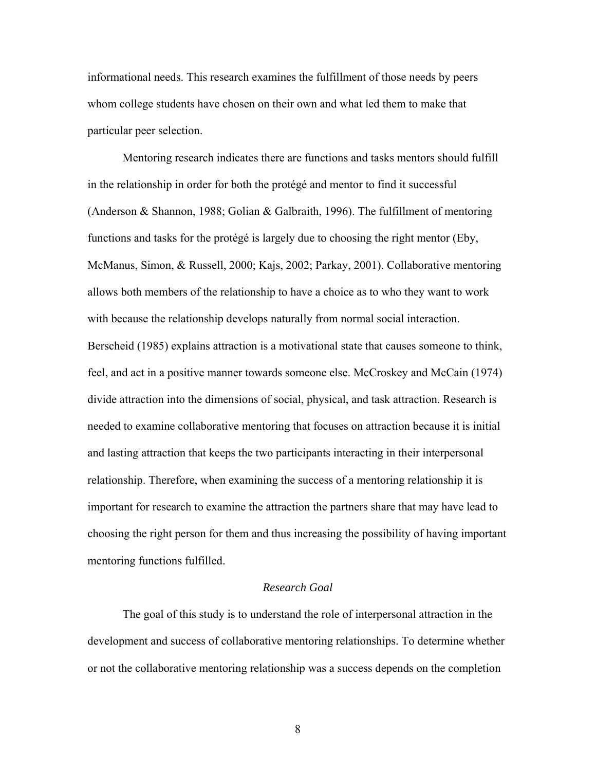informational needs. This research examines the fulfillment of those needs by peers whom college students have chosen on their own and what led them to make that particular peer selection.

Mentoring research indicates there are functions and tasks mentors should fulfill in the relationship in order for both the protégé and mentor to find it successful (Anderson & Shannon, 1988; Golian & Galbraith, 1996). The fulfillment of mentoring functions and tasks for the protégé is largely due to choosing the right mentor (Eby, McManus, Simon, & Russell, 2000; Kajs, 2002; Parkay, 2001). Collaborative mentoring allows both members of the relationship to have a choice as to who they want to work with because the relationship develops naturally from normal social interaction. Berscheid (1985) explains attraction is a motivational state that causes someone to think, feel, and act in a positive manner towards someone else. McCroskey and McCain (1974) divide attraction into the dimensions of social, physical, and task attraction. Research is needed to examine collaborative mentoring that focuses on attraction because it is initial and lasting attraction that keeps the two participants interacting in their interpersonal relationship. Therefore, when examining the success of a mentoring relationship it is important for research to examine the attraction the partners share that may have lead to choosing the right person for them and thus increasing the possibility of having important mentoring functions fulfilled.

### *Research Goal*

The goal of this study is to understand the role of interpersonal attraction in the development and success of collaborative mentoring relationships. To determine whether or not the collaborative mentoring relationship was a success depends on the completion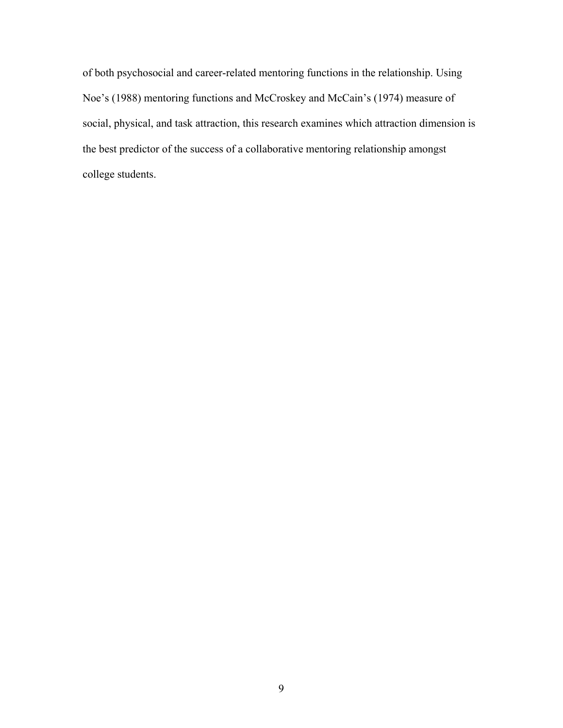of both psychosocial and career-related mentoring functions in the relationship. Using Noe's (1988) mentoring functions and McCroskey and McCain's (1974) measure of social, physical, and task attraction, this research examines which attraction dimension is the best predictor of the success of a collaborative mentoring relationship amongst college students.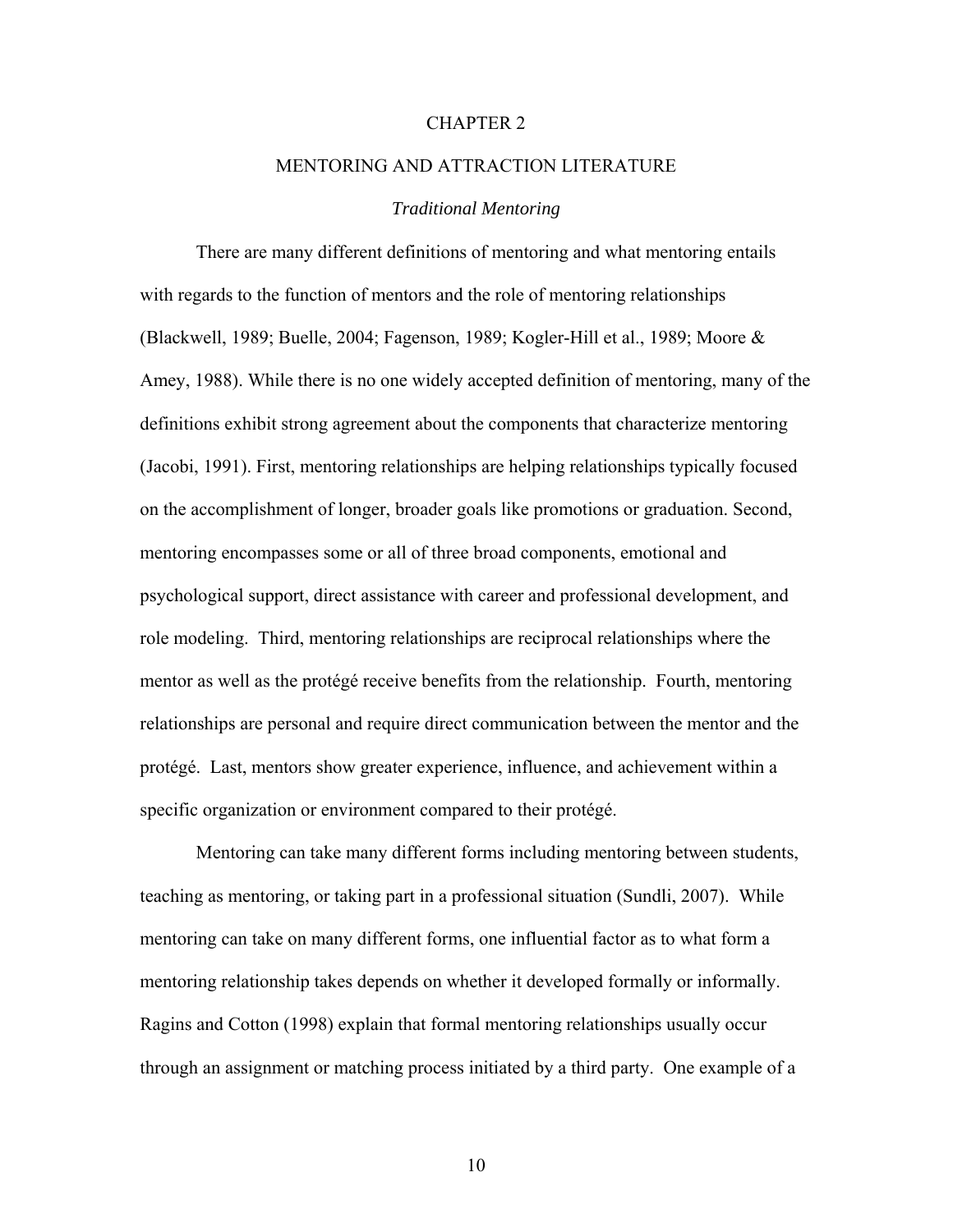# CHAPTER 2

## MENTORING AND ATTRACTION LITERATURE

### *Traditional Mentoring*

There are many different definitions of mentoring and what mentoring entails with regards to the function of mentors and the role of mentoring relationships (Blackwell, 1989; Buelle, 2004; Fagenson, 1989; Kogler-Hill et al., 1989; Moore & Amey, 1988). While there is no one widely accepted definition of mentoring, many of the definitions exhibit strong agreement about the components that characterize mentoring (Jacobi, 1991). First, mentoring relationships are helping relationships typically focused on the accomplishment of longer, broader goals like promotions or graduation. Second, mentoring encompasses some or all of three broad components, emotional and psychological support, direct assistance with career and professional development, and role modeling. Third, mentoring relationships are reciprocal relationships where the mentor as well as the protégé receive benefits from the relationship. Fourth, mentoring relationships are personal and require direct communication between the mentor and the protégé. Last, mentors show greater experience, influence, and achievement within a specific organization or environment compared to their protégé.

Mentoring can take many different forms including mentoring between students, teaching as mentoring, or taking part in a professional situation (Sundli, 2007). While mentoring can take on many different forms, one influential factor as to what form a mentoring relationship takes depends on whether it developed formally or informally. Ragins and Cotton (1998) explain that formal mentoring relationships usually occur through an assignment or matching process initiated by a third party. One example of a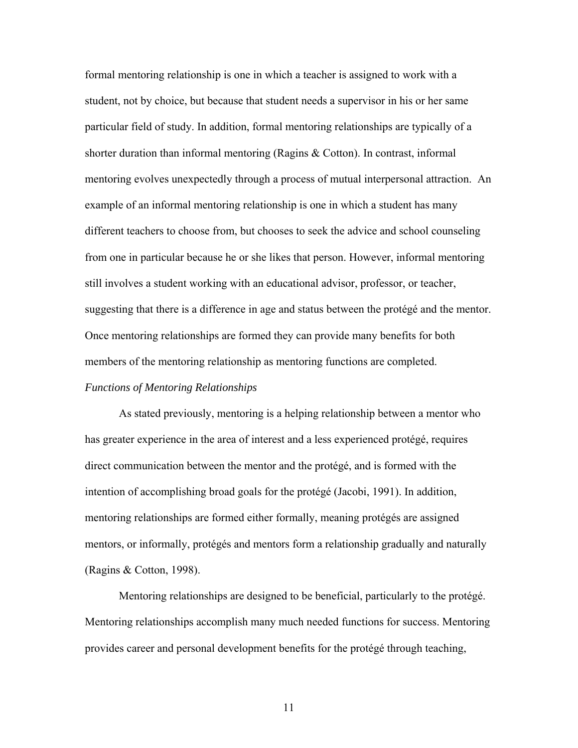formal mentoring relationship is one in which a teacher is assigned to work with a student, not by choice, but because that student needs a supervisor in his or her same particular field of study. In addition, formal mentoring relationships are typically of a shorter duration than informal mentoring (Ragins & Cotton). In contrast, informal mentoring evolves unexpectedly through a process of mutual interpersonal attraction. An example of an informal mentoring relationship is one in which a student has many different teachers to choose from, but chooses to seek the advice and school counseling from one in particular because he or she likes that person. However, informal mentoring still involves a student working with an educational advisor, professor, or teacher, suggesting that there is a difference in age and status between the protégé and the mentor. Once mentoring relationships are formed they can provide many benefits for both members of the mentoring relationship as mentoring functions are completed.

### *Functions of Mentoring Relationships*

As stated previously, mentoring is a helping relationship between a mentor who has greater experience in the area of interest and a less experienced protégé, requires direct communication between the mentor and the protégé, and is formed with the intention of accomplishing broad goals for the protégé (Jacobi, 1991). In addition, mentoring relationships are formed either formally, meaning protégés are assigned mentors, or informally, protégés and mentors form a relationship gradually and naturally (Ragins & Cotton, 1998).

Mentoring relationships are designed to be beneficial, particularly to the protégé. Mentoring relationships accomplish many much needed functions for success. Mentoring provides career and personal development benefits for the protégé through teaching,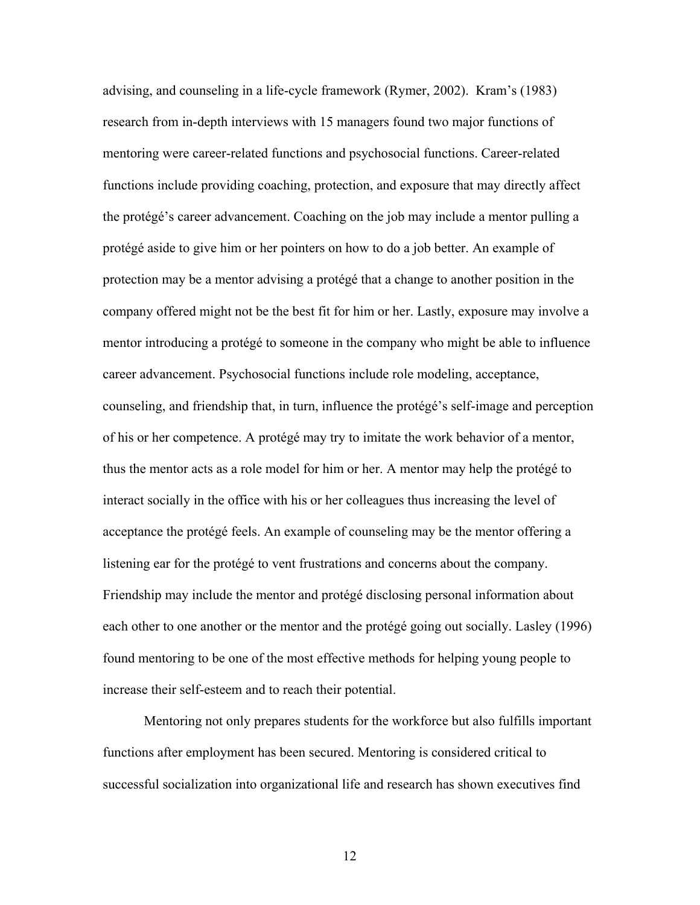advising, and counseling in a life-cycle framework (Rymer, 2002). Kram's (1983) research from in-depth interviews with 15 managers found two major functions of mentoring were career-related functions and psychosocial functions. Career-related functions include providing coaching, protection, and exposure that may directly affect the protégé's career advancement. Coaching on the job may include a mentor pulling a protégé aside to give him or her pointers on how to do a job better. An example of protection may be a mentor advising a protégé that a change to another position in the company offered might not be the best fit for him or her. Lastly, exposure may involve a mentor introducing a protégé to someone in the company who might be able to influence career advancement. Psychosocial functions include role modeling, acceptance, counseling, and friendship that, in turn, influence the protégé's self-image and perception of his or her competence. A protégé may try to imitate the work behavior of a mentor, thus the mentor acts as a role model for him or her. A mentor may help the protégé to interact socially in the office with his or her colleagues thus increasing the level of acceptance the protégé feels. An example of counseling may be the mentor offering a listening ear for the protégé to vent frustrations and concerns about the company. Friendship may include the mentor and protégé disclosing personal information about each other to one another or the mentor and the protégé going out socially. Lasley (1996) found mentoring to be one of the most effective methods for helping young people to increase their self-esteem and to reach their potential.

Mentoring not only prepares students for the workforce but also fulfills important functions after employment has been secured. Mentoring is considered critical to successful socialization into organizational life and research has shown executives find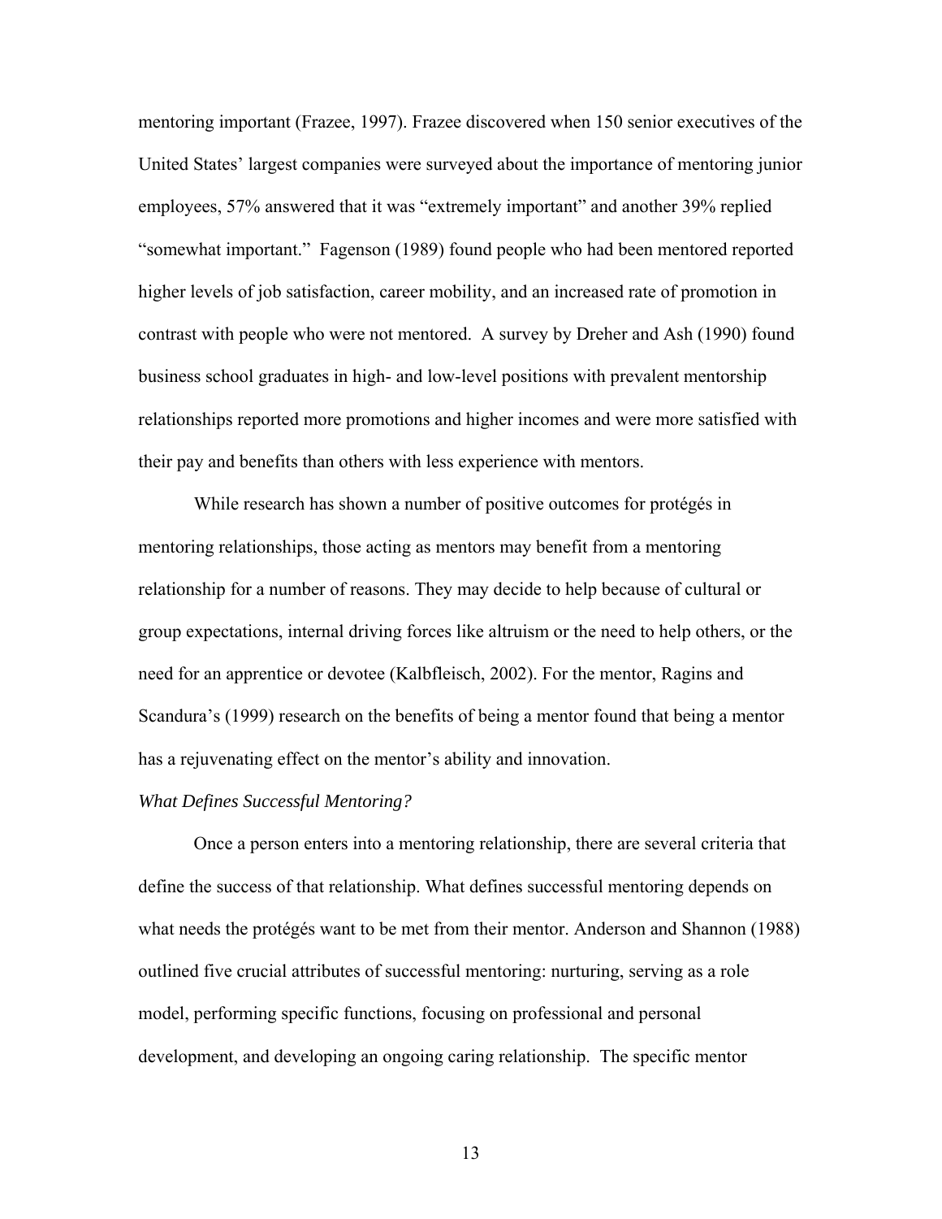mentoring important (Frazee, 1997). Frazee discovered when 150 senior executives of the United States' largest companies were surveyed about the importance of mentoring junior employees, 57% answered that it was "extremely important" and another 39% replied "somewhat important." Fagenson (1989) found people who had been mentored reported higher levels of job satisfaction, career mobility, and an increased rate of promotion in contrast with people who were not mentored. A survey by Dreher and Ash (1990) found business school graduates in high- and low-level positions with prevalent mentorship relationships reported more promotions and higher incomes and were more satisfied with their pay and benefits than others with less experience with mentors.

While research has shown a number of positive outcomes for protégés in mentoring relationships, those acting as mentors may benefit from a mentoring relationship for a number of reasons. They may decide to help because of cultural or group expectations, internal driving forces like altruism or the need to help others, or the need for an apprentice or devotee (Kalbfleisch, 2002). For the mentor, Ragins and Scandura's (1999) research on the benefits of being a mentor found that being a mentor has a rejuvenating effect on the mentor's ability and innovation.

*What Defines Successful Mentoring?*

Once a person enters into a mentoring relationship, there are several criteria that define the success of that relationship. What defines successful mentoring depends on what needs the protégés want to be met from their mentor. Anderson and Shannon (1988) outlined five crucial attributes of successful mentoring: nurturing, serving as a role model, performing specific functions, focusing on professional and personal development, and developing an ongoing caring relationship. The specific mentor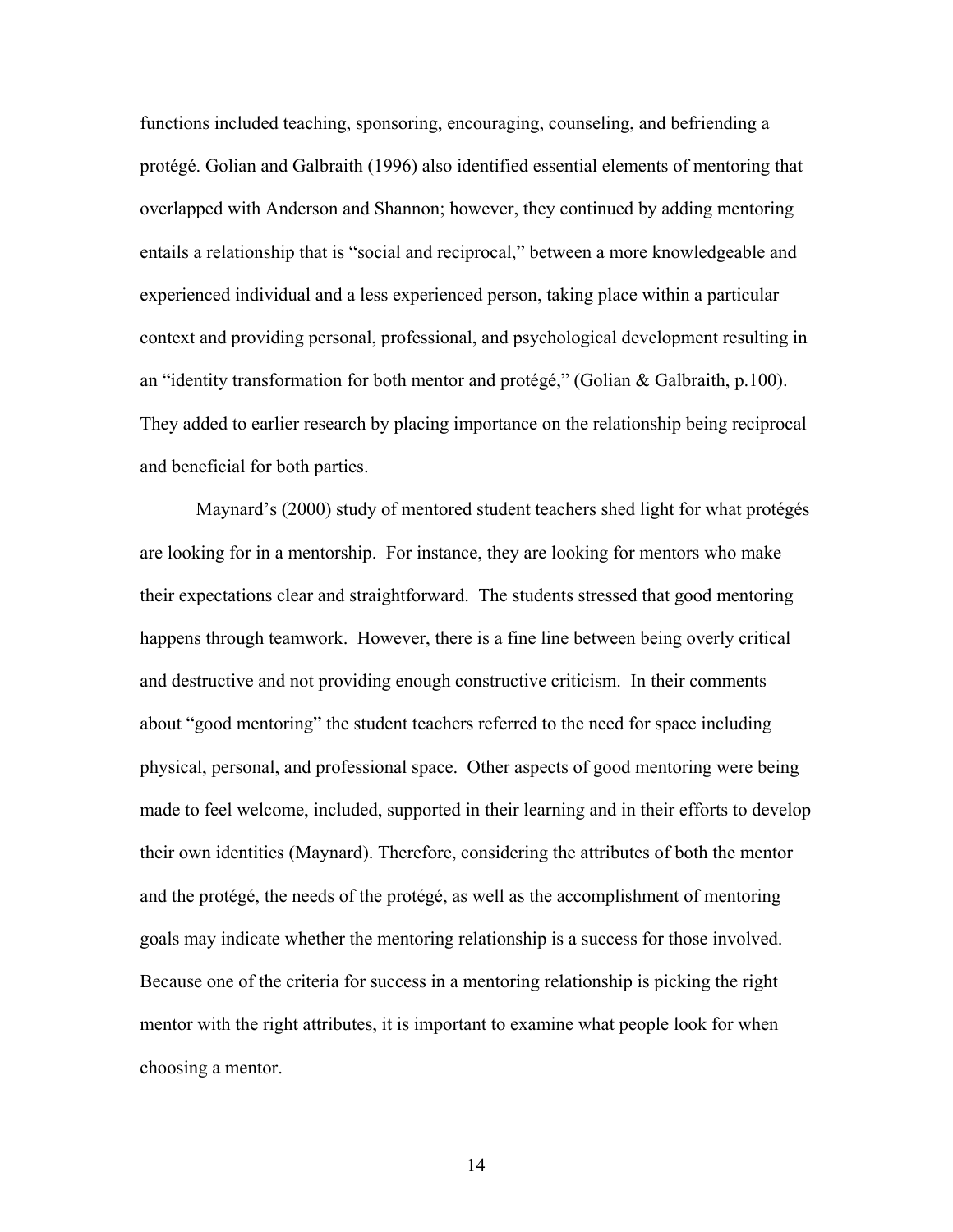functions included teaching, sponsoring, encouraging, counseling, and befriending a protégé. Golian and Galbraith (1996) also identified essential elements of mentoring that overlapped with Anderson and Shannon; however, they continued by adding mentoring entails a relationship that is "social and reciprocal," between a more knowledgeable and experienced individual and a less experienced person, taking place within a particular context and providing personal, professional, and psychological development resulting in an "identity transformation for both mentor and protégé," (Golian & Galbraith, p.100). They added to earlier research by placing importance on the relationship being reciprocal and beneficial for both parties.

Maynard's (2000) study of mentored student teachers shed light for what protégés are looking for in a mentorship. For instance, they are looking for mentors who make their expectations clear and straightforward. The students stressed that good mentoring happens through teamwork. However, there is a fine line between being overly critical and destructive and not providing enough constructive criticism. In their comments about "good mentoring" the student teachers referred to the need for space including physical, personal, and professional space. Other aspects of good mentoring were being made to feel welcome, included, supported in their learning and in their efforts to develop their own identities (Maynard). Therefore, considering the attributes of both the mentor and the protégé, the needs of the protégé, as well as the accomplishment of mentoring goals may indicate whether the mentoring relationship is a success for those involved. Because one of the criteria for success in a mentoring relationship is picking the right mentor with the right attributes, it is important to examine what people look for when choosing a mentor.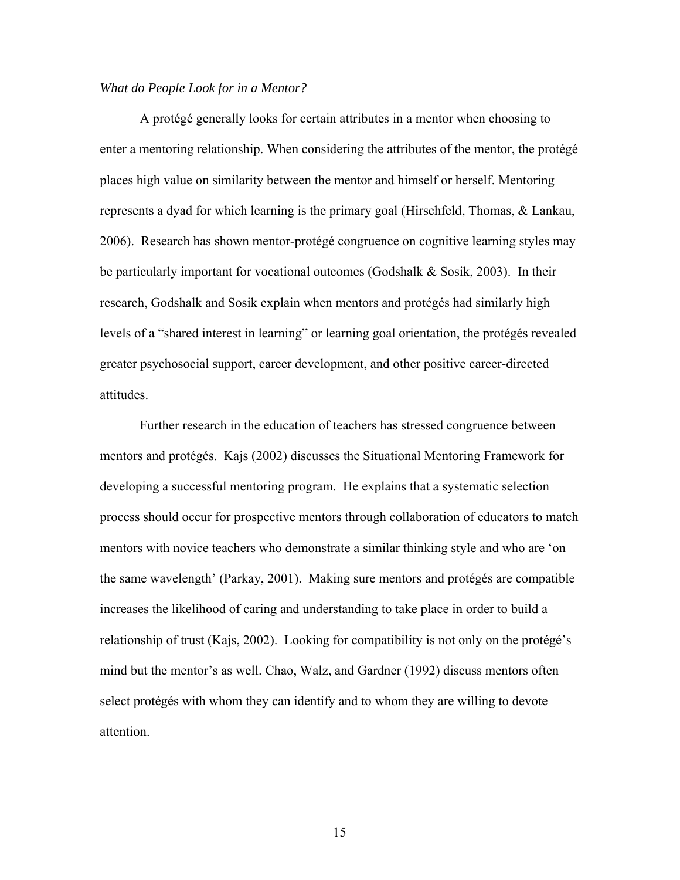*What do People Look for in a Mentor?*

A protégé generally looks for certain attributes in a mentor when choosing to enter a mentoring relationship. When considering the attributes of the mentor, the protégé places high value on similarity between the mentor and himself or herself. Mentoring represents a dyad for which learning is the primary goal (Hirschfeld, Thomas, & Lankau, 2006). Research has shown mentor-protégé congruence on cognitive learning styles may be particularly important for vocational outcomes (Godshalk & Sosik, 2003). In their research, Godshalk and Sosik explain when mentors and protégés had similarly high levels of a "shared interest in learning" or learning goal orientation, the protégés revealed greater psychosocial support, career development, and other positive career-directed attitudes.

Further research in the education of teachers has stressed congruence between mentors and protégés. Kajs (2002) discusses the Situational Mentoring Framework for developing a successful mentoring program. He explains that a systematic selection process should occur for prospective mentors through collaboration of educators to match mentors with novice teachers who demonstrate a similar thinking style and who are 'on the same wavelength' (Parkay, 2001). Making sure mentors and protégés are compatible increases the likelihood of caring and understanding to take place in order to build a relationship of trust (Kajs, 2002). Looking for compatibility is not only on the protégé's mind but the mentor's as well. Chao, Walz, and Gardner (1992) discuss mentors often select protégés with whom they can identify and to whom they are willing to devote attention.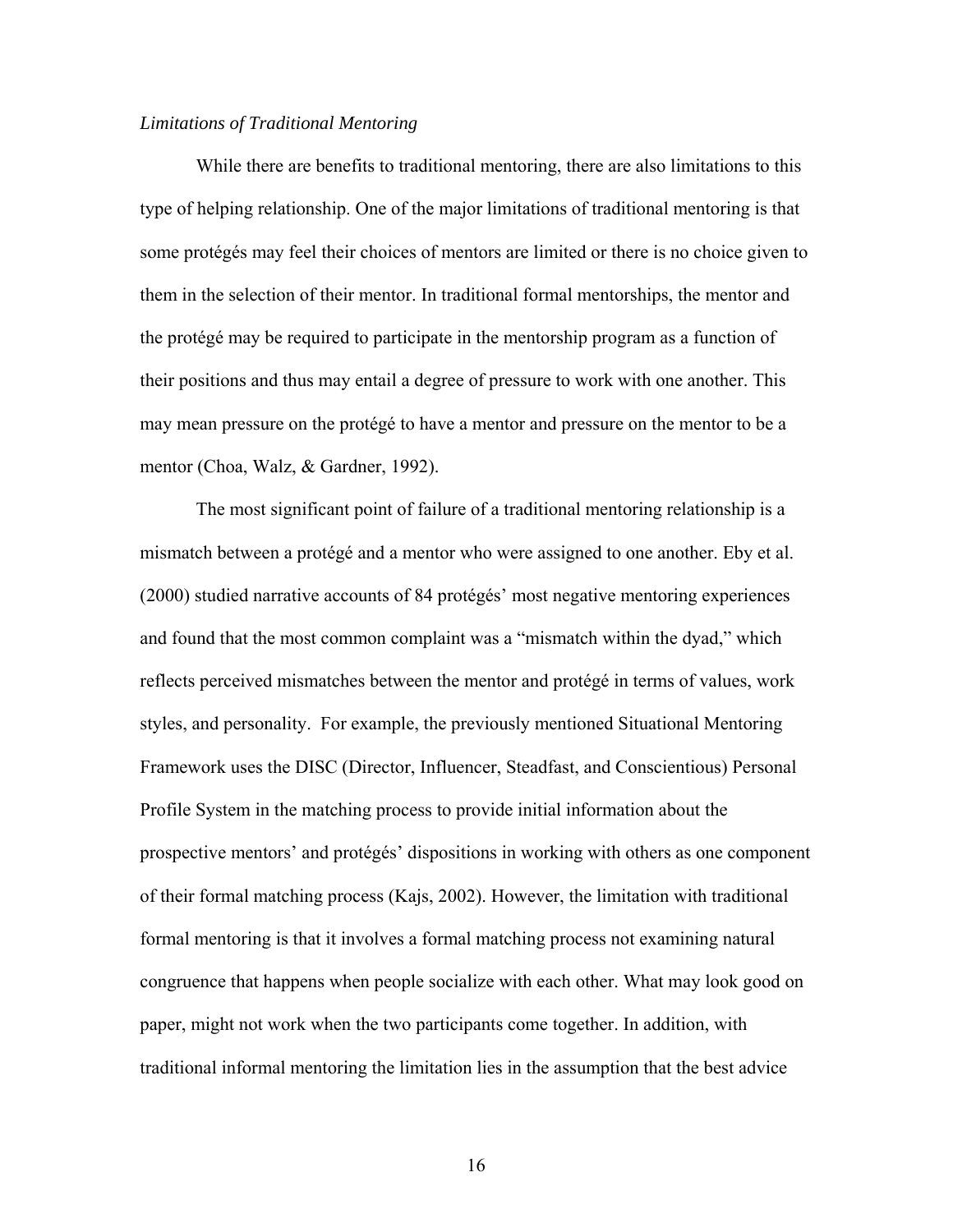*Limitations of Traditional Mentoring*

While there are benefits to traditional mentoring, there are also limitations to this type of helping relationship. One of the major limitations of traditional mentoring is that some protégés may feel their choices of mentors are limited or there is no choice given to them in the selection of their mentor. In traditional formal mentorships, the mentor and the protégé may be required to participate in the mentorship program as a function of their positions and thus may entail a degree of pressure to work with one another. This may mean pressure on the protégé to have a mentor and pressure on the mentor to be a mentor (Choa, Walz, & Gardner, 1992).

The most significant point of failure of a traditional mentoring relationship is a mismatch between a protégé and a mentor who were assigned to one another. Eby et al. (2000) studied narrative accounts of 84 protégés' most negative mentoring experiences and found that the most common complaint was a "mismatch within the dyad," which reflects perceived mismatches between the mentor and protégé in terms of values, work styles, and personality. For example, the previously mentioned Situational Mentoring Framework uses the DISC (Director, Influencer, Steadfast, and Conscientious) Personal Profile System in the matching process to provide initial information about the prospective mentors' and protégés' dispositions in working with others as one component of their formal matching process (Kajs, 2002). However, the limitation with traditional formal mentoring is that it involves a formal matching process not examining natural congruence that happens when people socialize with each other. What may look good on paper, might not work when the two participants come together. In addition, with traditional informal mentoring the limitation lies in the assumption that the best advice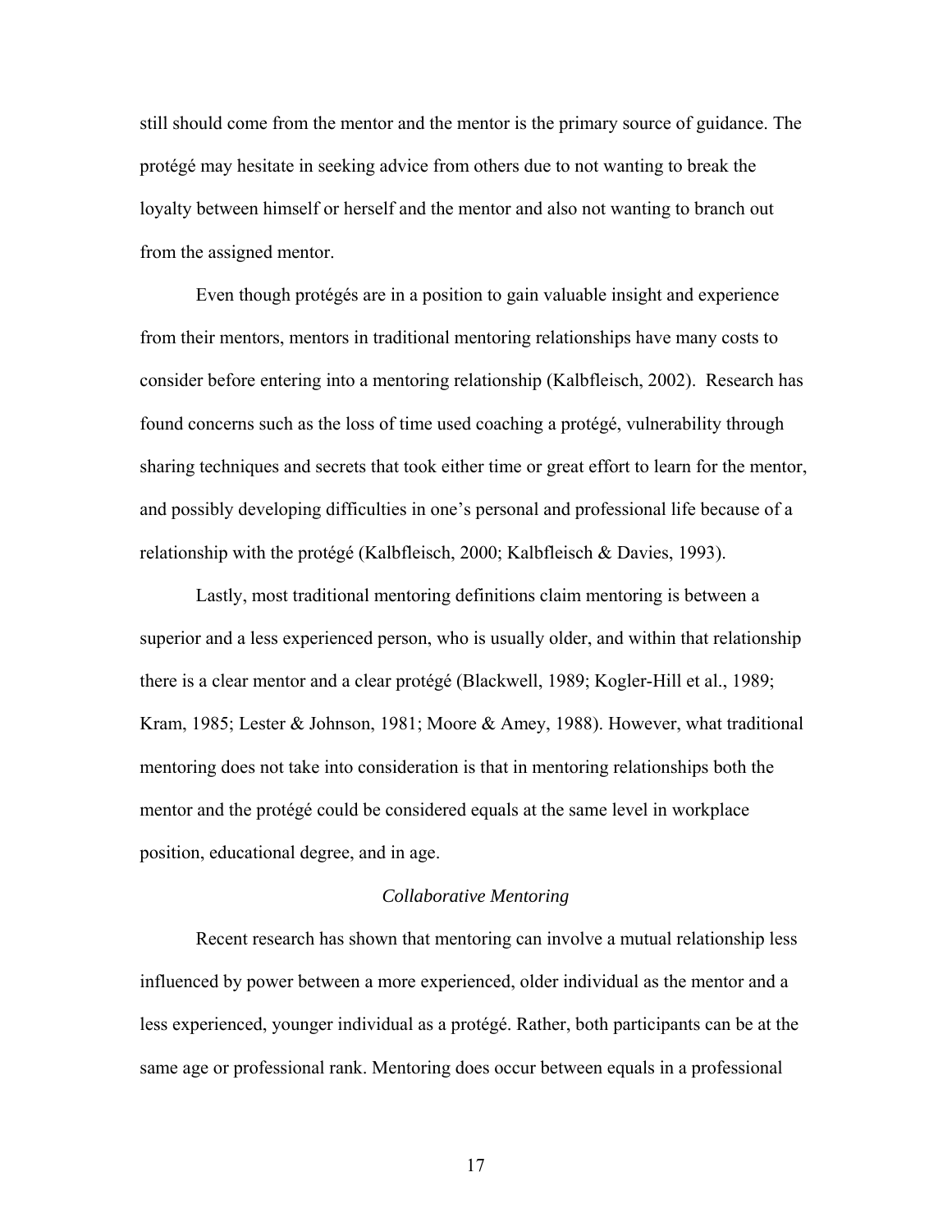still should come from the mentor and the mentor is the primary source of guidance. The protégé may hesitate in seeking advice from others due to not wanting to break the loyalty between himself or herself and the mentor and also not wanting to branch out from the assigned mentor.

Even though protégés are in a position to gain valuable insight and experience from their mentors, mentors in traditional mentoring relationships have many costs to consider before entering into a mentoring relationship (Kalbfleisch, 2002). Research has found concerns such as the loss of time used coaching a protégé, vulnerability through sharing techniques and secrets that took either time or great effort to learn for the mentor, and possibly developing difficulties in one's personal and professional life because of a relationship with the protégé (Kalbfleisch, 2000; Kalbfleisch & Davies, 1993).

Lastly, most traditional mentoring definitions claim mentoring is between a superior and a less experienced person, who is usually older, and within that relationship there is a clear mentor and a clear protégé (Blackwell, 1989; Kogler-Hill et al., 1989; Kram, 1985; Lester & Johnson, 1981; Moore & Amey, 1988). However, what traditional mentoring does not take into consideration is that in mentoring relationships both the mentor and the protégé could be considered equals at the same level in workplace position, educational degree, and in age.

### *Collaborative Mentoring*

Recent research has shown that mentoring can involve a mutual relationship less influenced by power between a more experienced, older individual as the mentor and a less experienced, younger individual as a protégé. Rather, both participants can be at the same age or professional rank. Mentoring does occur between equals in a professional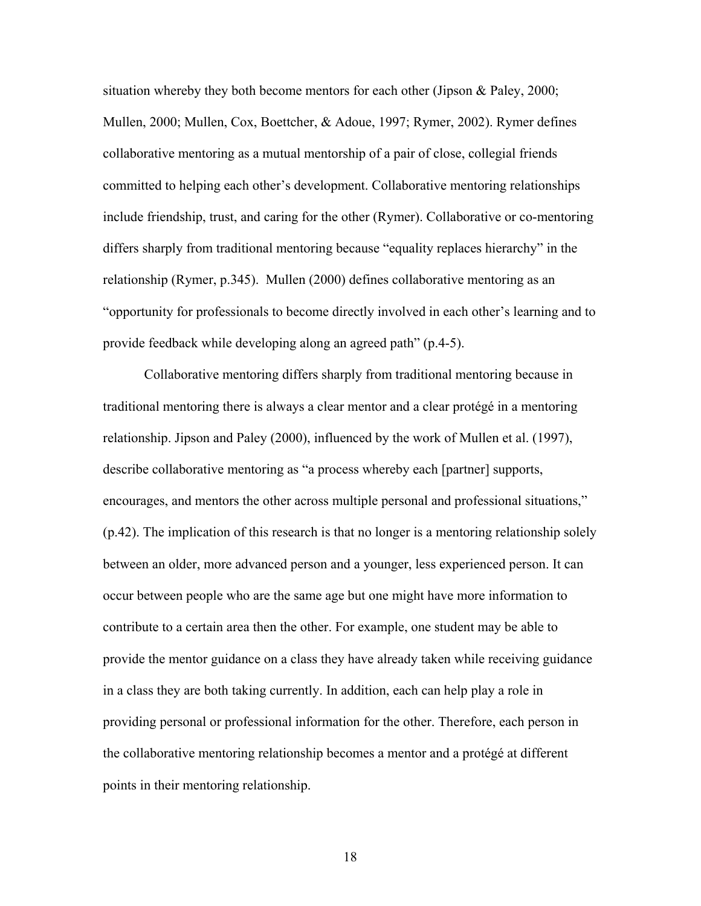situation whereby they both become mentors for each other (Jipson & Paley, 2000; Mullen, 2000; Mullen, Cox, Boettcher, & Adoue, 1997; Rymer, 2002). Rymer defines collaborative mentoring as a mutual mentorship of a pair of close, collegial friends committed to helping each other's development. Collaborative mentoring relationships include friendship, trust, and caring for the other (Rymer). Collaborative or co-mentoring differs sharply from traditional mentoring because "equality replaces hierarchy" in the relationship (Rymer, p.345). Mullen (2000) defines collaborative mentoring as an "opportunity for professionals to become directly involved in each other's learning and to provide feedback while developing along an agreed path" (p.4-5).

Collaborative mentoring differs sharply from traditional mentoring because in traditional mentoring there is always a clear mentor and a clear protégé in a mentoring relationship. Jipson and Paley (2000), influenced by the work of Mullen et al. (1997), describe collaborative mentoring as "a process whereby each [partner] supports, encourages, and mentors the other across multiple personal and professional situations," (p.42). The implication of this research is that no longer is a mentoring relationship solely between an older, more advanced person and a younger, less experienced person. It can occur between people who are the same age but one might have more information to contribute to a certain area then the other. For example, one student may be able to provide the mentor guidance on a class they have already taken while receiving guidance in a class they are both taking currently. In addition, each can help play a role in providing personal or professional information for the other. Therefore, each person in the collaborative mentoring relationship becomes a mentor and a protégé at different points in their mentoring relationship.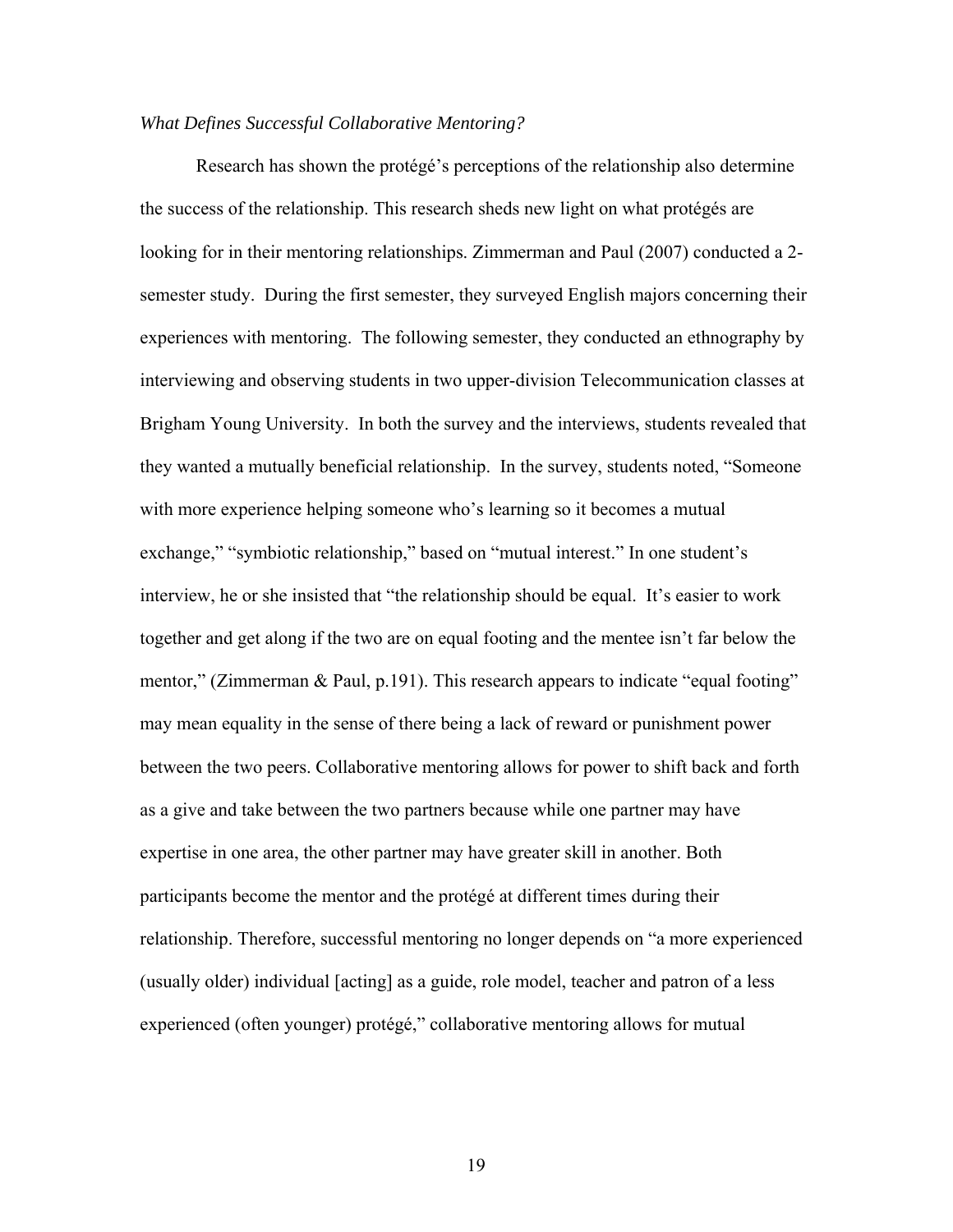*What Defines Successful Collaborative Mentoring?*

Research has shown the protégé's perceptions of the relationship also determine the success of the relationship. This research sheds new light on what protégés are looking for in their mentoring relationships. Zimmerman and Paul (2007) conducted a 2-semester study. During the first semester, they surveyed English majors concerning their experiences with mentoring. The following semester, they conducted an ethnography by interviewing and observing students in two upper-division Telecommunication classes at Brigham Young University. In both the survey and the interviews, students revealed that they wanted a mutually beneficial relationship. In the survey, students noted, "Someone with more experience helping someone who's learning so it becomes a mutual exchange," "symbiotic relationship," based on "mutual interest." In one student's interview, he or she insisted that "the relationship should be equal. It's easier to work together and get along if the two are on equal footing and the mentee isn't far below the mentor," (Zimmerman & Paul, p.191). This research appears to indicate "equal footing" may mean equality in the sense of there being a lack of reward or punishment power between the two peers. Collaborative mentoring allows for power to shift back and forth as a give and take between the two partners because while one partner may have expertise in one area, the other partner may have greater skill in another. Both participants become the mentor and the protégé at different times during their relationship. Therefore, successful mentoring no longer depends on "a more experienced (usually older) individual [acting] as a guide, role model, teacher and patron of a less experienced (often younger) protégé," collaborative mentoring allows for mutual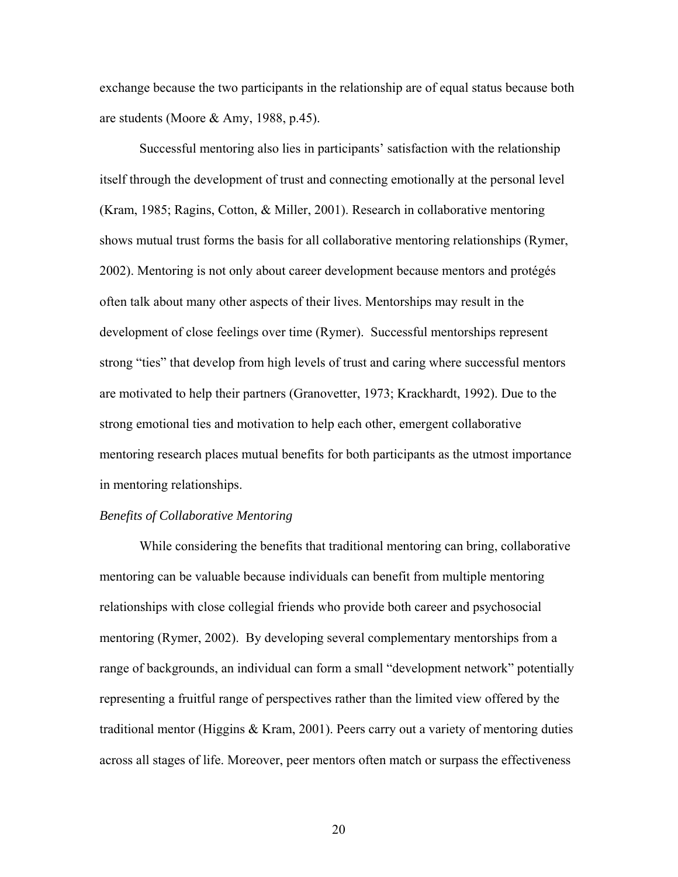exchange because the two participants in the relationship are of equal status because both are students (Moore & Amy, 1988, p.45).

Successful mentoring also lies in participants' satisfaction with the relationship itself through the development of trust and connecting emotionally at the personal level (Kram, 1985; Ragins, Cotton, & Miller, 2001). Research in collaborative mentoring shows mutual trust forms the basis for all collaborative mentoring relationships (Rymer, 2002). Mentoring is not only about career development because mentors and protégés often talk about many other aspects of their lives. Mentorships may result in the development of close feelings over time (Rymer). Successful mentorships represent strong "ties" that develop from high levels of trust and caring where successful mentors are motivated to help their partners (Granovetter, 1973; Krackhardt, 1992). Due to the strong emotional ties and motivation to help each other, emergent collaborative mentoring research places mutual benefits for both participants as the utmost importance in mentoring relationships.

*Benefits of Collaborative Mentoring*

While considering the benefits that traditional mentoring can bring, collaborative mentoring can be valuable because individuals can benefit from multiple mentoring relationships with close collegial friends who provide both career and psychosocial mentoring (Rymer, 2002). By developing several complementary mentorships from a range of backgrounds, an individual can form a small "development network" potentially representing a fruitful range of perspectives rather than the limited view offered by the traditional mentor (Higgins & Kram, 2001). Peers carry out a variety of mentoring duties across all stages of life. Moreover, peer mentors often match or surpass the effectiveness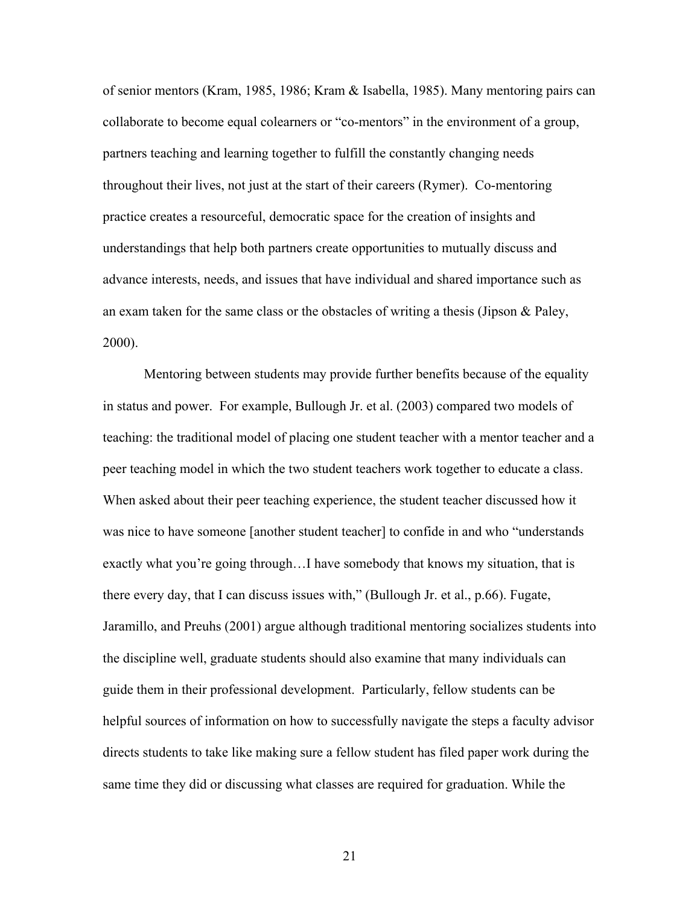of senior mentors (Kram, 1985, 1986; Kram & Isabella, 1985). Many mentoring pairs can collaborate to become equal colearners or "co-mentors" in the environment of a group, partners teaching and learning together to fulfill the constantly changing needs throughout their lives, not just at the start of their careers (Rymer). Co-mentoring practice creates a resourceful, democratic space for the creation of insights and understandings that help both partners create opportunities to mutually discuss and advance interests, needs, and issues that have individual and shared importance such as an exam taken for the same class or the obstacles of writing a thesis (Jipson & Paley, 2000).

Mentoring between students may provide further benefits because of the equality in status and power. For example, Bullough Jr. et al. (2003) compared two models of teaching: the traditional model of placing one student teacher with a mentor teacher and a peer teaching model in which the two student teachers work together to educate a class. When asked about their peer teaching experience, the student teacher discussed how it was nice to have someone [another student teacher] to confide in and who "understands exactly what you're going through…I have somebody that knows my situation, that is there every day, that I can discuss issues with," (Bullough Jr. et al., p.66). Fugate, Jaramillo, and Preuhs (2001) argue although traditional mentoring socializes students into the discipline well, graduate students should also examine that many individuals can guide them in their professional development. Particularly, fellow students can be helpful sources of information on how to successfully navigate the steps a faculty advisor directs students to take like making sure a fellow student has filed paper work during the same time they did or discussing what classes are required for graduation. While the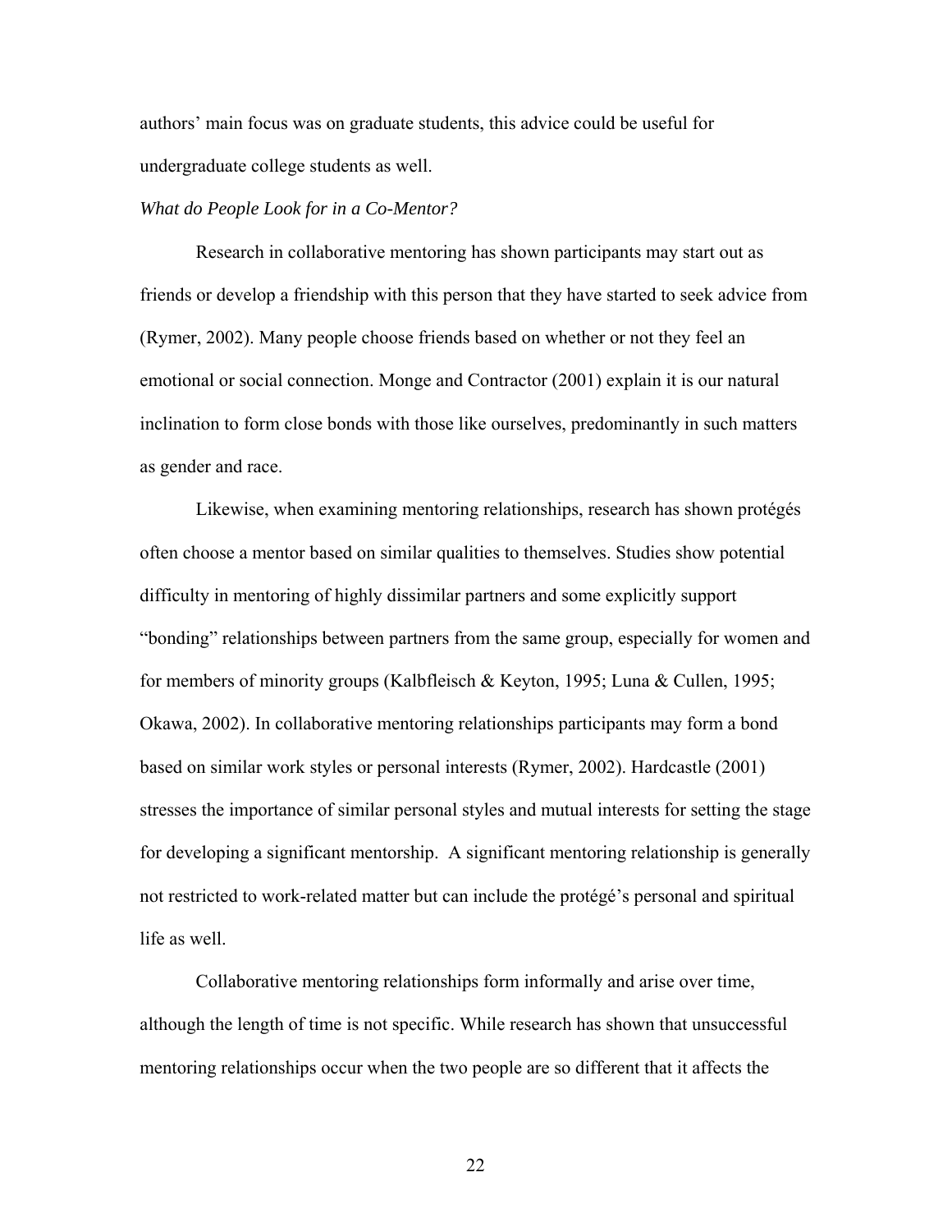authors' main focus was on graduate students, this advice could be useful for undergraduate college students as well.

*What do People Look for in a Co-Mentor?*

Research in collaborative mentoring has shown participants may start out as friends or develop a friendship with this person that they have started to seek advice from (Rymer, 2002). Many people choose friends based on whether or not they feel an emotional or social connection. Monge and Contractor (2001) explain it is our natural inclination to form close bonds with those like ourselves, predominantly in such matters as gender and race.

Likewise, when examining mentoring relationships, research has shown protégés often choose a mentor based on similar qualities to themselves. Studies show potential difficulty in mentoring of highly dissimilar partners and some explicitly support "bonding" relationships between partners from the same group, especially for women and for members of minority groups (Kalbfleisch & Keyton, 1995; Luna & Cullen, 1995; Okawa, 2002). In collaborative mentoring relationships participants may form a bond based on similar work styles or personal interests (Rymer, 2002). Hardcastle (2001) stresses the importance of similar personal styles and mutual interests for setting the stage for developing a significant mentorship. A significant mentoring relationship is generally not restricted to work-related matter but can include the protégé's personal and spiritual life as well.

Collaborative mentoring relationships form informally and arise over time, although the length of time is not specific. While research has shown that unsuccessful mentoring relationships occur when the two people are so different that it affects the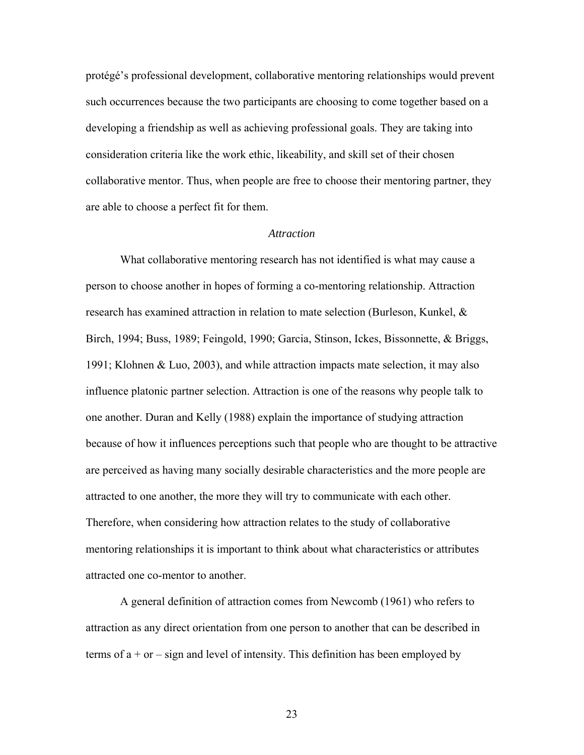protégé's professional development, collaborative mentoring relationships would prevent such occurrences because the two participants are choosing to come together based on a developing a friendship as well as achieving professional goals. They are taking into consideration criteria like the work ethic, likeability, and skill set of their chosen collaborative mentor. Thus, when people are free to choose their mentoring partner, they are able to choose a perfect fit for them.

### *Attraction*

What collaborative mentoring research has not identified is what may cause a person to choose another in hopes of forming a co-mentoring relationship. Attraction research has examined attraction in relation to mate selection (Burleson, Kunkel, & Birch, 1994; Buss, 1989; Feingold, 1990; Garcia, Stinson, Ickes, Bissonnette, & Briggs, 1991; Klohnen & Luo, 2003), and while attraction impacts mate selection, it may also influence platonic partner selection. Attraction is one of the reasons why people talk to one another. Duran and Kelly (1988) explain the importance of studying attraction because of how it influences perceptions such that people who are thought to be attractive are perceived as having many socially desirable characteristics and the more people are attracted to one another, the more they will try to communicate with each other. Therefore, when considering how attraction relates to the study of collaborative mentoring relationships it is important to think about what characteristics or attributes attracted one co-mentor to another.

A general definition of attraction comes from Newcomb (1961) who refers to attraction as any direct orientation from one person to another that can be described in terms of a + or – sign and level of intensity. This definition has been employed by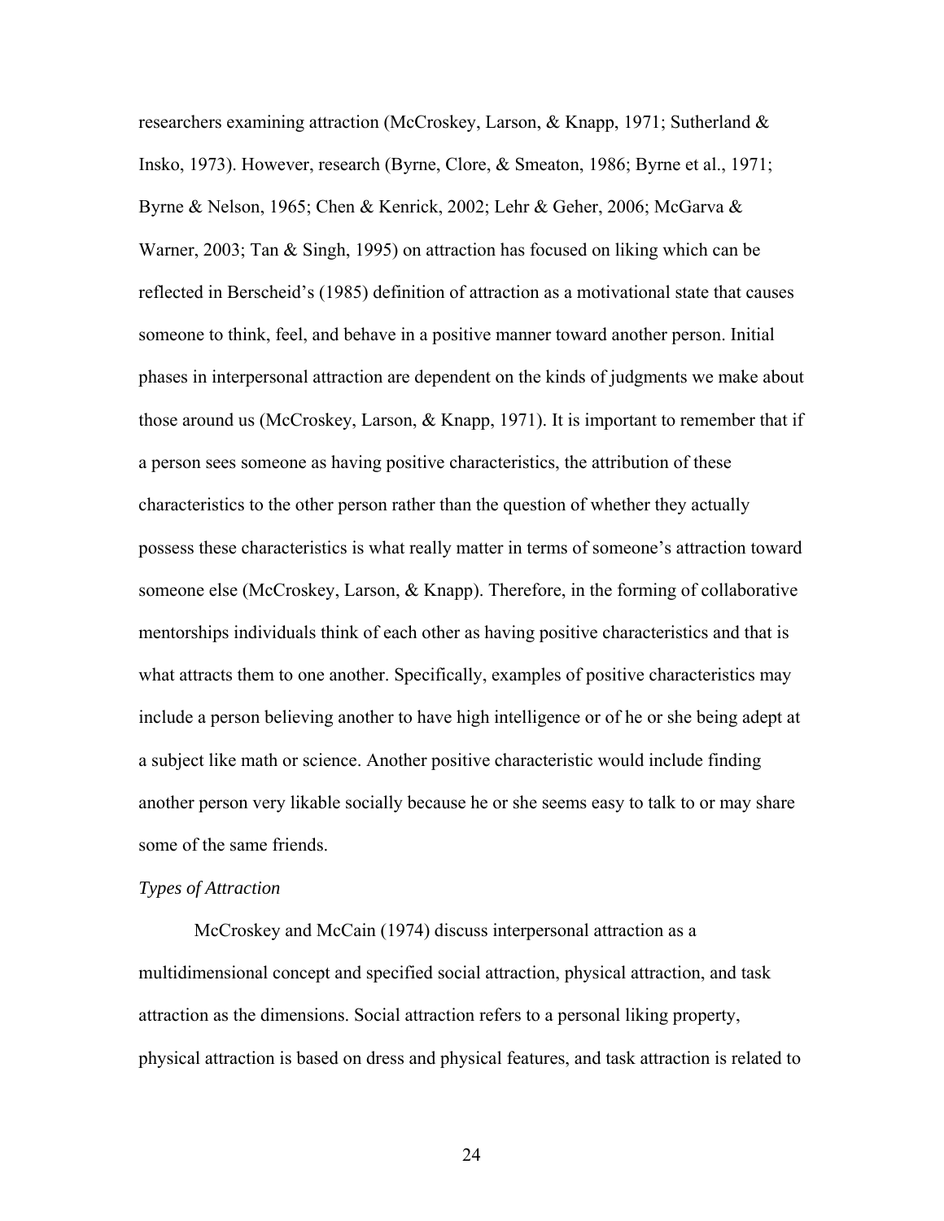researchers examining attraction (McCroskey, Larson, & Knapp, 1971; Sutherland & Insko, 1973). However, research (Byrne, Clore, & Smeaton, 1986; Byrne et al., 1971; Byrne & Nelson, 1965; Chen & Kenrick, 2002; Lehr & Geher, 2006; McGarva & Warner, 2003; Tan & Singh, 1995) on attraction has focused on liking which can be reflected in Berscheid's (1985) definition of attraction as a motivational state that causes someone to think, feel, and behave in a positive manner toward another person. Initial phases in interpersonal attraction are dependent on the kinds of judgments we make about those around us (McCroskey, Larson, & Knapp, 1971). It is important to remember that if a person sees someone as having positive characteristics, the attribution of these characteristics to the other person rather than the question of whether they actually possess these characteristics is what really matter in terms of someone's attraction toward someone else (McCroskey, Larson, & Knapp). Therefore, in the forming of collaborative mentorships individuals think of each other as having positive characteristics and that is what attracts them to one another. Specifically, examples of positive characteristics may include a person believing another to have high intelligence or of he or she being adept at a subject like math or science. Another positive characteristic would include finding another person very likable socially because he or she seems easy to talk to or may share some of the same friends.

*Types of Attraction*

McCroskey and McCain (1974) discuss interpersonal attraction as a multidimensional concept and specified social attraction, physical attraction, and task attraction as the dimensions. Social attraction refers to a personal liking property, physical attraction is based on dress and physical features, and task attraction is related to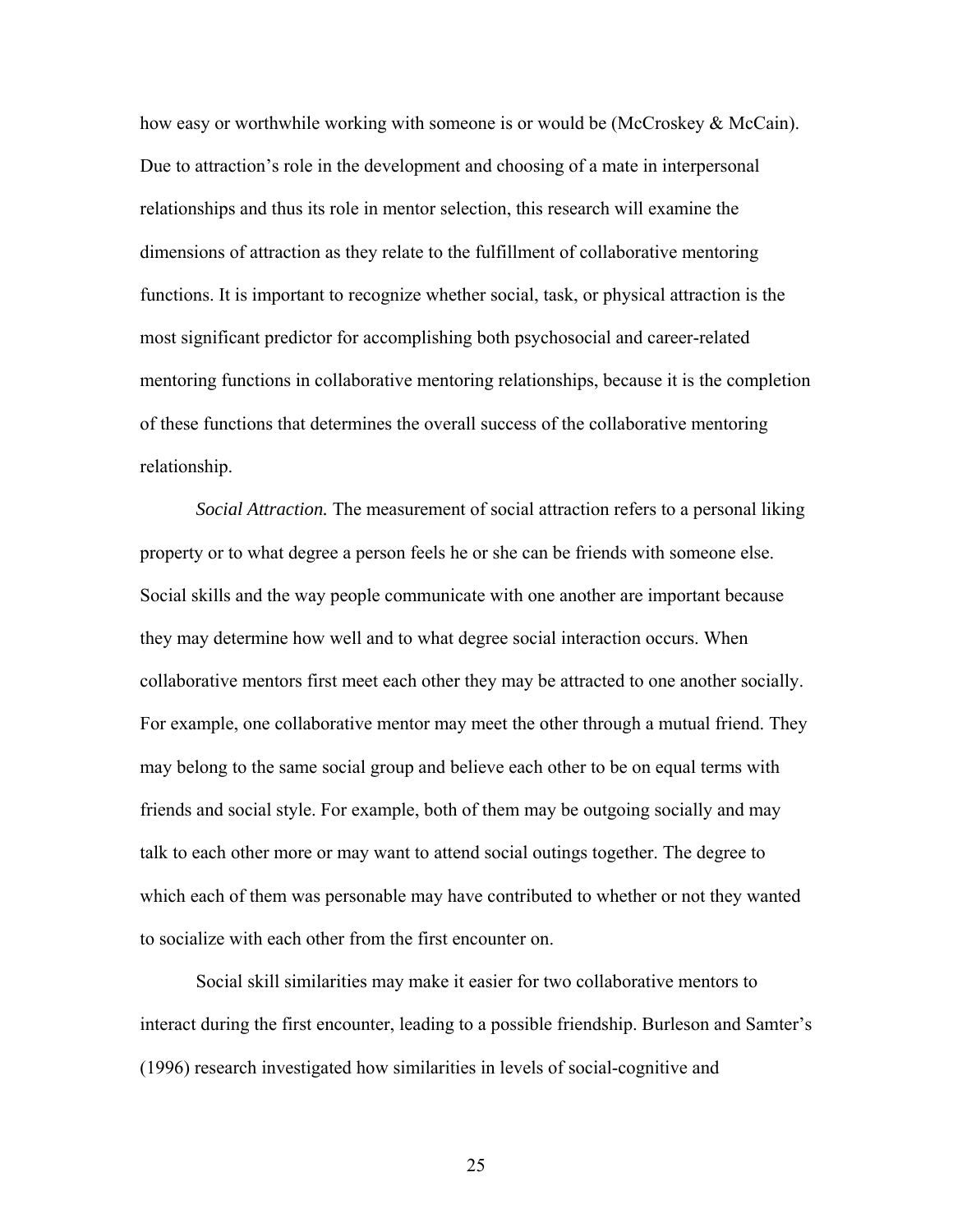how easy or worthwhile working with someone is or would be (McCroskey & McCain). Due to attraction's role in the development and choosing of a mate in interpersonal relationships and thus its role in mentor selection, this research will examine the dimensions of attraction as they relate to the fulfillment of collaborative mentoring functions. It is important to recognize whether social, task, or physical attraction is the most significant predictor for accomplishing both psychosocial and career-related mentoring functions in collaborative mentoring relationships, because it is the completion of these functions that determines the overall success of the collaborative mentoring relationship.

*Social Attraction.* The measurement of social attraction refers to a personal liking property or to what degree a person feels he or she can be friends with someone else. Social skills and the way people communicate with one another are important because they may determine how well and to what degree social interaction occurs. When collaborative mentors first meet each other they may be attracted to one another socially. For example, one collaborative mentor may meet the other through a mutual friend. They may belong to the same social group and believe each other to be on equal terms with friends and social style. For example, both of them may be outgoing socially and may talk to each other more or may want to attend social outings together. The degree to which each of them was personable may have contributed to whether or not they wanted to socialize with each other from the first encounter on.

Social skill similarities may make it easier for two collaborative mentors to interact during the first encounter, leading to a possible friendship. Burleson and Samter's (1996) research investigated how similarities in levels of social-cognitive and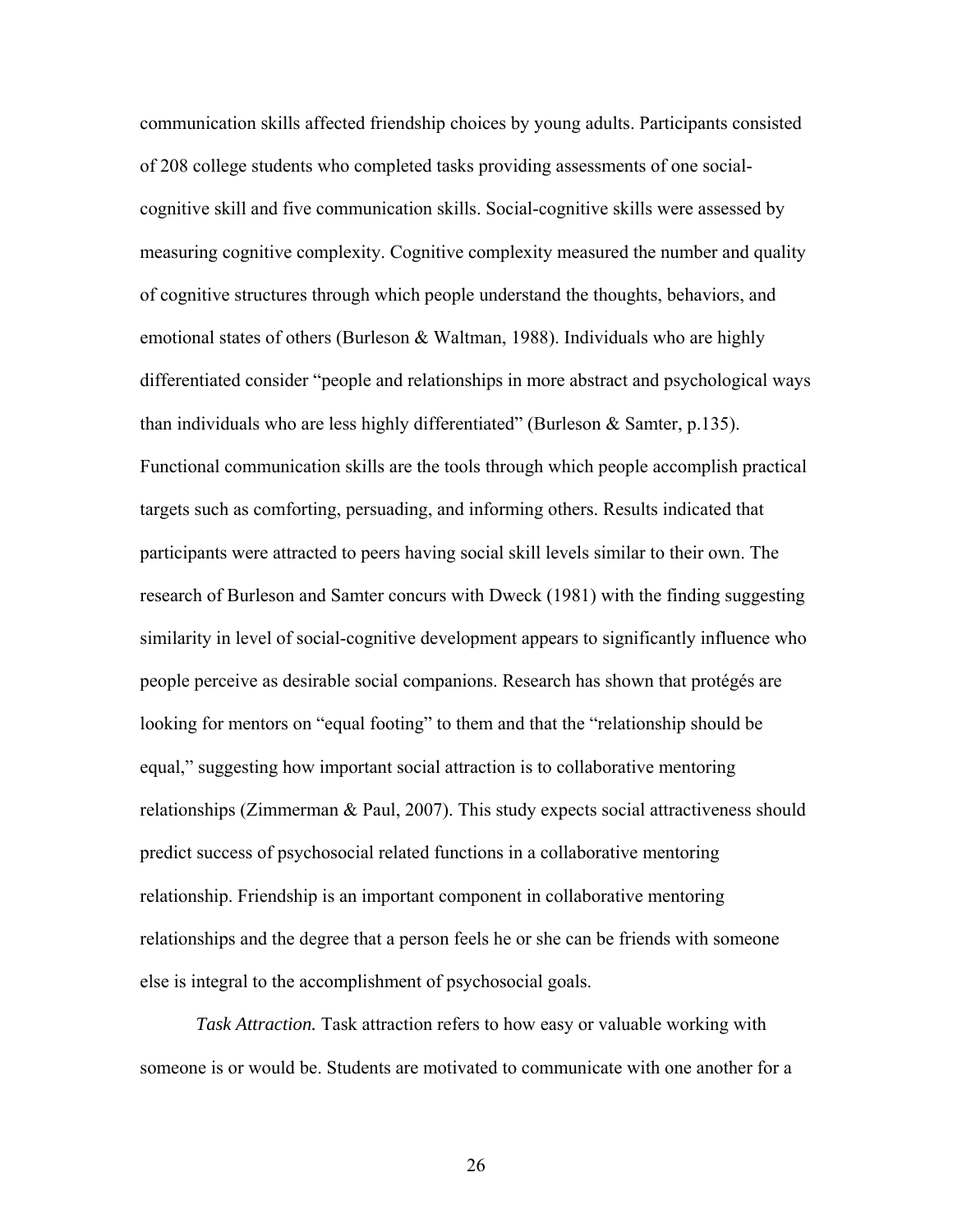communication skills affected friendship choices by young adults. Participants consisted of 208 college students who completed tasks providing assessments of one social-cognitive skill and five communication skills. Social-cognitive skills were assessed by measuring cognitive complexity. Cognitive complexity measured the number and quality of cognitive structures through which people understand the thoughts, behaviors, and emotional states of others (Burleson & Waltman, 1988). Individuals who are highly differentiated consider "people and relationships in more abstract and psychological ways than individuals who are less highly differentiated" (Burleson & Samter, p.135). Functional communication skills are the tools through which people accomplish practical targets such as comforting, persuading, and informing others. Results indicated that participants were attracted to peers having social skill levels similar to their own. The research of Burleson and Samter concurs with Dweck (1981) with the finding suggesting similarity in level of social-cognitive development appears to significantly influence who people perceive as desirable social companions. Research has shown that protégés are looking for mentors on "equal footing" to them and that the "relationship should be equal," suggesting how important social attraction is to collaborative mentoring relationships (Zimmerman & Paul, 2007). This study expects social attractiveness should predict success of psychosocial related functions in a collaborative mentoring relationship. Friendship is an important component in collaborative mentoring relationships and the degree that a person feels he or she can be friends with someone else is integral to the accomplishment of psychosocial goals.

*Task Attraction.* Task attraction refers to how easy or valuable working with someone is or would be. Students are motivated to communicate with one another for a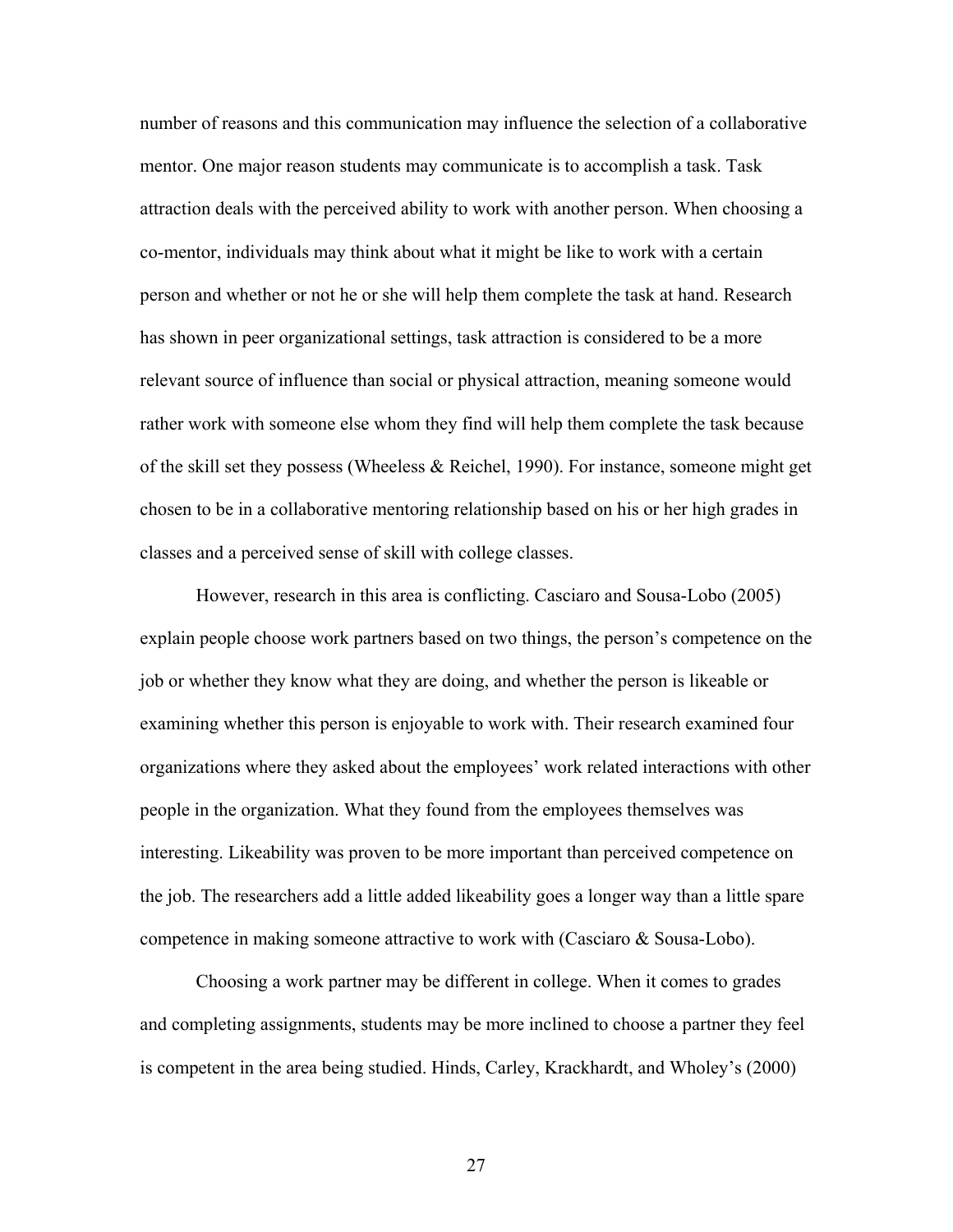number of reasons and this communication may influence the selection of a collaborative mentor. One major reason students may communicate is to accomplish a task. Task attraction deals with the perceived ability to work with another person. When choosing a co-mentor, individuals may think about what it might be like to work with a certain person and whether or not he or she will help them complete the task at hand. Research has shown in peer organizational settings, task attraction is considered to be a more relevant source of influence than social or physical attraction, meaning someone would rather work with someone else whom they find will help them complete the task because of the skill set they possess (Wheeless & Reichel, 1990). For instance, someone might get chosen to be in a collaborative mentoring relationship based on his or her high grades in classes and a perceived sense of skill with college classes.

However, research in this area is conflicting. Casciaro and Sousa-Lobo (2005) explain people choose work partners based on two things, the person's competence on the job or whether they know what they are doing, and whether the person is likeable or examining whether this person is enjoyable to work with. Their research examined four organizations where they asked about the employees' work related interactions with other people in the organization. What they found from the employees themselves was interesting. Likeability was proven to be more important than perceived competence on the job. The researchers add a little added likeability goes a longer way than a little spare competence in making someone attractive to work with (Casciaro & Sousa-Lobo).

Choosing a work partner may be different in college. When it comes to grades and completing assignments, students may be more inclined to choose a partner they feel is competent in the area being studied. Hinds, Carley, Krackhardt, and Wholey's (2000)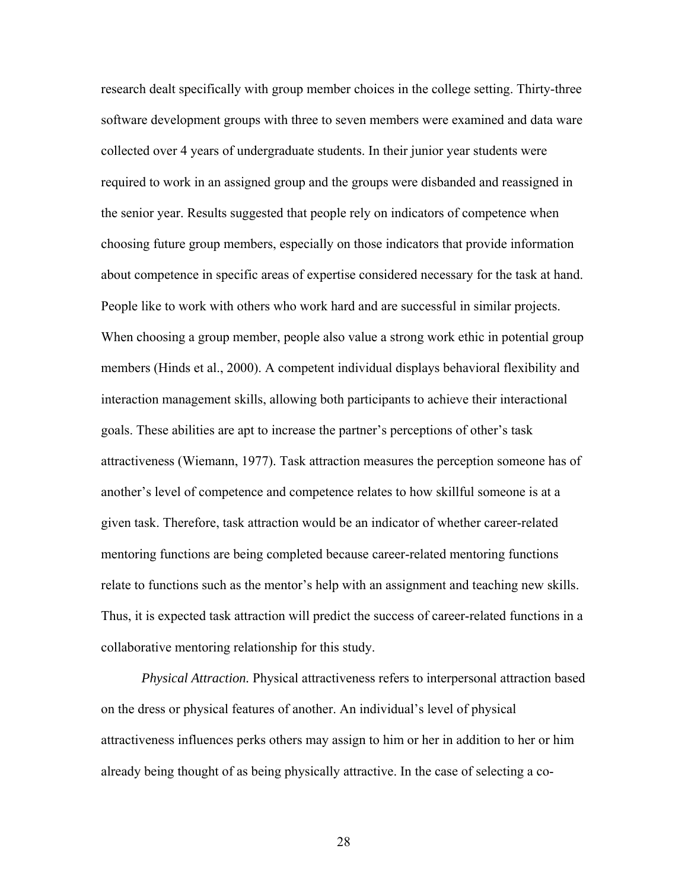research dealt specifically with group member choices in the college setting. Thirty-three software development groups with three to seven members were examined and data ware collected over 4 years of undergraduate students. In their junior year students were required to work in an assigned group and the groups were disbanded and reassigned in the senior year. Results suggested that people rely on indicators of competence when choosing future group members, especially on those indicators that provide information about competence in specific areas of expertise considered necessary for the task at hand. People like to work with others who work hard and are successful in similar projects. When choosing a group member, people also value a strong work ethic in potential group members (Hinds et al., 2000). A competent individual displays behavioral flexibility and interaction management skills, allowing both participants to achieve their interactional goals. These abilities are apt to increase the partner's perceptions of other's task attractiveness (Wiemann, 1977). Task attraction measures the perception someone has of another's level of competence and competence relates to how skillful someone is at a given task. Therefore, task attraction would be an indicator of whether career-related mentoring functions are being completed because career-related mentoring functions relate to functions such as the mentor's help with an assignment and teaching new skills. Thus, it is expected task attraction will predict the success of career-related functions in a collaborative mentoring relationship for this study.

*Physical Attraction.* Physical attractiveness refers to interpersonal attraction based on the dress or physical features of another. An individual's level of physical attractiveness influences perks others may assign to him or her in addition to her or him already being thought of as being physically attractive. In the case of selecting a co-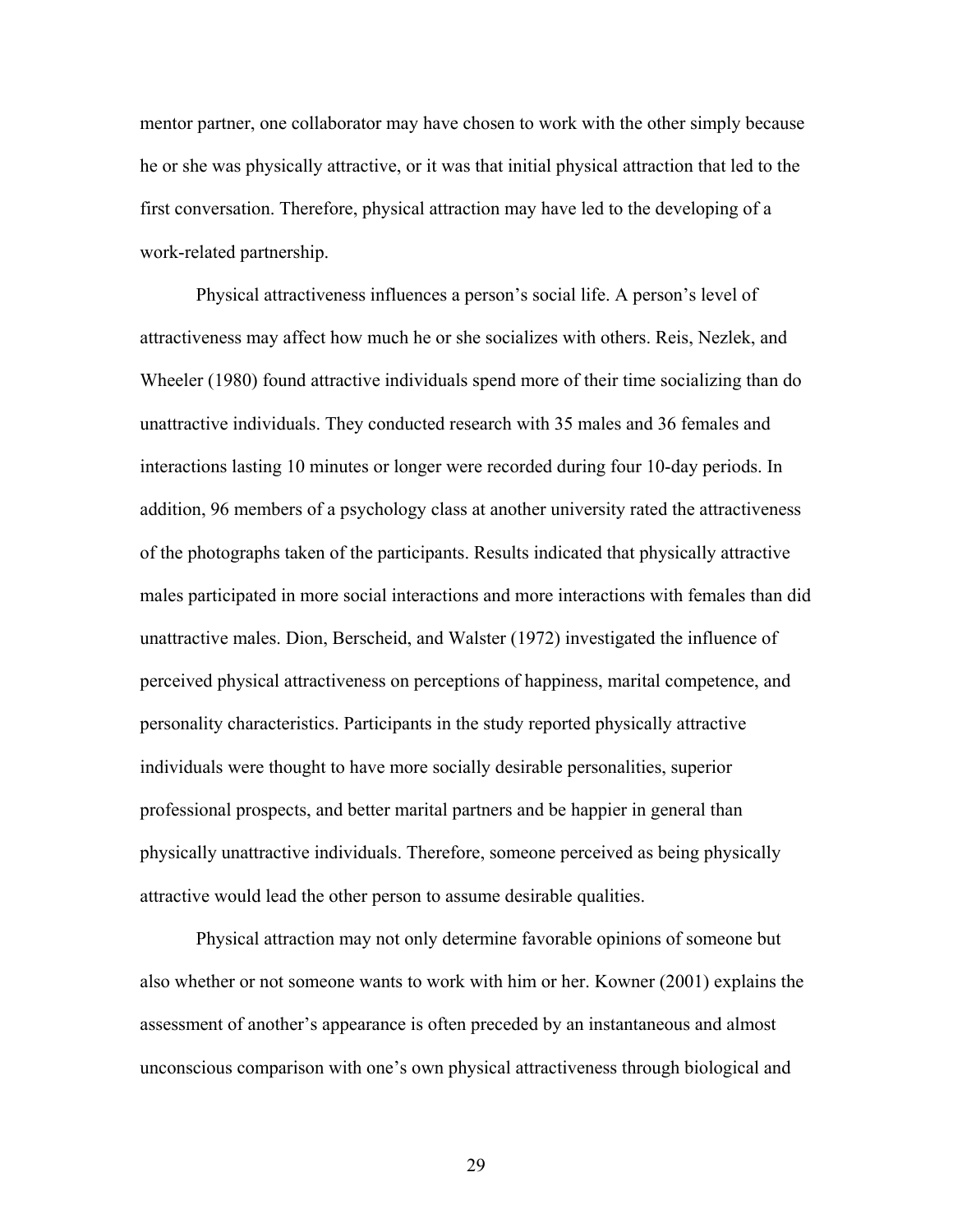mentor partner, one collaborator may have chosen to work with the other simply because he or she was physically attractive, or it was that initial physical attraction that led to the first conversation. Therefore, physical attraction may have led to the developing of a work-related partnership.

Physical attractiveness influences a person's social life. A person's level of attractiveness may affect how much he or she socializes with others. Reis, Nezlek, and Wheeler (1980) found attractive individuals spend more of their time socializing than do unattractive individuals. They conducted research with 35 males and 36 females and interactions lasting 10 minutes or longer were recorded during four 10-day periods. In addition, 96 members of a psychology class at another university rated the attractiveness of the photographs taken of the participants. Results indicated that physically attractive males participated in more social interactions and more interactions with females than did unattractive males. Dion, Berscheid, and Walster (1972) investigated the influence of perceived physical attractiveness on perceptions of happiness, marital competence, and personality characteristics. Participants in the study reported physically attractive individuals were thought to have more socially desirable personalities, superior professional prospects, and better marital partners and be happier in general than physically unattractive individuals. Therefore, someone perceived as being physically attractive would lead the other person to assume desirable qualities.

Physical attraction may not only determine favorable opinions of someone but also whether or not someone wants to work with him or her. Kowner (2001) explains the assessment of another's appearance is often preceded by an instantaneous and almost unconscious comparison with one's own physical attractiveness through biological and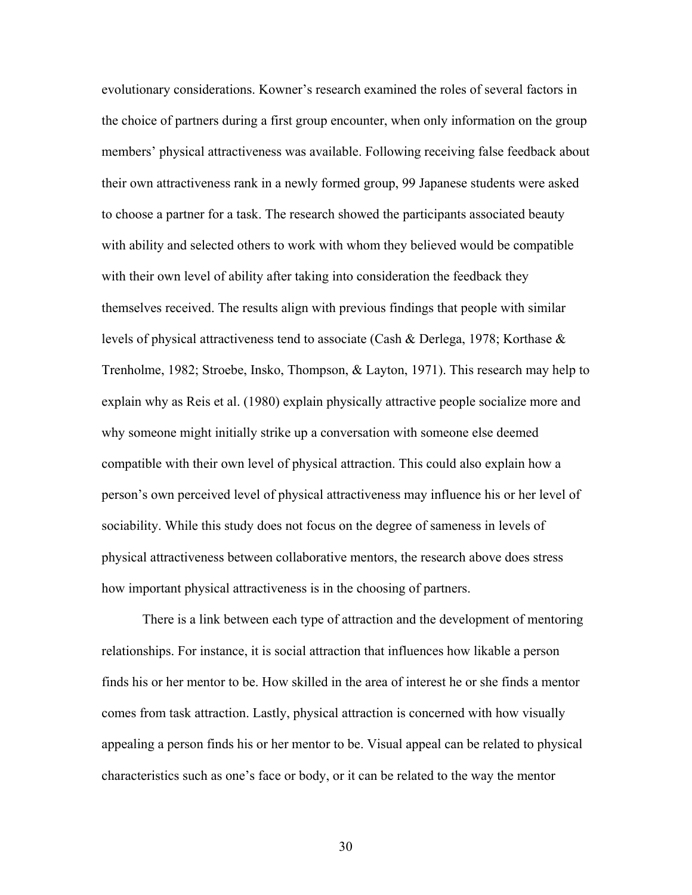evolutionary considerations. Kowner's research examined the roles of several factors in the choice of partners during a first group encounter, when only information on the group members' physical attractiveness was available. Following receiving false feedback about their own attractiveness rank in a newly formed group, 99 Japanese students were asked to choose a partner for a task. The research showed the participants associated beauty with ability and selected others to work with whom they believed would be compatible with their own level of ability after taking into consideration the feedback they themselves received. The results align with previous findings that people with similar levels of physical attractiveness tend to associate (Cash & Derlega, 1978; Korthase & Trenholme, 1982; Stroebe, Insko, Thompson, & Layton, 1971). This research may help to explain why as Reis et al. (1980) explain physically attractive people socialize more and why someone might initially strike up a conversation with someone else deemed compatible with their own level of physical attraction. This could also explain how a person's own perceived level of physical attractiveness may influence his or her level of sociability. While this study does not focus on the degree of sameness in levels of physical attractiveness between collaborative mentors, the research above does stress how important physical attractiveness is in the choosing of partners.

There is a link between each type of attraction and the development of mentoring relationships. For instance, it is social attraction that influences how likable a person finds his or her mentor to be. How skilled in the area of interest he or she finds a mentor comes from task attraction. Lastly, physical attraction is concerned with how visually appealing a person finds his or her mentor to be. Visual appeal can be related to physical characteristics such as one's face or body, or it can be related to the way the mentor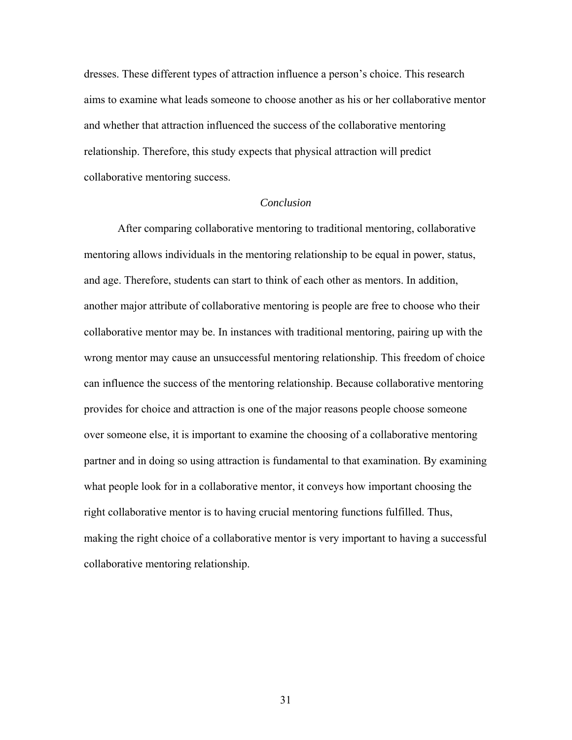dresses. These different types of attraction influence a person's choice. This research aims to examine what leads someone to choose another as his or her collaborative mentor and whether that attraction influenced the success of the collaborative mentoring relationship. Therefore, this study expects that physical attraction will predict collaborative mentoring success.

*Conclusion*

After comparing collaborative mentoring to traditional mentoring, collaborative mentoring allows individuals in the mentoring relationship to be equal in power, status, and age. Therefore, students can start to think of each other as mentors. In addition, another major attribute of collaborative mentoring is people are free to choose who their collaborative mentor may be. In instances with traditional mentoring, pairing up with the wrong mentor may cause an unsuccessful mentoring relationship. This freedom of choice can influence the success of the mentoring relationship. Because collaborative mentoring provides for choice and attraction is one of the major reasons people choose someone over someone else, it is important to examine the choosing of a collaborative mentoring partner and in doing so using attraction is fundamental to that examination. By examining what people look for in a collaborative mentor, it conveys how important choosing the right collaborative mentor is to having crucial mentoring functions fulfilled. Thus, making the right choice of a collaborative mentor is very important to having a successful collaborative mentoring relationship.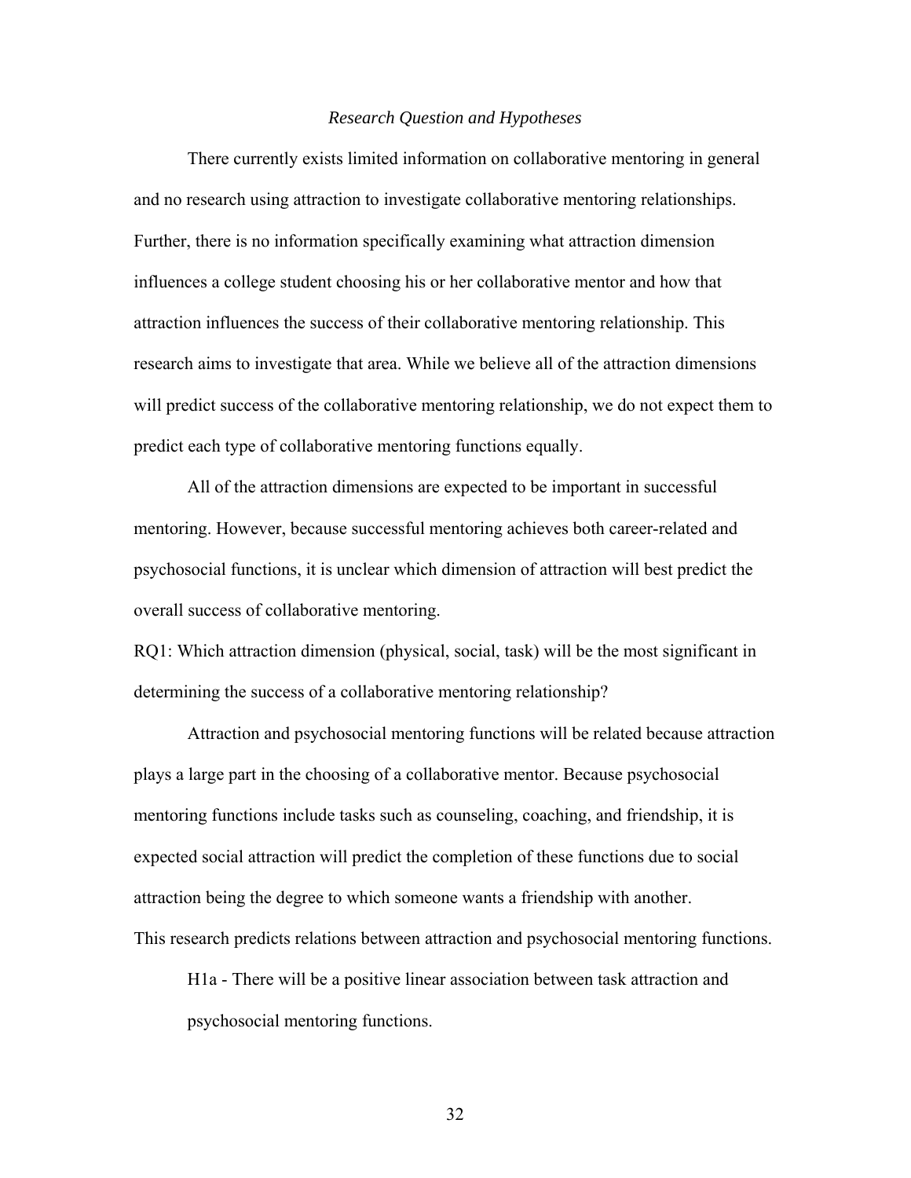### *Research Question and Hypotheses*

There currently exists limited information on collaborative mentoring in general and no research using attraction to investigate collaborative mentoring relationships. Further, there is no information specifically examining what attraction dimension influences a college student choosing his or her collaborative mentor and how that attraction influences the success of their collaborative mentoring relationship. This research aims to investigate that area. While we believe all of the attraction dimensions will predict success of the collaborative mentoring relationship, we do not expect them to predict each type of collaborative mentoring functions equally.

All of the attraction dimensions are expected to be important in successful mentoring. However, because successful mentoring achieves both career-related and psychosocial functions, it is unclear which dimension of attraction will best predict the overall success of collaborative mentoring.

RQ1: Which attraction dimension (physical, social, task) will be the most significant in determining the success of a collaborative mentoring relationship?

Attraction and psychosocial mentoring functions will be related because attraction plays a large part in the choosing of a collaborative mentor. Because psychosocial mentoring functions include tasks such as counseling, coaching, and friendship, it is expected social attraction will predict the completion of these functions due to social attraction being the degree to which someone wants a friendship with another.

This research predicts relations between attraction and psychosocial mentoring functions.

H1a - There will be a positive linear association between task attraction and psychosocial mentoring functions.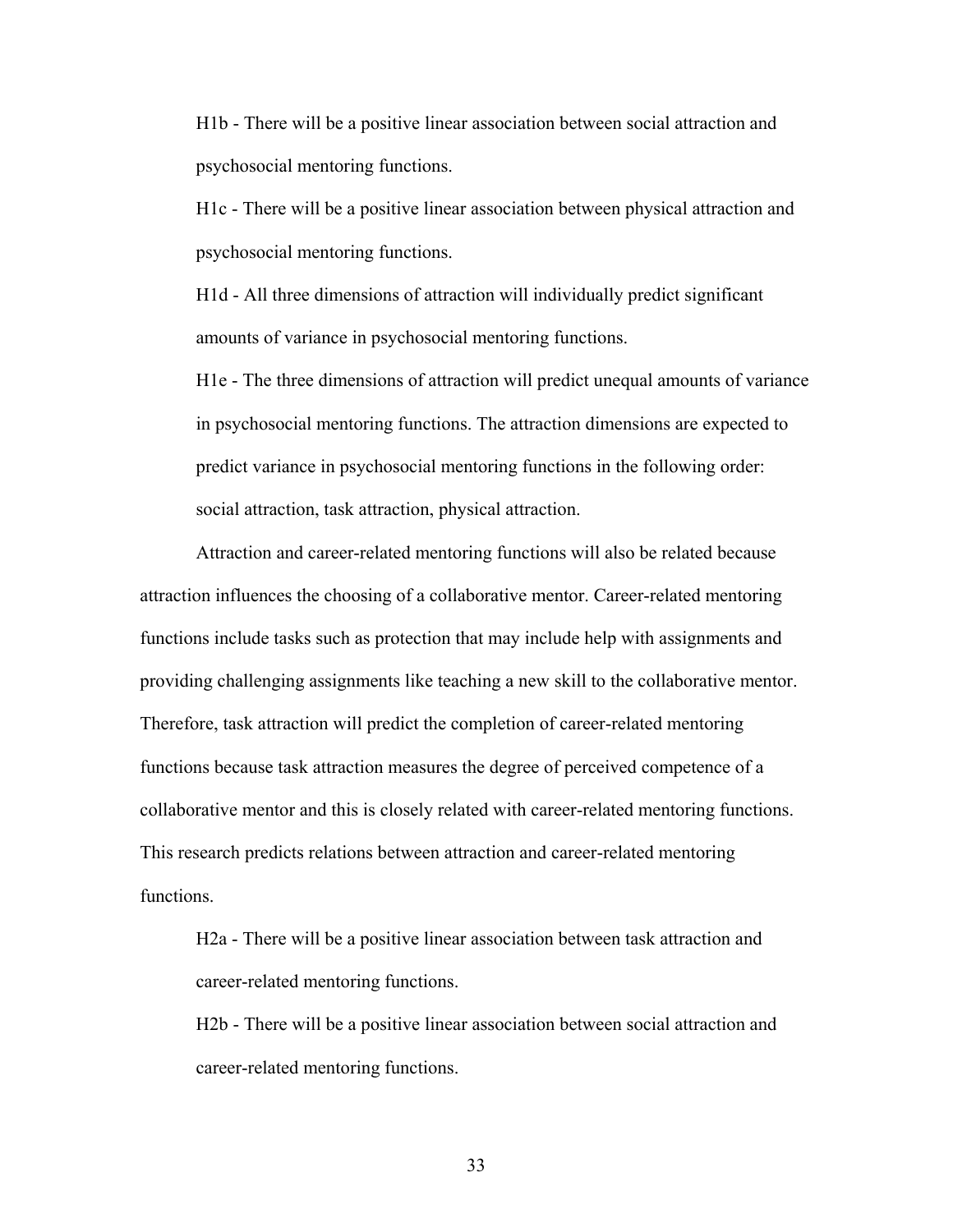H1b - There will be a positive linear association between social attraction and psychosocial mentoring functions.

H1c - There will be a positive linear association between physical attraction and psychosocial mentoring functions.

H1d - All three dimensions of attraction will individually predict significant amounts of variance in psychosocial mentoring functions.

H1e - The three dimensions of attraction will predict unequal amounts of variance in psychosocial mentoring functions. The attraction dimensions are expected to predict variance in psychosocial mentoring functions in the following order: social attraction, task attraction, physical attraction.

Attraction and career-related mentoring functions will also be related because attraction influences the choosing of a collaborative mentor. Career-related mentoring functions include tasks such as protection that may include help with assignments and providing challenging assignments like teaching a new skill to the collaborative mentor. Therefore, task attraction will predict the completion of career-related mentoring functions because task attraction measures the degree of perceived competence of a collaborative mentor and this is closely related with career-related mentoring functions. This research predicts relations between attraction and career-related mentoring functions.

H2a - There will be a positive linear association between task attraction and career-related mentoring functions.

H2b - There will be a positive linear association between social attraction and career-related mentoring functions.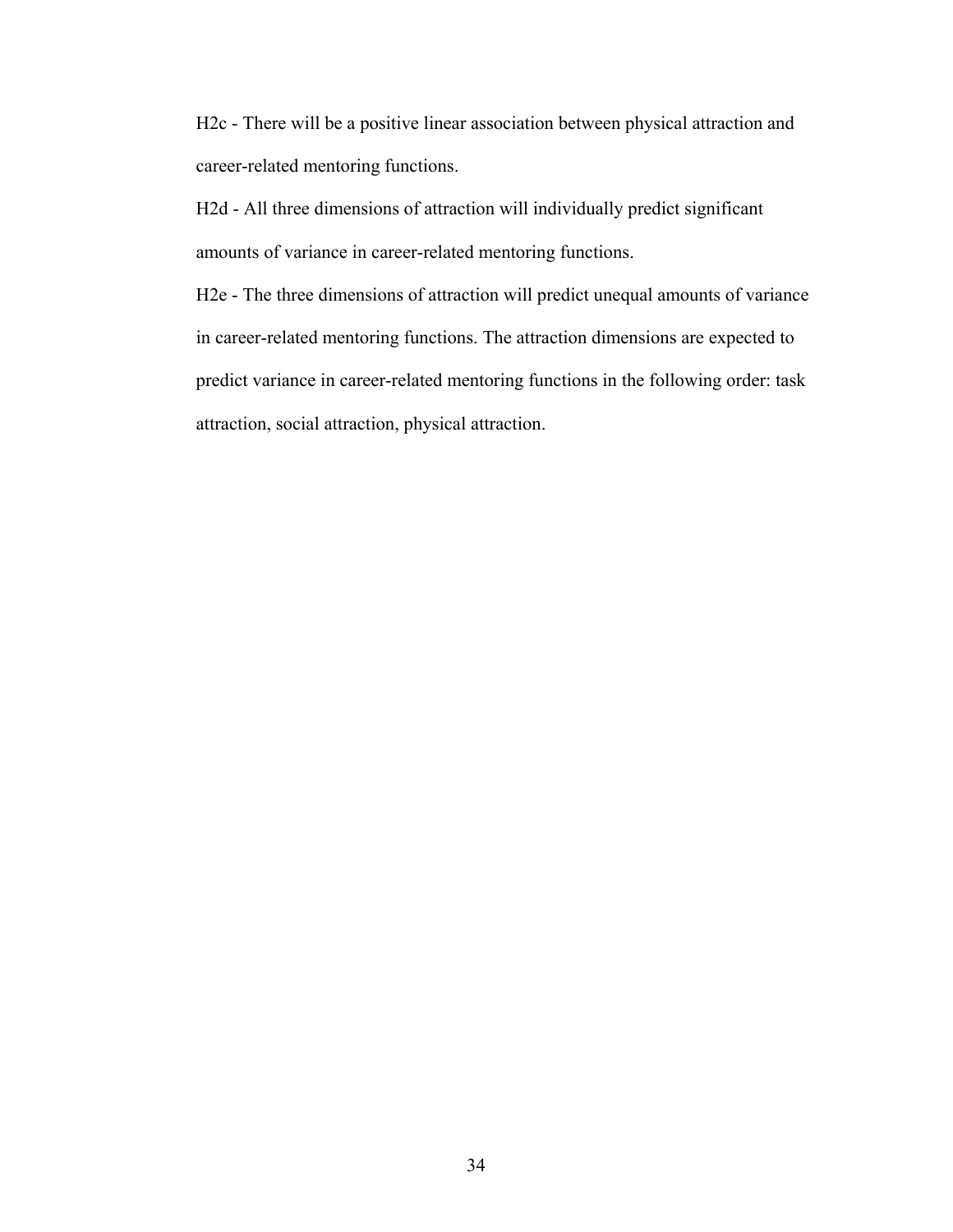H2c - There will be a positive linear association between physical attraction and career-related mentoring functions.

H2d - All three dimensions of attraction will individually predict significant amounts of variance in career-related mentoring functions.

H2e - The three dimensions of attraction will predict unequal amounts of variance in career-related mentoring functions. The attraction dimensions are expected to predict variance in career-related mentoring functions in the following order: task attraction, social attraction, physical attraction.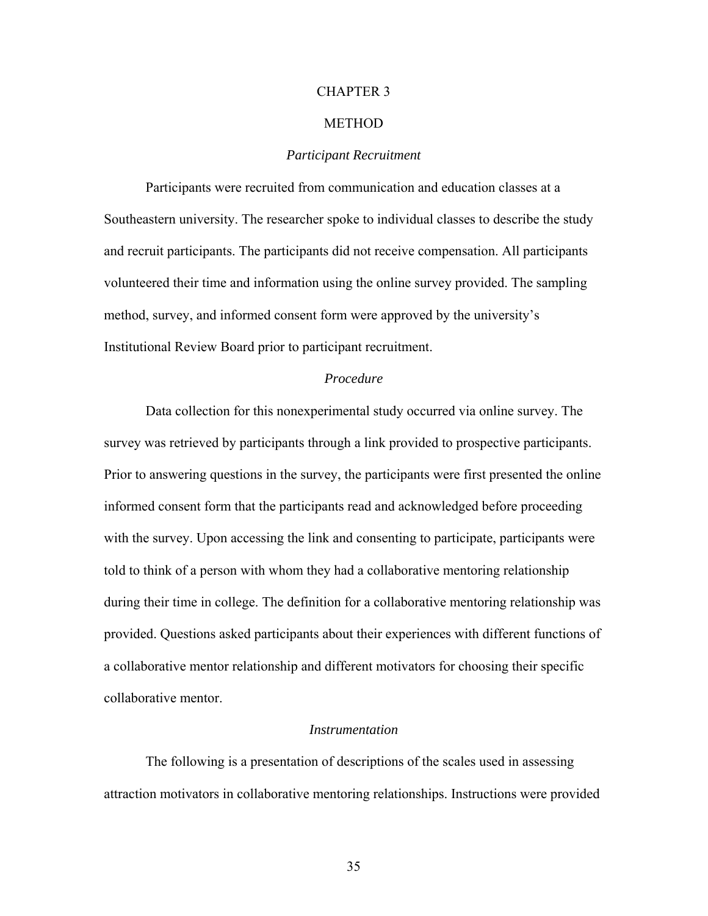# CHAPTER 3

# METHOD

### *Participant Recruitment*

Participants were recruited from communication and education classes at a Southeastern university. The researcher spoke to individual classes to describe the study and recruit participants. The participants did not receive compensation. All participants volunteered their time and information using the online survey provided. The sampling method, survey, and informed consent form were approved by the university's Institutional Review Board prior to participant recruitment.

### *Procedure*

Data collection for this nonexperimental study occurred via online survey. The survey was retrieved by participants through a link provided to prospective participants. Prior to answering questions in the survey, the participants were first presented the online informed consent form that the participants read and acknowledged before proceeding with the survey. Upon accessing the link and consenting to participate, participants were told to think of a person with whom they had a collaborative mentoring relationship during their time in college. The definition for a collaborative mentoring relationship was provided. Questions asked participants about their experiences with different functions of a collaborative mentor relationship and different motivators for choosing their specific collaborative mentor.

### *Instrumentation*

The following is a presentation of descriptions of the scales used in assessing attraction motivators in collaborative mentoring relationships. Instructions were provided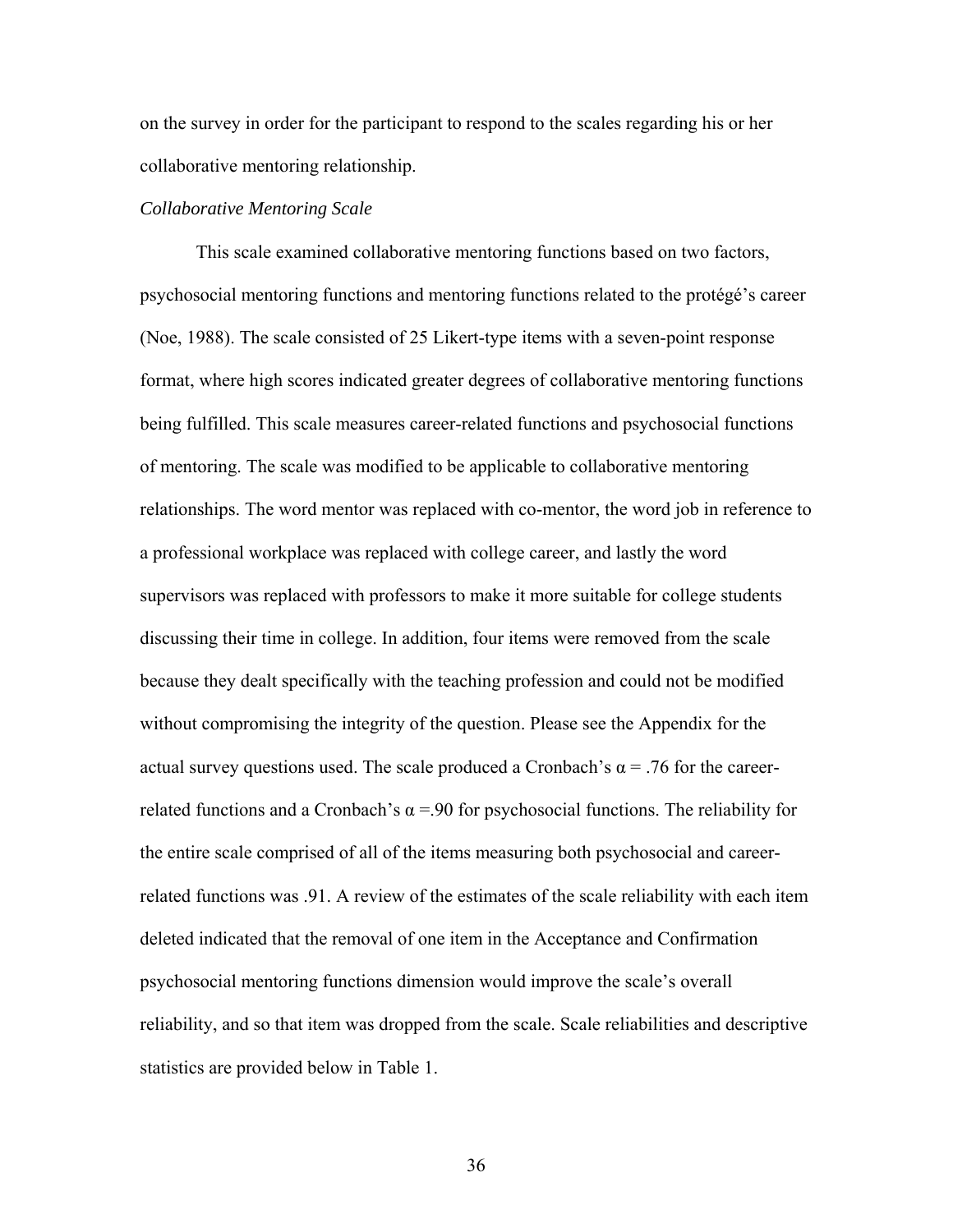on the survey in order for the participant to respond to the scales regarding his or her collaborative mentoring relationship.

*Collaborative Mentoring Scale*

This scale examined collaborative mentoring functions based on two factors, psychosocial mentoring functions and mentoring functions related to the protégé's career (Noe, 1988). The scale consisted of 25 Likert-type items with a seven-point response format, where high scores indicated greater degrees of collaborative mentoring functions being fulfilled. This scale measures career-related functions and psychosocial functions of mentoring. The scale was modified to be applicable to collaborative mentoring relationships. The word mentor was replaced with co-mentor, the word job in reference to a professional workplace was replaced with college career, and lastly the word supervisors was replaced with professors to make it more suitable for college students discussing their time in college. In addition, four items were removed from the scale because they dealt specifically with the teaching profession and could not be modified without compromising the integrity of the question. Please see the Appendix for the actual survey questions used. The scale produced a Cronbach's $\alpha = .76$ for the career-related functions and a Cronbach's $\alpha = .90$ for psychosocial functions. The reliability for the entire scale comprised of all of the items measuring both psychosocial and career-related functions was .91. A review of the estimates of the scale reliability with each item deleted indicated that the removal of one item in the Acceptance and Confirmation psychosocial mentoring functions dimension would improve the scale's overall reliability, and so that item was dropped from the scale. Scale reliabilities and descriptive statistics are provided below in Table 1.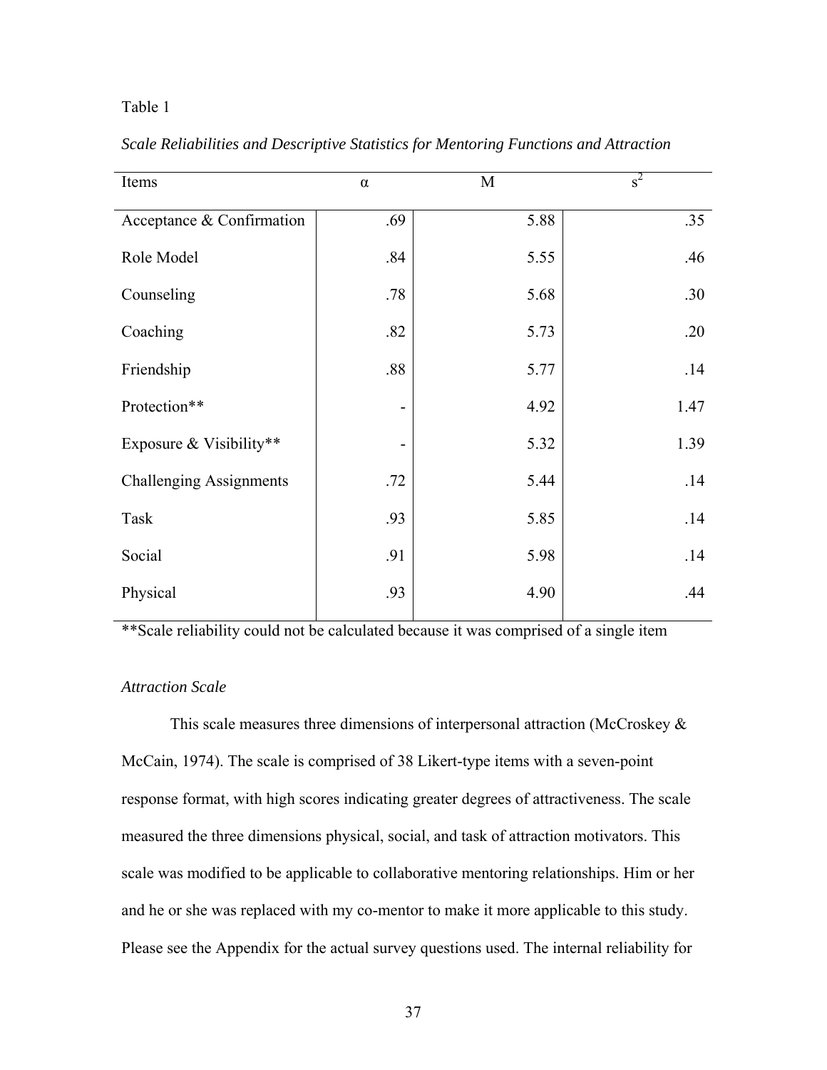Table 1

*Scale Reliabilities and Descriptive Statistics for Mentoring Functions and Attraction*

| Items | α | M | $s^2$ |
|---|---|---|---|
| Acceptance & Confirmation | .69 | 5.88 | .35 |
| Role Model | .84 | 5.55 | .46 |
| Counseling | .78 | 5.68 | .30 |
| Coaching | .82 | 5.73 | .20 |
| Friendship | .88 | 5.77 | .14 |
| Protection** | - | 4.92 | 1.47 |
| Exposure & Visibility** | - | 5.32 | 1.39 |
| Challenging Assignments | .72 | 5.44 | .14 |
| Task | .93 | 5.85 | .14 |
| Social | .91 | 5.98 | .14 |
| Physical | .93 | 4.90 | .44 |

**Scale reliability could not be calculated because it was comprised of a single item

*Attraction Scale*

This scale measures three dimensions of interpersonal attraction (McCroskey & McCain, 1974). The scale is comprised of 38 Likert-type items with a seven-point response format, with high scores indicating greater degrees of attractiveness. The scale measured the three dimensions physical, social, and task of attraction motivators. This scale was modified to be applicable to collaborative mentoring relationships. Him or her and he or she was replaced with my co-mentor to make it more applicable to this study. Please see the Appendix for the actual survey questions used. The internal reliability for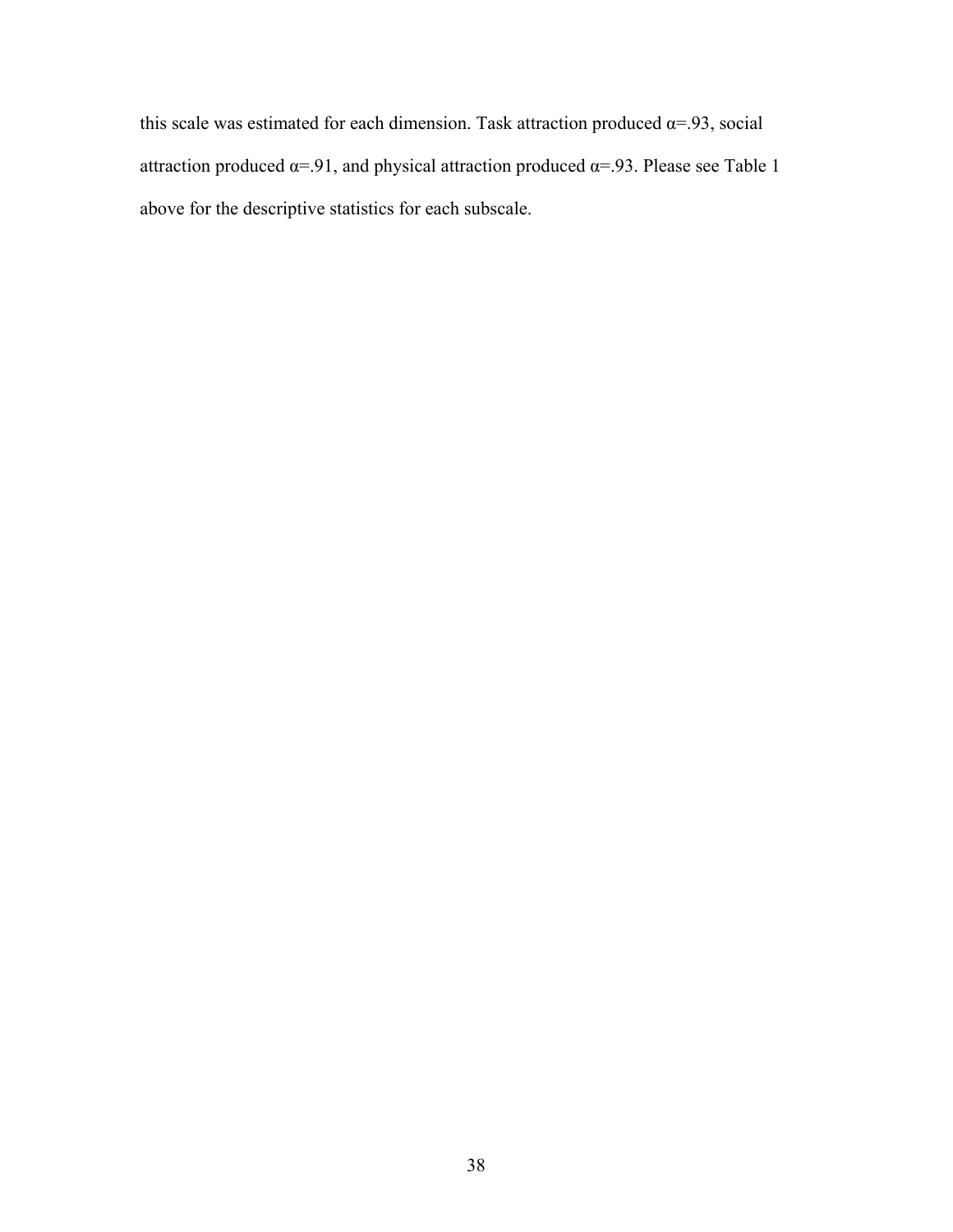this scale was estimated for each dimension. Task attraction produced $\alpha = .93$, social attraction produced $\alpha = .91$, and physical attraction produced $\alpha = .93$. Please see Table 1 above for the descriptive statistics for each subscale.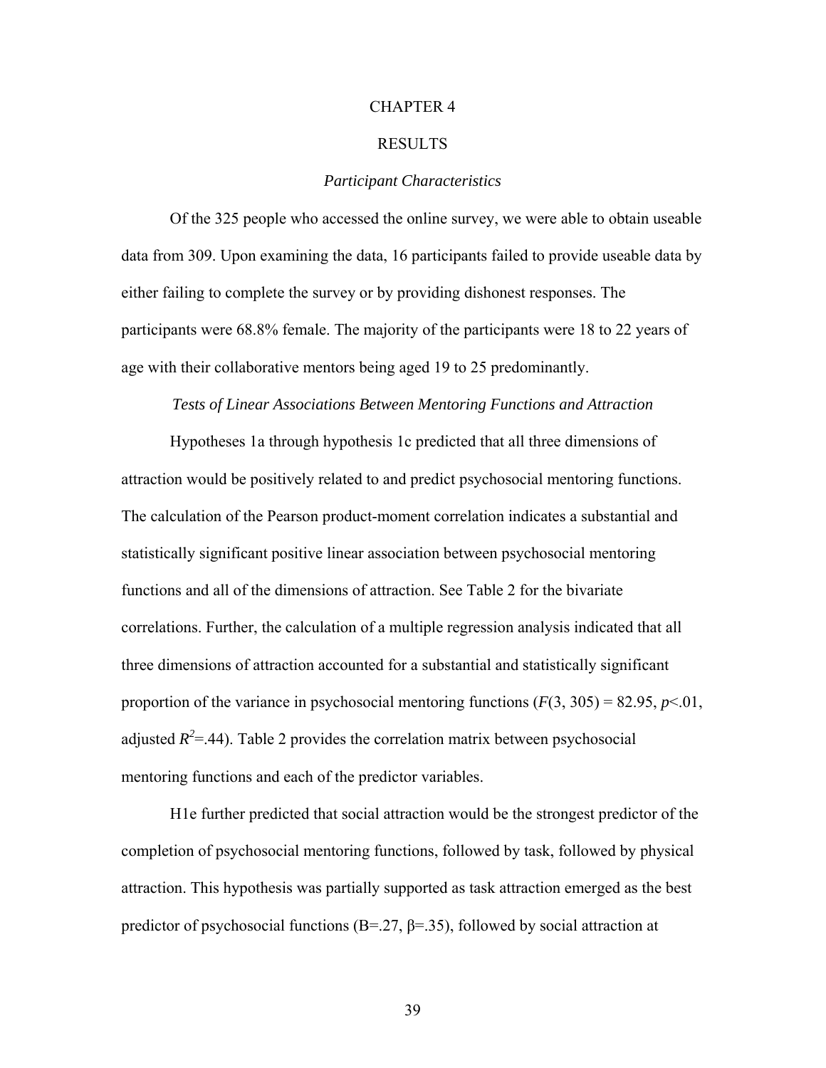# CHAPTER 4

# RESULTS

### *Participant Characteristics*

Of the 325 people who accessed the online survey, we were able to obtain useable data from 309. Upon examining the data, 16 participants failed to provide useable data by either failing to complete the survey or by providing dishonest responses. The participants were 68.8% female. The majority of the participants were 18 to 22 years of age with their collaborative mentors being aged 19 to 25 predominantly.

### *Tests of Linear Associations Between Mentoring Functions and Attraction*

Hypotheses 1a through hypothesis 1c predicted that all three dimensions of attraction would be positively related to and predict psychosocial mentoring functions. The calculation of the Pearson product-moment correlation indicates a substantial and statistically significant positive linear association between psychosocial mentoring functions and all of the dimensions of attraction. See Table 2 for the bivariate correlations. Further, the calculation of a multiple regression analysis indicated that all three dimensions of attraction accounted for a substantial and statistically significant proportion of the variance in psychosocial mentoring functions ($F(3, 305) = 82.95$, $p<.01$, adjusted $R^2=.44$). Table 2 provides the correlation matrix between psychosocial mentoring functions and each of the predictor variables.

H1e further predicted that social attraction would be the strongest predictor of the completion of psychosocial mentoring functions, followed by task, followed by physical attraction. This hypothesis was partially supported as task attraction emerged as the best predictor of psychosocial functions ($B=.27$, $\beta=.35$), followed by social attraction at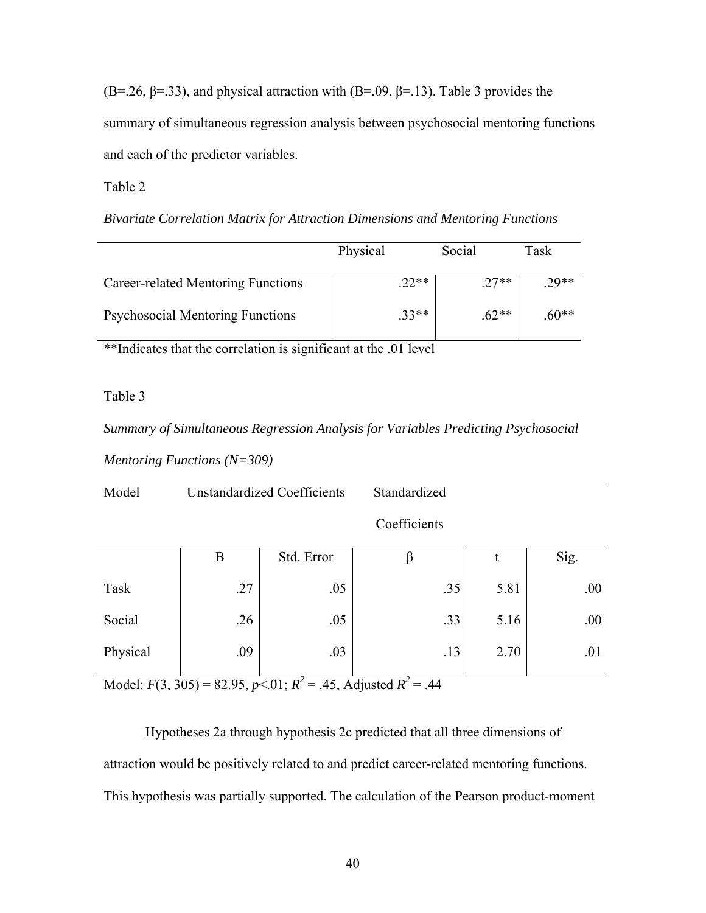(B=.26, β=.33), and physical attraction with (B=.09, β=.13). Table 3 provides the summary of simultaneous regression analysis between psychosocial mentoring functions and each of the predictor variables.

Table 2

*Bivariate Correlation Matrix for Attraction Dimensions and Mentoring Functions*

| | Physical | Social | Task |
|---|---|---|---|
| Career-related Mentoring Functions | .22** | .27** | .29** |
| Psychosocial Mentoring Functions | .33** | .62** | .60** |

**Indicates that the correlation is significant at the .01 level

Table 3

*Summary of Simultaneous Regression Analysis for Variables Predicting Psychosocial Mentoring Functions (N=309)*

| Model | Unstandardized Coefficients | | Standardized Coefficients | | |
|---|---|---|---|---|---|
| | B | Std. Error | β | t | Sig. |
| Task | .27 | .05 | .35 | 5.81 | .00 |
| Social | .26 | .05 | .33 | 5.16 | .00 |
| Physical | .09 | .03 | .13 | 2.70 | .01 |

Model: $F(3, 305) = 82.95$, $p<.01$; $R^2 = .45$, Adjusted $R^2 = .44$

Hypotheses 2a through hypothesis 2c predicted that all three dimensions of attraction would be positively related to and predict career-related mentoring functions. This hypothesis was partially supported. The calculation of the Pearson product-moment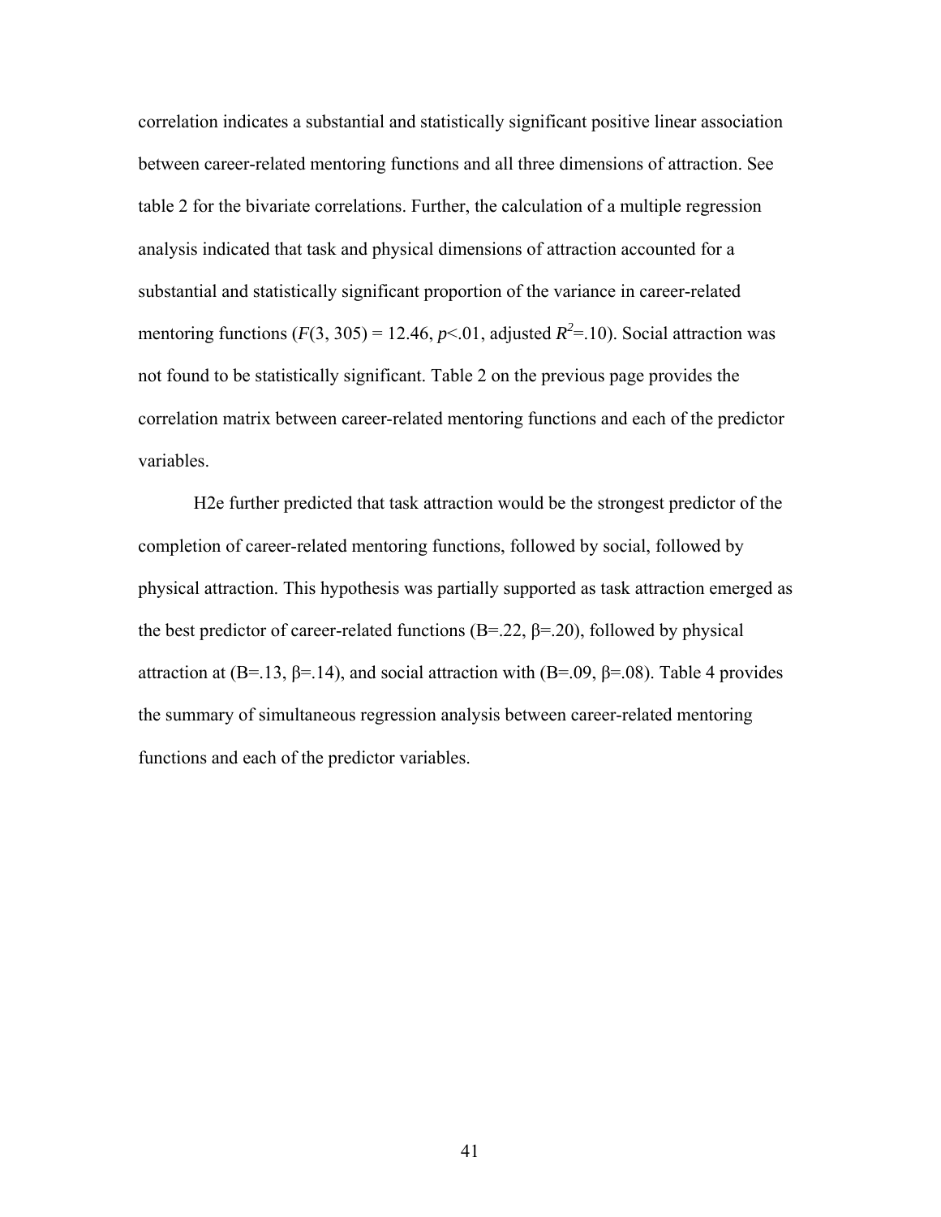correlation indicates a substantial and statistically significant positive linear association between career-related mentoring functions and all three dimensions of attraction. See table 2 for the bivariate correlations. Further, the calculation of a multiple regression analysis indicated that task and physical dimensions of attraction accounted for a substantial and statistically significant proportion of the variance in career-related mentoring functions ($F(3, 305) = 12.46$, $p<.01$, adjusted $R^2=.10$). Social attraction was not found to be statistically significant. Table 2 on the previous page provides the correlation matrix between career-related mentoring functions and each of the predictor variables.

H2e further predicted that task attraction would be the strongest predictor of the completion of career-related mentoring functions, followed by social, followed by physical attraction. This hypothesis was partially supported as task attraction emerged as the best predictor of career-related functions (B=.22, β=.20), followed by physical attraction at (B=.13, β=.14), and social attraction with (B=.09, β=.08). Table 4 provides the summary of simultaneous regression analysis between career-related mentoring functions and each of the predictor variables.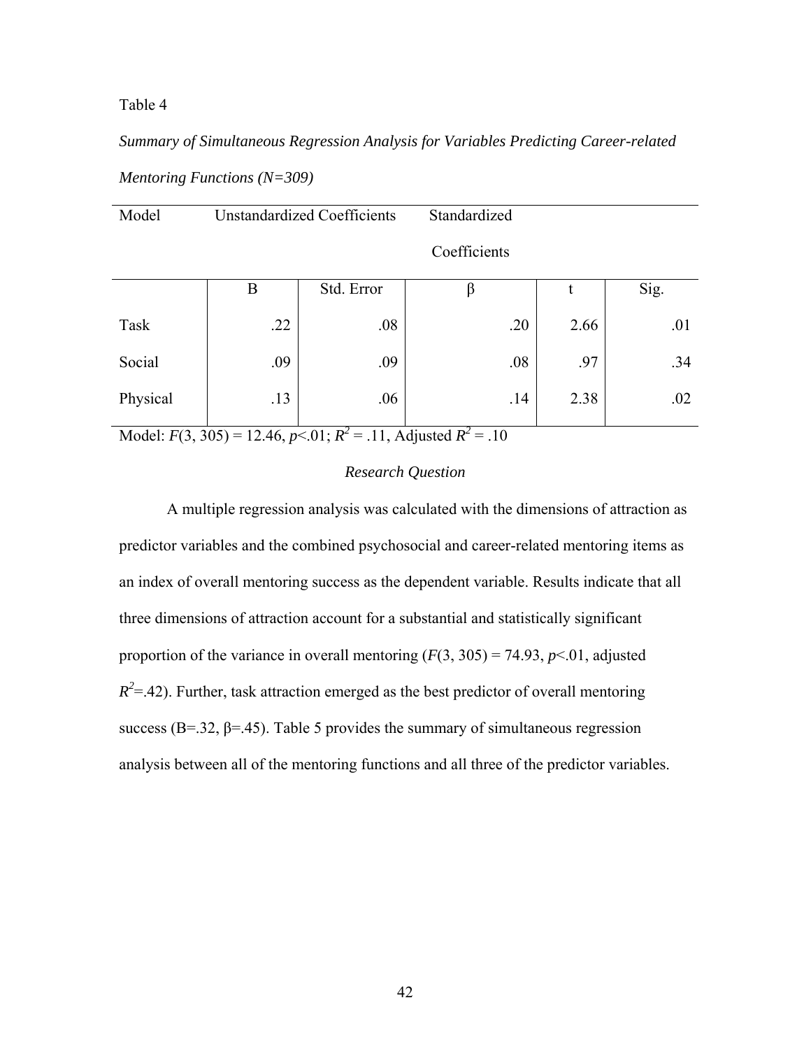Table 4

*Summary of Simultaneous Regression Analysis for Variables Predicting Career-related Mentoring Functions (N=309)*

| Model | Unstandardized Coefficients | | Standardized Coefficients | | |
|---|---|---|---|---|---|
| | B | Std. Error | β | t | Sig. |
| Task | .22 | .08 | .20 | 2.66 | .01 |
| Social | .09 | .09 | .08 | .97 | .34 |
| Physical | .13 | .06 | .14 | 2.38 | .02 |

Model: $F(3, 305) = 12.46$, $p<.01$; $R^2 = .11$, Adjusted $R^2 = .10$

*Research Question*

A multiple regression analysis was calculated with the dimensions of attraction as predictor variables and the combined psychosocial and career-related mentoring items as an index of overall mentoring success as the dependent variable. Results indicate that all three dimensions of attraction account for a substantial and statistically significant proportion of the variance in overall mentoring ($F(3, 305) = 74.93$, $p<.01$, adjusted $R^2=.42$). Further, task attraction emerged as the best predictor of overall mentoring success (B=.32, β=.45). Table 5 provides the summary of simultaneous regression analysis between all of the mentoring functions and all three of the predictor variables.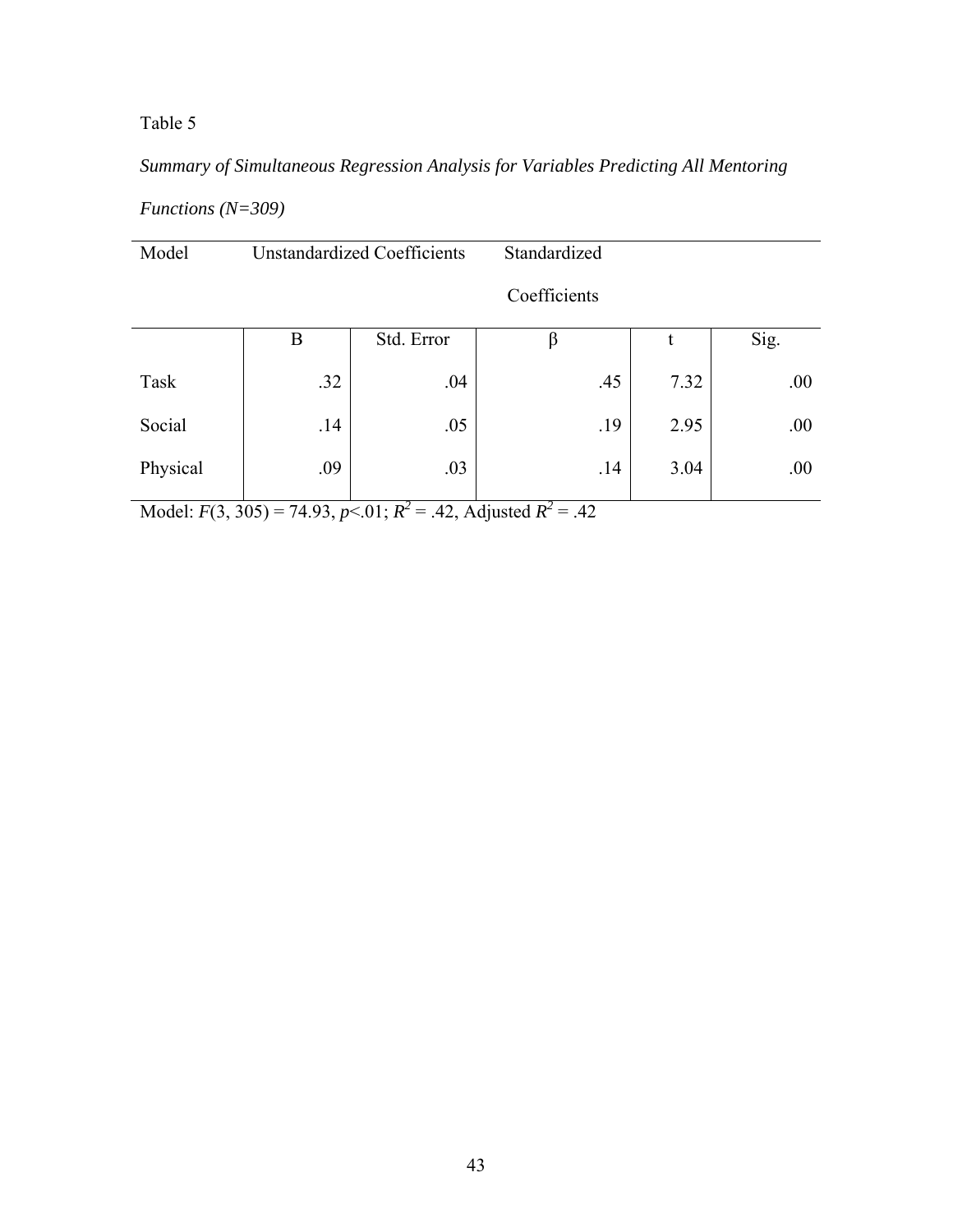Table 5

*Summary of Simultaneous Regression Analysis for Variables Predicting All Mentoring Functions (N=309)*

| Model | Unstandardized Coefficients | | Standardized Coefficients | | |
|---|---|---|---|---|---|
| | B | Std. Error | β | t | Sig. |
| Task | .32 | .04 | .45 | 7.32 | .00 |
| Social | .14 | .05 | .19 | 2.95 | .00 |
| Physical | .09 | .03 | .14 | 3.04 | .00 |

Model: $F(3, 305) = 74.93$, $p<.01$; $R^2 = .42$, Adjusted $R^2 = .42$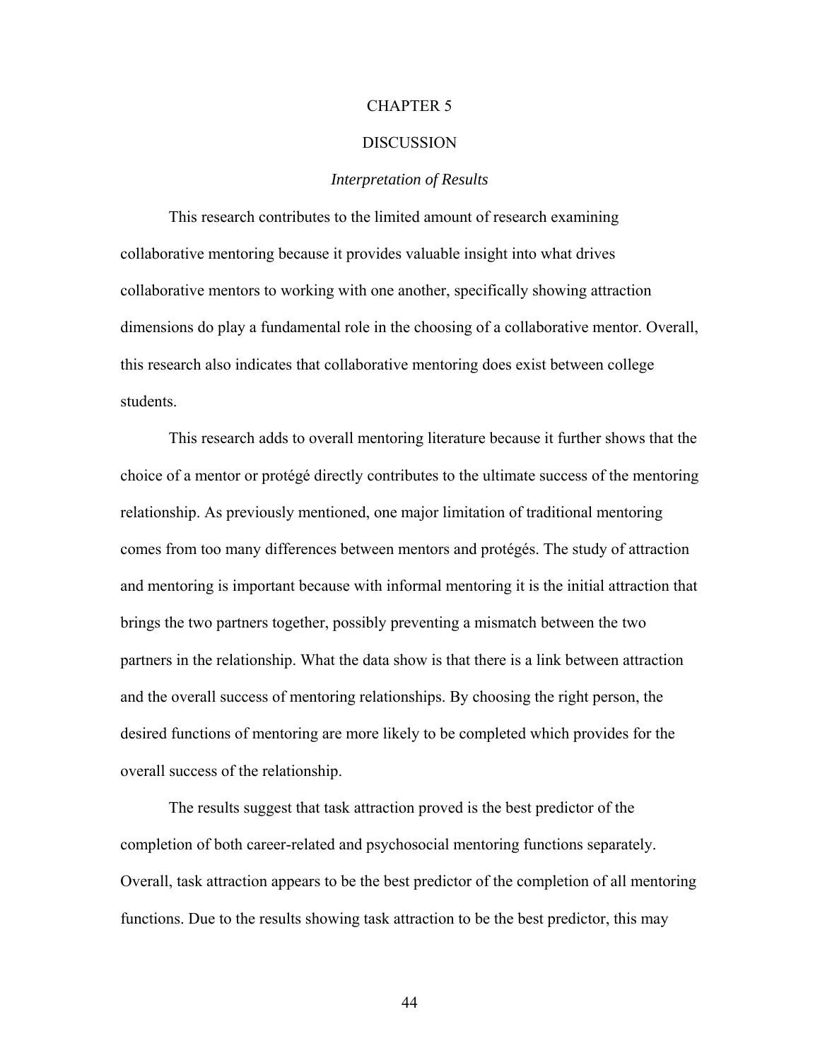# CHAPTER 5

# DISCUSSION

### *Interpretation of Results*

This research contributes to the limited amount of research examining collaborative mentoring because it provides valuable insight into what drives collaborative mentors to working with one another, specifically showing attraction dimensions do play a fundamental role in the choosing of a collaborative mentor. Overall, this research also indicates that collaborative mentoring does exist between college students.

This research adds to overall mentoring literature because it further shows that the choice of a mentor or protégé directly contributes to the ultimate success of the mentoring relationship. As previously mentioned, one major limitation of traditional mentoring comes from too many differences between mentors and protégés. The study of attraction and mentoring is important because with informal mentoring it is the initial attraction that brings the two partners together, possibly preventing a mismatch between the two partners in the relationship. What the data show is that there is a link between attraction and the overall success of mentoring relationships. By choosing the right person, the desired functions of mentoring are more likely to be completed which provides for the overall success of the relationship.

The results suggest that task attraction proved is the best predictor of the completion of both career-related and psychosocial mentoring functions separately. Overall, task attraction appears to be the best predictor of the completion of all mentoring functions. Due to the results showing task attraction to be the best predictor, this may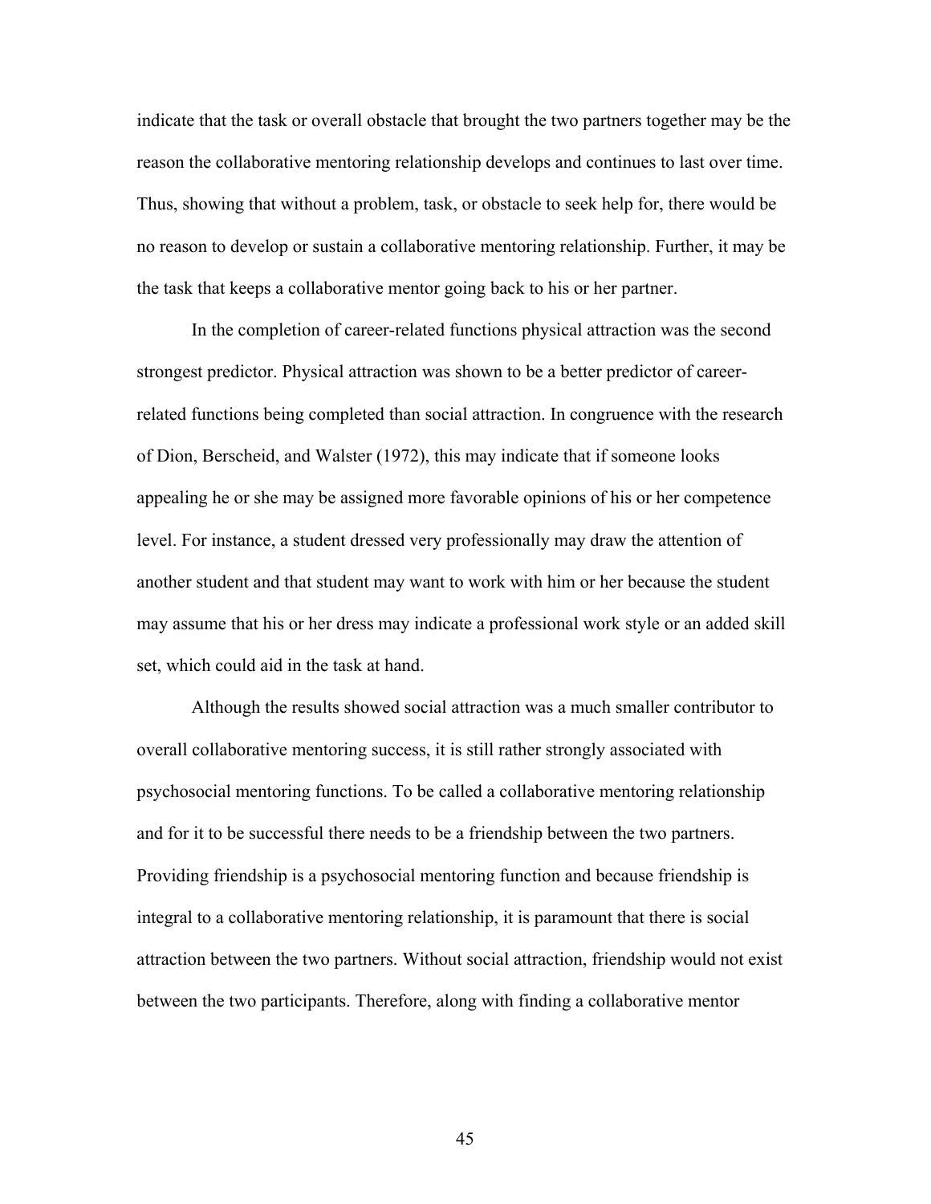indicate that the task or overall obstacle that brought the two partners together may be the reason the collaborative mentoring relationship develops and continues to last over time. Thus, showing that without a problem, task, or obstacle to seek help for, there would be no reason to develop or sustain a collaborative mentoring relationship. Further, it may be the task that keeps a collaborative mentor going back to his or her partner.

In the completion of career-related functions physical attraction was the second strongest predictor. Physical attraction was shown to be a better predictor of career-related functions being completed than social attraction. In congruence with the research of Dion, Berscheid, and Walster (1972), this may indicate that if someone looks appealing he or she may be assigned more favorable opinions of his or her competence level. For instance, a student dressed very professionally may draw the attention of another student and that student may want to work with him or her because the student may assume that his or her dress may indicate a professional work style or an added skill set, which could aid in the task at hand.

Although the results showed social attraction was a much smaller contributor to overall collaborative mentoring success, it is still rather strongly associated with psychosocial mentoring functions. To be called a collaborative mentoring relationship and for it to be successful there needs to be a friendship between the two partners. Providing friendship is a psychosocial mentoring function and because friendship is integral to a collaborative mentoring relationship, it is paramount that there is social attraction between the two partners. Without social attraction, friendship would not exist between the two participants. Therefore, along with finding a collaborative mentor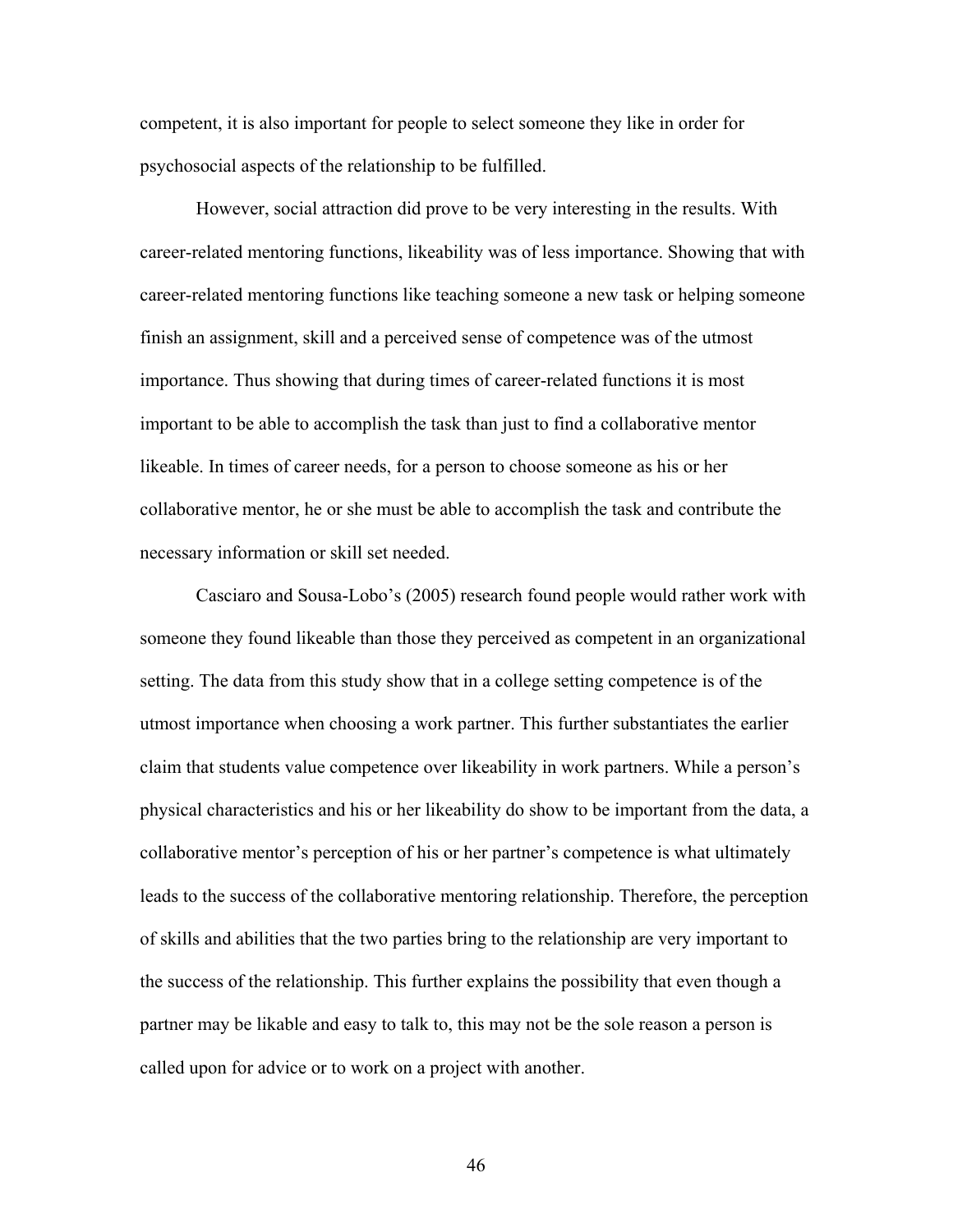competent, it is also important for people to select someone they like in order for psychosocial aspects of the relationship to be fulfilled.

However, social attraction did prove to be very interesting in the results. With career-related mentoring functions, likeability was of less importance. Showing that with career-related mentoring functions like teaching someone a new task or helping someone finish an assignment, skill and a perceived sense of competence was of the utmost importance. Thus showing that during times of career-related functions it is most important to be able to accomplish the task than just to find a collaborative mentor likeable. In times of career needs, for a person to choose someone as his or her collaborative mentor, he or she must be able to accomplish the task and contribute the necessary information or skill set needed.

Casciaro and Sousa-Lobo's (2005) research found people would rather work with someone they found likeable than those they perceived as competent in an organizational setting. The data from this study show that in a college setting competence is of the utmost importance when choosing a work partner. This further substantiates the earlier claim that students value competence over likeability in work partners. While a person's physical characteristics and his or her likeability do show to be important from the data, a collaborative mentor's perception of his or her partner's competence is what ultimately leads to the success of the collaborative mentoring relationship. Therefore, the perception of skills and abilities that the two parties bring to the relationship are very important to the success of the relationship. This further explains the possibility that even though a partner may be likable and easy to talk to, this may not be the sole reason a person is called upon for advice or to work on a project with another.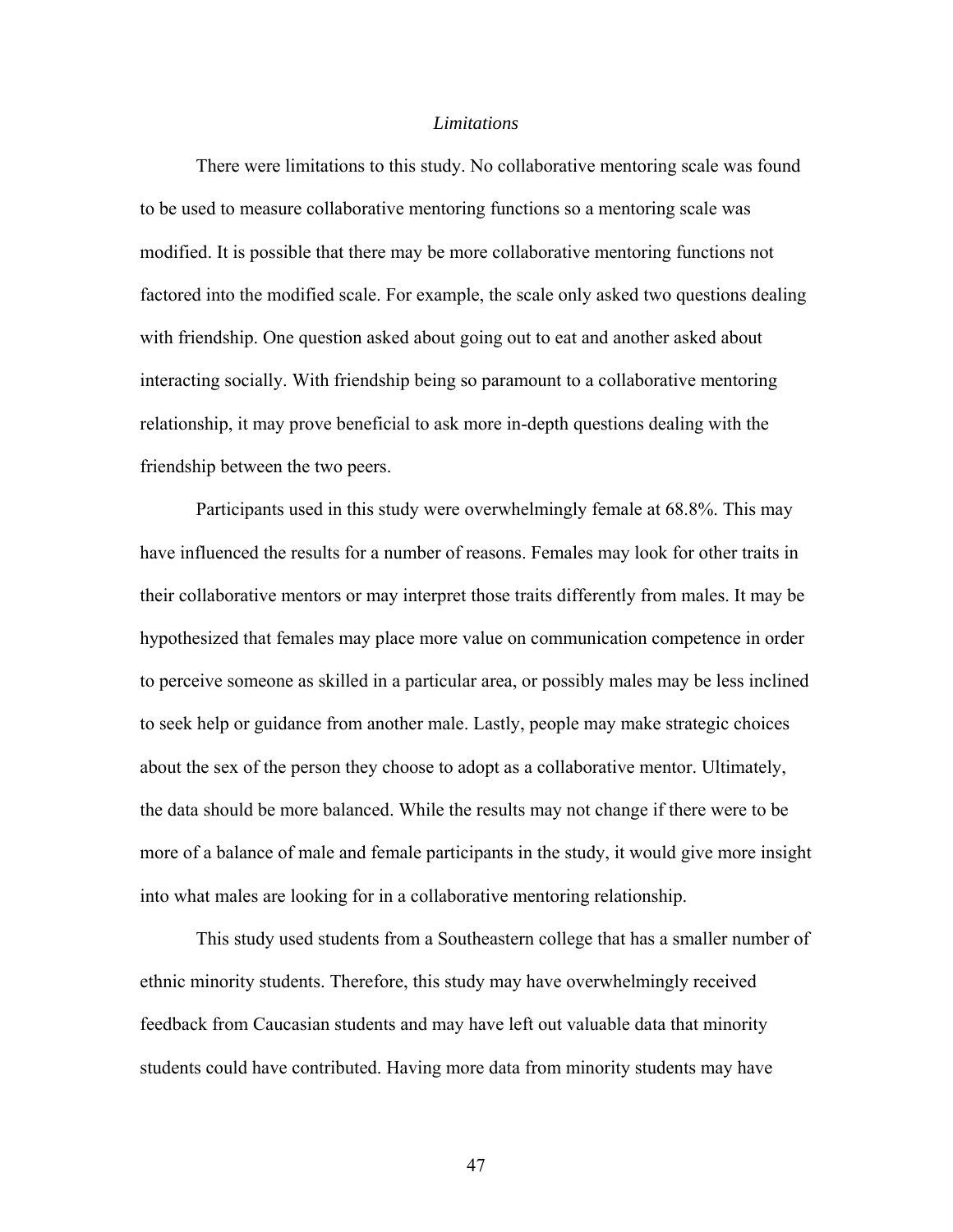### *Limitations*

There were limitations to this study. No collaborative mentoring scale was found to be used to measure collaborative mentoring functions so a mentoring scale was modified. It is possible that there may be more collaborative mentoring functions not factored into the modified scale. For example, the scale only asked two questions dealing with friendship. One question asked about going out to eat and another asked about interacting socially. With friendship being so paramount to a collaborative mentoring relationship, it may prove beneficial to ask more in-depth questions dealing with the friendship between the two peers.

Participants used in this study were overwhelmingly female at 68.8%. This may have influenced the results for a number of reasons. Females may look for other traits in their collaborative mentors or may interpret those traits differently from males. It may be hypothesized that females may place more value on communication competence in order to perceive someone as skilled in a particular area, or possibly males may be less inclined to seek help or guidance from another male. Lastly, people may make strategic choices about the sex of the person they choose to adopt as a collaborative mentor. Ultimately, the data should be more balanced. While the results may not change if there were to be more of a balance of male and female participants in the study, it would give more insight into what males are looking for in a collaborative mentoring relationship.

This study used students from a Southeastern college that has a smaller number of ethnic minority students. Therefore, this study may have overwhelmingly received feedback from Caucasian students and may have left out valuable data that minority students could have contributed. Having more data from minority students may have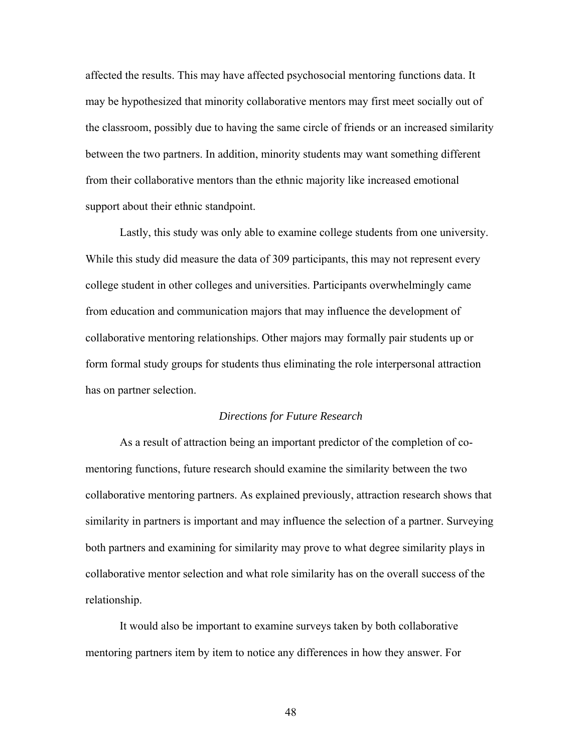affected the results. This may have affected psychosocial mentoring functions data. It may be hypothesized that minority collaborative mentors may first meet socially out of the classroom, possibly due to having the same circle of friends or an increased similarity between the two partners. In addition, minority students may want something different from their collaborative mentors than the ethnic majority like increased emotional support about their ethnic standpoint.

Lastly, this study was only able to examine college students from one university. While this study did measure the data of 309 participants, this may not represent every college student in other colleges and universities. Participants overwhelmingly came from education and communication majors that may influence the development of collaborative mentoring relationships. Other majors may formally pair students up or form formal study groups for students thus eliminating the role interpersonal attraction has on partner selection.

### *Directions for Future Research*

As a result of attraction being an important predictor of the completion of co-mentoring functions, future research should examine the similarity between the two collaborative mentoring partners. As explained previously, attraction research shows that similarity in partners is important and may influence the selection of a partner. Surveying both partners and examining for similarity may prove to what degree similarity plays in collaborative mentor selection and what role similarity has on the overall success of the relationship.

It would also be important to examine surveys taken by both collaborative mentoring partners item by item to notice any differences in how they answer. For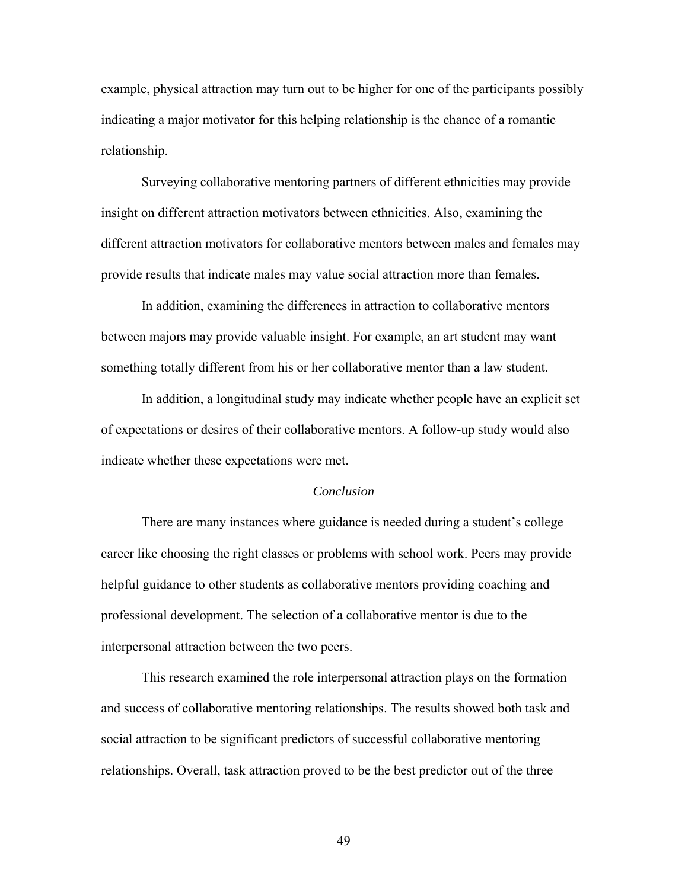example, physical attraction may turn out to be higher for one of the participants possibly indicating a major motivator for this helping relationship is the chance of a romantic relationship.

Surveying collaborative mentoring partners of different ethnicities may provide insight on different attraction motivators between ethnicities. Also, examining the different attraction motivators for collaborative mentors between males and females may provide results that indicate males may value social attraction more than females.

In addition, examining the differences in attraction to collaborative mentors between majors may provide valuable insight. For example, an art student may want something totally different from his or her collaborative mentor than a law student.

In addition, a longitudinal study may indicate whether people have an explicit set of expectations or desires of their collaborative mentors. A follow-up study would also indicate whether these expectations were met.

## *Conclusion*

There are many instances where guidance is needed during a student's college career like choosing the right classes or problems with school work. Peers may provide helpful guidance to other students as collaborative mentors providing coaching and professional development. The selection of a collaborative mentor is due to the interpersonal attraction between the two peers.

This research examined the role interpersonal attraction plays on the formation and success of collaborative mentoring relationships. The results showed both task and social attraction to be significant predictors of successful collaborative mentoring relationships. Overall, task attraction proved to be the best predictor out of the three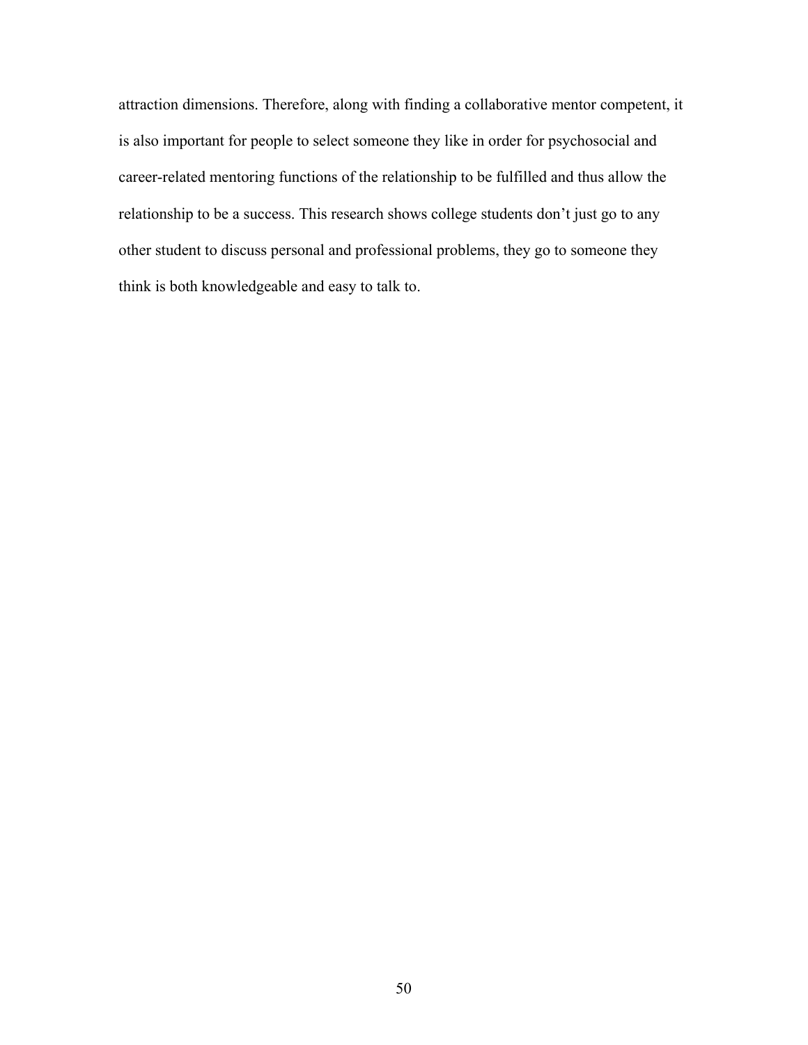attraction dimensions. Therefore, along with finding a collaborative mentor competent, it is also important for people to select someone they like in order for psychosocial and career-related mentoring functions of the relationship to be fulfilled and thus allow the relationship to be a success. This research shows college students don't just go to any other student to discuss personal and professional problems, they go to someone they think is both knowledgeable and easy to talk to.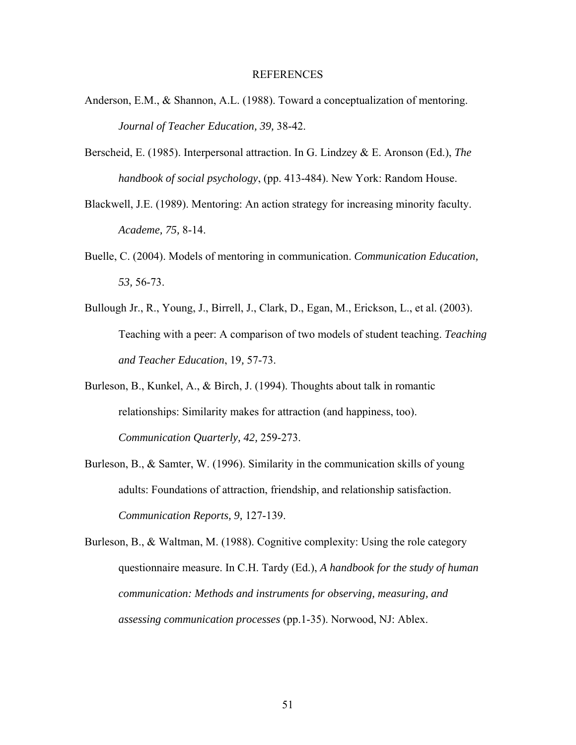# REFERENCES

Anderson, E.M., & Shannon, A.L. (1988). Toward a conceptualization of mentoring. *Journal of Teacher Education, 39,* 38-42.

Berscheid, E. (1985). Interpersonal attraction. In G. Lindzey & E. Aronson (Ed.), *The handbook of social psychology*, (pp. 413-484). New York: Random House.

Blackwell, J.E. (1989). Mentoring: An action strategy for increasing minority faculty. *Academe, 75,* 8-14.

Buelle, C. (2004). Models of mentoring in communication. *Communication Education, 53,* 56-73.

Bullough Jr., R., Young, J., Birrell, J., Clark, D., Egan, M., Erickson, L., et al. (2003). Teaching with a peer: A comparison of two models of student teaching. *Teaching and Teacher Education*, 19*,* 57-73.

Burleson, B., Kunkel, A., & Birch, J. (1994). Thoughts about talk in romantic relationships: Similarity makes for attraction (and happiness, too). *Communication Quarterly, 42,* 259-273.

Burleson, B., & Samter, W. (1996). Similarity in the communication skills of young adults: Foundations of attraction, friendship, and relationship satisfaction. *Communication Reports, 9,* 127-139.

Burleson, B., & Waltman, M. (1988). Cognitive complexity: Using the role category questionnaire measure. In C.H. Tardy (Ed.), *A handbook for the study of human communication: Methods and instruments for observing, measuring, and assessing communication processes* (pp.1-35). Norwood, NJ: Ablex.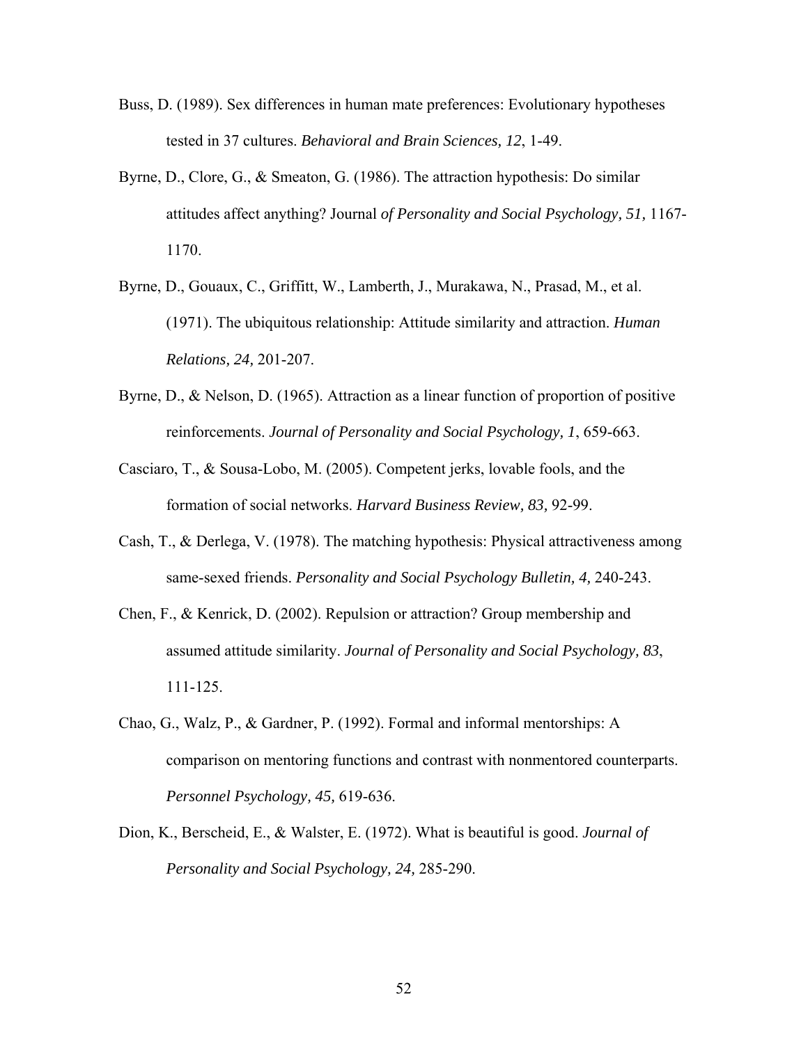Buss, D. (1989). Sex differences in human mate preferences: Evolutionary hypotheses tested in 37 cultures. *Behavioral and Brain Sciences, 12*, 1-49.

Byrne, D., Clore, G., & Smeaton, G. (1986). The attraction hypothesis: Do similar attitudes affect anything? Journal *of Personality and Social Psychology, 51,* 1167-1170.

Byrne, D., Gouaux, C., Griffitt, W., Lamberth, J., Murakawa, N., Prasad, M., et al. (1971). The ubiquitous relationship: Attitude similarity and attraction. *Human Relations, 24,* 201-207.

Byrne, D., & Nelson, D. (1965). Attraction as a linear function of proportion of positive reinforcements. *Journal of Personality and Social Psychology, 1*, 659-663.

Casciaro, T., & Sousa-Lobo, M. (2005). Competent jerks, lovable fools, and the formation of social networks. *Harvard Business Review, 83,* 92-99.

Cash, T., & Derlega, V. (1978). The matching hypothesis: Physical attractiveness among same-sexed friends. *Personality and Social Psychology Bulletin, 4,* 240-243.

Chen, F., & Kenrick, D. (2002). Repulsion or attraction? Group membership and assumed attitude similarity. *Journal of Personality and Social Psychology, 83*, 111-125.

Chao, G., Walz, P., & Gardner, P. (1992). Formal and informal mentorships: A comparison on mentoring functions and contrast with nonmentored counterparts. *Personnel Psychology, 45,* 619-636.

Dion, K., Berscheid, E., & Walster, E. (1972). What is beautiful is good. *Journal of Personality and Social Psychology, 24,* 285-290.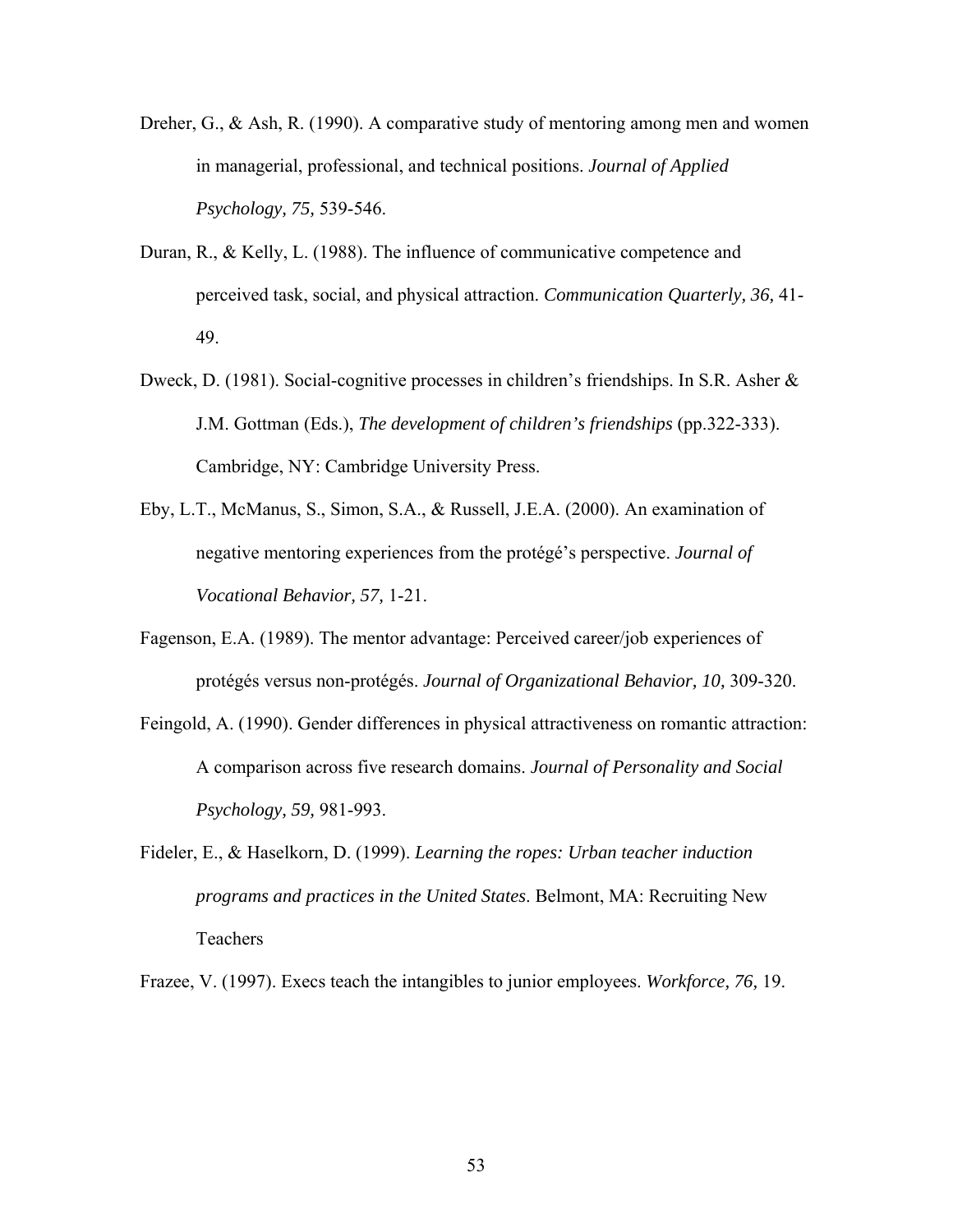Dreher, G., & Ash, R. (1990). A comparative study of mentoring among men and women in managerial, professional, and technical positions. *Journal of Applied Psychology, 75,* 539-546.

Duran, R., & Kelly, L. (1988). The influence of communicative competence and perceived task, social, and physical attraction. *Communication Quarterly, 36,* 41-49.

Dweck, D. (1981). Social-cognitive processes in children's friendships. In S.R. Asher & J.M. Gottman (Eds.), *The development of children's friendships* (pp.322-333). Cambridge, NY: Cambridge University Press.

Eby, L.T., McManus, S., Simon, S.A., & Russell, J.E.A. (2000). An examination of negative mentoring experiences from the protégé's perspective. *Journal of Vocational Behavior, 57,* 1-21.

Fagenson, E.A. (1989). The mentor advantage: Perceived career/job experiences of protégés versus non-protégés. *Journal of Organizational Behavior, 10,* 309-320.

Feingold, A. (1990). Gender differences in physical attractiveness on romantic attraction: A comparison across five research domains. *Journal of Personality and Social Psychology, 59,* 981-993.

Fideler, E., & Haselkorn, D. (1999). *Learning the ropes: Urban teacher induction programs and practices in the United States*. Belmont, MA: Recruiting New Teachers

Frazee, V. (1997). Execs teach the intangibles to junior employees. *Workforce, 76,* 19.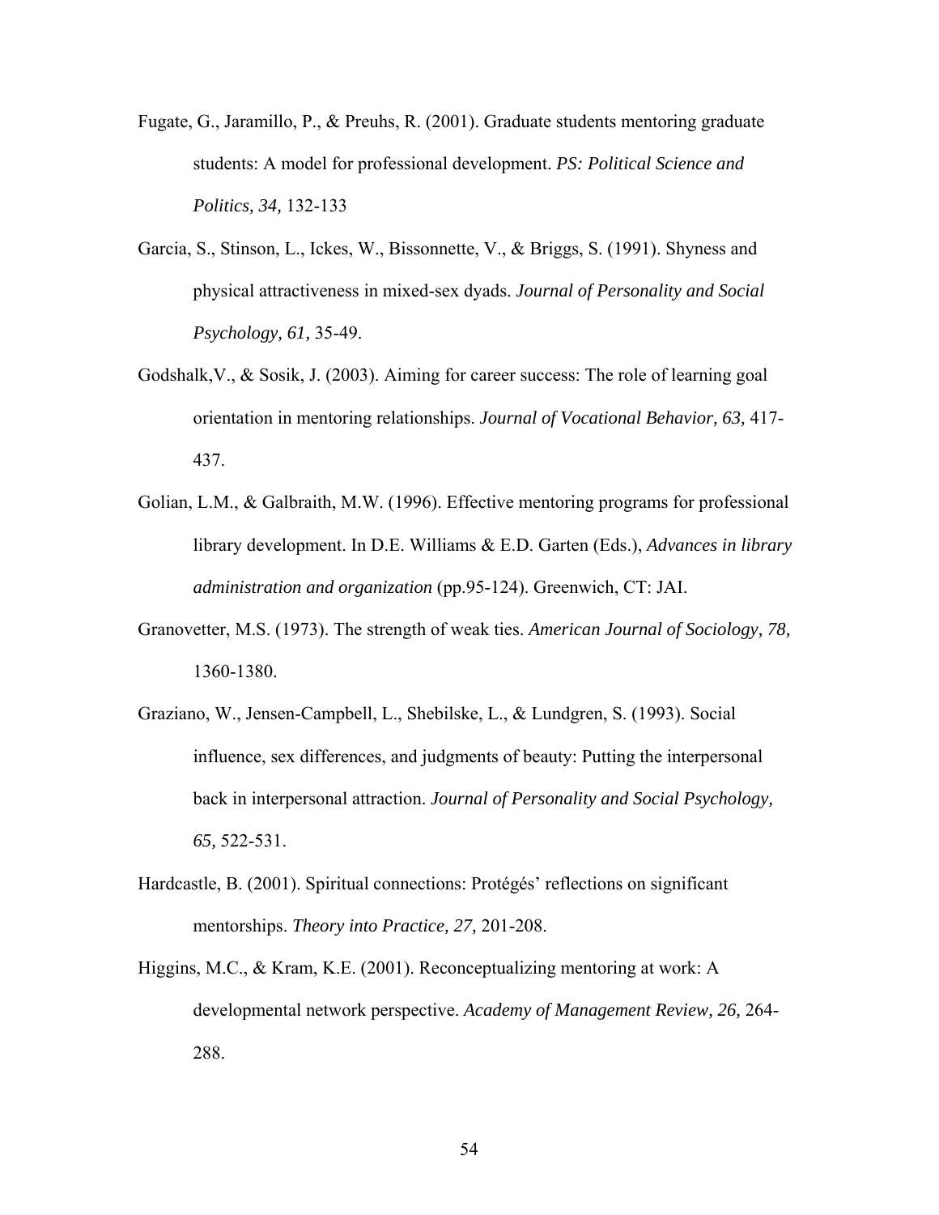Fugate, G., Jaramillo, P., & Preuhs, R. (2001). Graduate students mentoring graduate students: A model for professional development. *PS: Political Science and Politics, 34,* 132-133

Garcia, S., Stinson, L., Ickes, W., Bissonnette, V., & Briggs, S. (1991). Shyness and physical attractiveness in mixed-sex dyads. *Journal of Personality and Social Psychology, 61,* 35-49.

Godshalk,V., & Sosik, J. (2003). Aiming for career success: The role of learning goal orientation in mentoring relationships. *Journal of Vocational Behavior, 63,* 417-437.

Golian, L.M., & Galbraith, M.W. (1996). Effective mentoring programs for professional library development. In D.E. Williams & E.D. Garten (Eds.), *Advances in library administration and organization* (pp.95-124). Greenwich, CT: JAI.

Granovetter, M.S. (1973). The strength of weak ties. *American Journal of Sociology, 78,* 1360-1380.

Graziano, W., Jensen-Campbell, L., Shebilske, L., & Lundgren, S. (1993). Social influence, sex differences, and judgments of beauty: Putting the interpersonal back in interpersonal attraction. *Journal of Personality and Social Psychology, 65,* 522-531.

Hardcastle, B. (2001). Spiritual connections: Protégés' reflections on significant mentorships. *Theory into Practice, 27,* 201-208.

Higgins, M.C., & Kram, K.E. (2001). Reconceptualizing mentoring at work: A developmental network perspective. *Academy of Management Review, 26,* 264-288.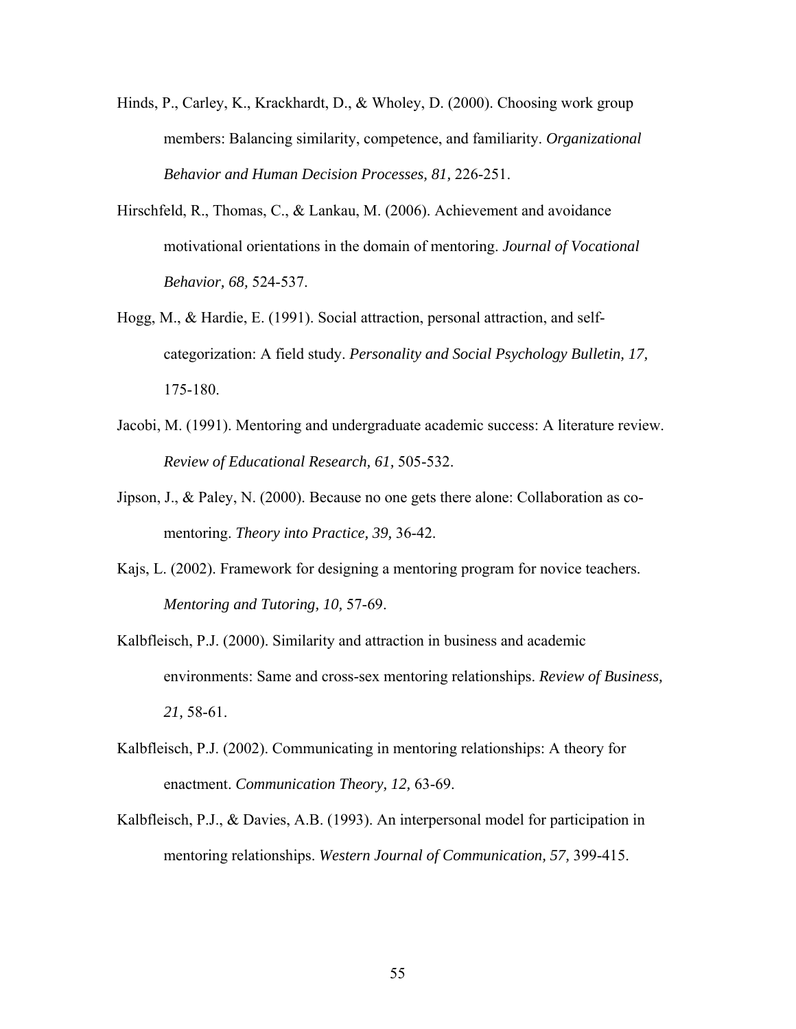Hinds, P., Carley, K., Krackhardt, D., & Wholey, D. (2000). Choosing work group members: Balancing similarity, competence, and familiarity. *Organizational Behavior and Human Decision Processes, 81,* 226-251.

Hirschfeld, R., Thomas, C., & Lankau, M. (2006). Achievement and avoidance motivational orientations in the domain of mentoring. *Journal of Vocational Behavior, 68,* 524-537.

Hogg, M., & Hardie, E. (1991). Social attraction, personal attraction, and self-categorization: A field study. *Personality and Social Psychology Bulletin, 17,* 175-180.

Jacobi, M. (1991). Mentoring and undergraduate academic success: A literature review. *Review of Educational Research, 61,* 505-532.

Jipson, J., & Paley, N. (2000). Because no one gets there alone: Collaboration as co-mentoring. *Theory into Practice, 39,* 36-42.

Kajs, L. (2002). Framework for designing a mentoring program for novice teachers. *Mentoring and Tutoring, 10,* 57-69.

Kalbfleisch, P.J. (2000). Similarity and attraction in business and academic environments: Same and cross-sex mentoring relationships. *Review of Business, 21,* 58-61.

Kalbfleisch, P.J. (2002). Communicating in mentoring relationships: A theory for enactment. *Communication Theory, 12,* 63-69.

Kalbfleisch, P.J., & Davies, A.B. (1993). An interpersonal model for participation in mentoring relationships. *Western Journal of Communication, 57,* 399-415.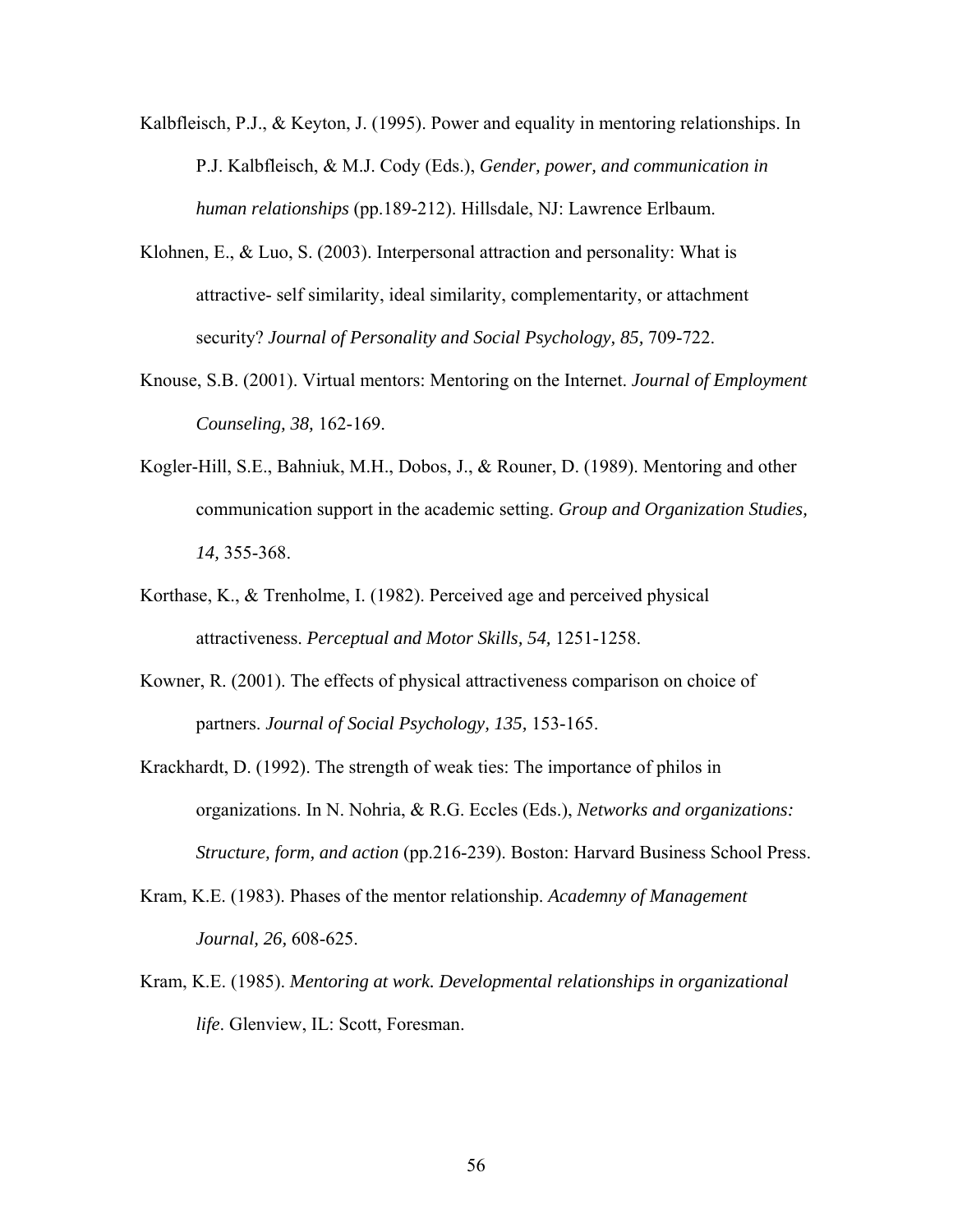Kalbfleisch, P.J., & Keyton, J. (1995). Power and equality in mentoring relationships. In P.J. Kalbfleisch, & M.J. Cody (Eds.), *Gender, power, and communication in human relationships* (pp.189-212). Hillsdale, NJ: Lawrence Erlbaum.

Klohnen, E., & Luo, S. (2003). Interpersonal attraction and personality: What is attractive- self similarity, ideal similarity, complementarity, or attachment security? *Journal of Personality and Social Psychology, 85,* 709-722.

Knouse, S.B. (2001). Virtual mentors: Mentoring on the Internet. *Journal of Employment Counseling, 38,* 162-169.

Kogler-Hill, S.E., Bahniuk, M.H., Dobos, J., & Rouner, D. (1989). Mentoring and other communication support in the academic setting. *Group and Organization Studies, 14,* 355-368.

Korthase, K., & Trenholme, I. (1982). Perceived age and perceived physical attractiveness. *Perceptual and Motor Skills, 54,* 1251-1258.

Kowner, R. (2001). The effects of physical attractiveness comparison on choice of partners. *Journal of Social Psychology, 135,* 153-165.

Krackhardt, D. (1992). The strength of weak ties: The importance of philos in organizations. In N. Nohria, & R.G. Eccles (Eds.), *Networks and organizations: Structure, form, and action* (pp.216-239). Boston: Harvard Business School Press.

Kram, K.E. (1983). Phases of the mentor relationship. *Academny of Management Journal, 26,* 608-625.

Kram, K.E. (1985). *Mentoring at work. Developmental relationships in organizational life.* Glenview, IL: Scott, Foresman.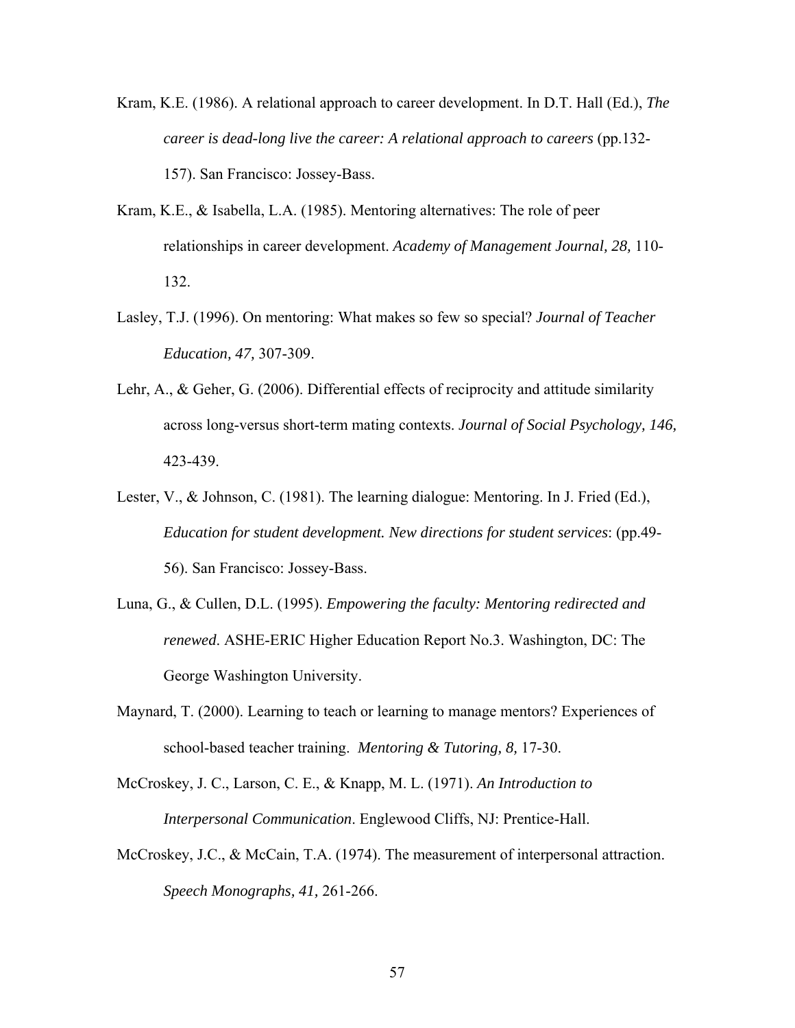Kram, K.E. (1986). A relational approach to career development. In D.T. Hall (Ed.), *The career is dead-long live the career: A relational approach to careers* (pp.132-157). San Francisco: Jossey-Bass.

Kram, K.E., & Isabella, L.A. (1985). Mentoring alternatives: The role of peer relationships in career development. *Academy of Management Journal, 28,* 110-132.

Lasley, T.J. (1996). On mentoring: What makes so few so special? *Journal of Teacher Education, 47,* 307-309.

Lehr, A., & Geher, G. (2006). Differential effects of reciprocity and attitude similarity across long-versus short-term mating contexts. *Journal of Social Psychology, 146,* 423-439.

Lester, V., & Johnson, C. (1981). The learning dialogue: Mentoring. In J. Fried (Ed.), *Education for student development. New directions for student services*: (pp.49-56). San Francisco: Jossey-Bass.

Luna, G., & Cullen, D.L. (1995). *Empowering the faculty: Mentoring redirected and renewed*. ASHE-ERIC Higher Education Report No.3. Washington, DC: The George Washington University.

Maynard, T. (2000). Learning to teach or learning to manage mentors? Experiences of school-based teacher training. *Mentoring & Tutoring, 8,* 17-30.

McCroskey, J. C., Larson, C. E., & Knapp, M. L. (1971). *An Introduction to Interpersonal Communication*. Englewood Cliffs, NJ: Prentice-Hall.

McCroskey, J.C., & McCain, T.A. (1974). The measurement of interpersonal attraction. *Speech Monographs, 41,* 261-266.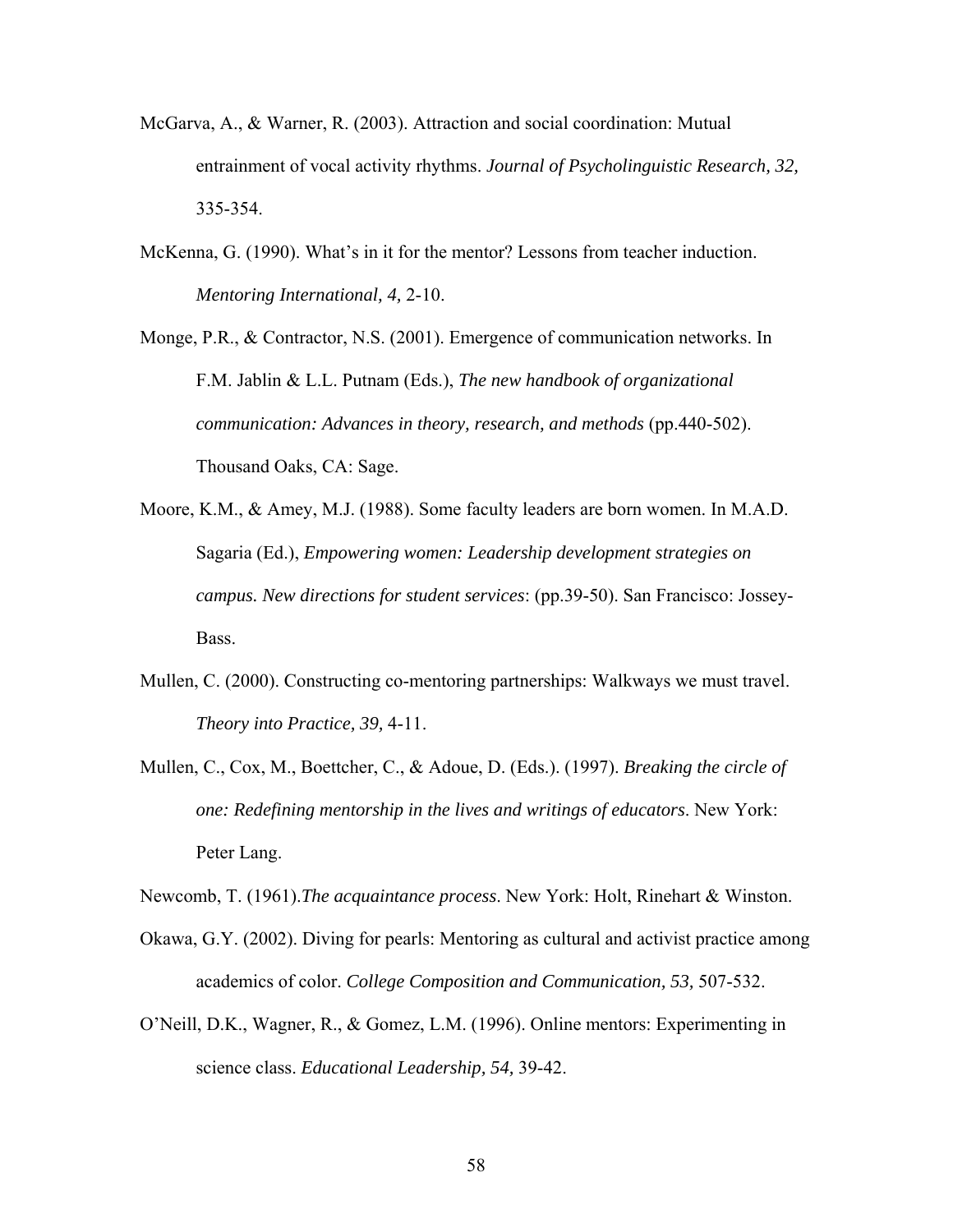McGarva, A., & Warner, R. (2003). Attraction and social coordination: Mutual entrainment of vocal activity rhythms. *Journal of Psycholinguistic Research, 32,* 335-354.

McKenna, G. (1990). What's in it for the mentor? Lessons from teacher induction. *Mentoring International, 4,* 2-10.

Monge, P.R., & Contractor, N.S. (2001). Emergence of communication networks. In F.M. Jablin & L.L. Putnam (Eds.), *The new handbook of organizational communication: Advances in theory, research, and methods* (pp.440-502). Thousand Oaks, CA: Sage.

Moore, K.M., & Amey, M.J. (1988). Some faculty leaders are born women. In M.A.D. Sagaria (Ed.), *Empowering women: Leadership development strategies on campus. New directions for student services*: (pp.39-50). San Francisco: Jossey-Bass.

Mullen, C. (2000). Constructing co-mentoring partnerships: Walkways we must travel. *Theory into Practice, 39,* 4-11.

Mullen, C., Cox, M., Boettcher, C., & Adoue, D. (Eds.). (1997). *Breaking the circle of one: Redefining mentorship in the lives and writings of educators*. New York: Peter Lang.

Newcomb, T. (1961).*The acquaintance process*. New York: Holt, Rinehart & Winston.

Okawa, G.Y. (2002). Diving for pearls: Mentoring as cultural and activist practice among academics of color. *College Composition and Communication, 53,* 507-532.

O'Neill, D.K., Wagner, R., & Gomez, L.M. (1996). Online mentors: Experimenting in science class. *Educational Leadership, 54,* 39-42.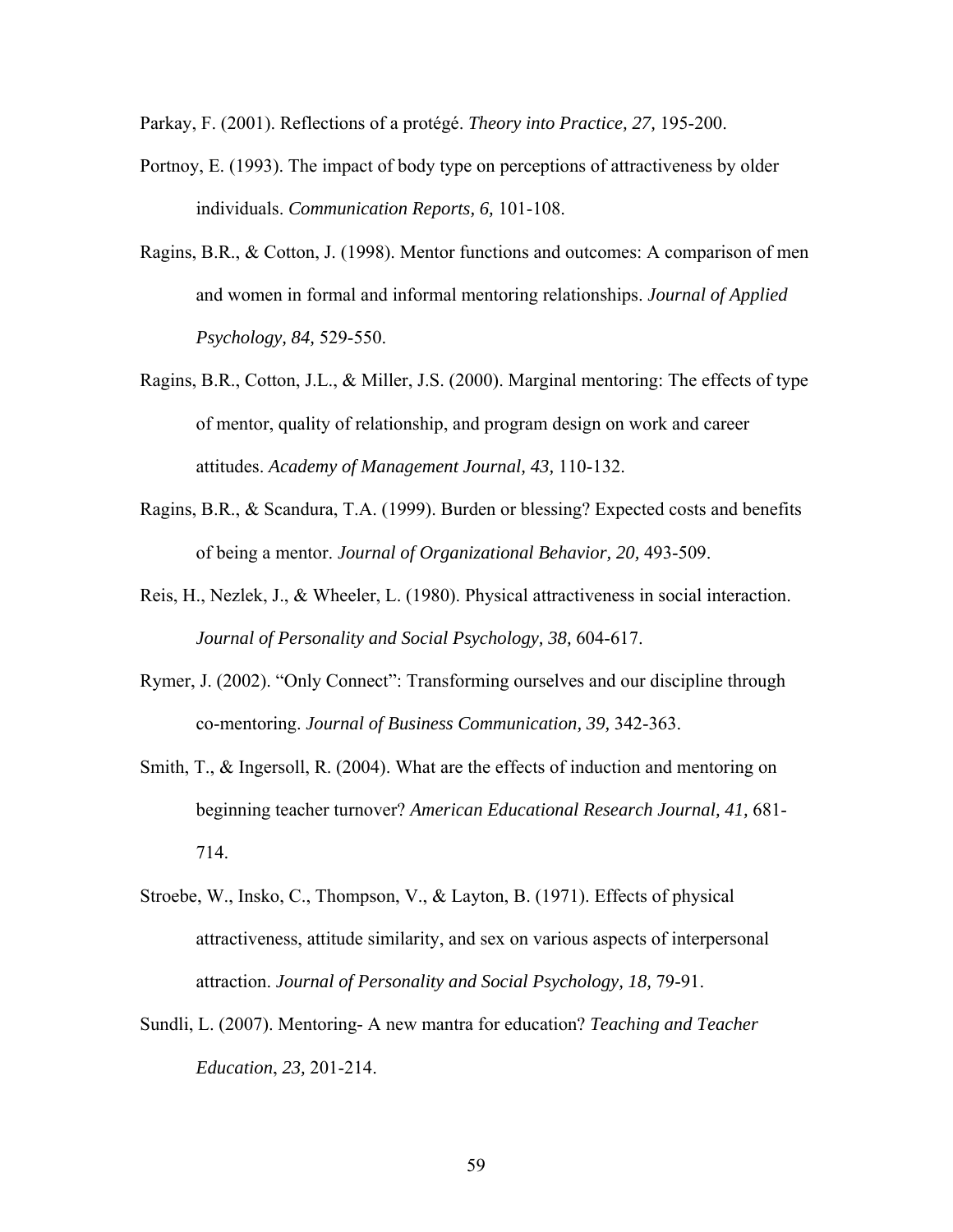Parkay, F. (2001). Reflections of a protégé. *Theory into Practice, 27,* 195-200.

Portnoy, E. (1993). The impact of body type on perceptions of attractiveness by older individuals. *Communication Reports, 6,* 101-108.

Ragins, B.R., & Cotton, J. (1998). Mentor functions and outcomes: A comparison of men and women in formal and informal mentoring relationships. *Journal of Applied Psychology, 84,* 529-550.

Ragins, B.R., Cotton, J.L., & Miller, J.S. (2000). Marginal mentoring: The effects of type of mentor, quality of relationship, and program design on work and career attitudes. *Academy of Management Journal, 43,* 110-132.

Ragins, B.R., & Scandura, T.A. (1999). Burden or blessing? Expected costs and benefits of being a mentor. *Journal of Organizational Behavior, 20,* 493-509.

Reis, H., Nezlek, J., & Wheeler, L. (1980). Physical attractiveness in social interaction. *Journal of Personality and Social Psychology, 38,* 604-617.

Rymer, J. (2002). "Only Connect": Transforming ourselves and our discipline through co-mentoring. *Journal of Business Communication, 39,* 342-363.

Smith, T., & Ingersoll, R. (2004). What are the effects of induction and mentoring on beginning teacher turnover? *American Educational Research Journal, 41,* 681-714.

Stroebe, W., Insko, C., Thompson, V., & Layton, B. (1971). Effects of physical attractiveness, attitude similarity, and sex on various aspects of interpersonal attraction. *Journal of Personality and Social Psychology, 18,* 79-91.

Sundli, L. (2007). Mentoring- A new mantra for education? *Teaching and Teacher Education*, *23,* 201-214.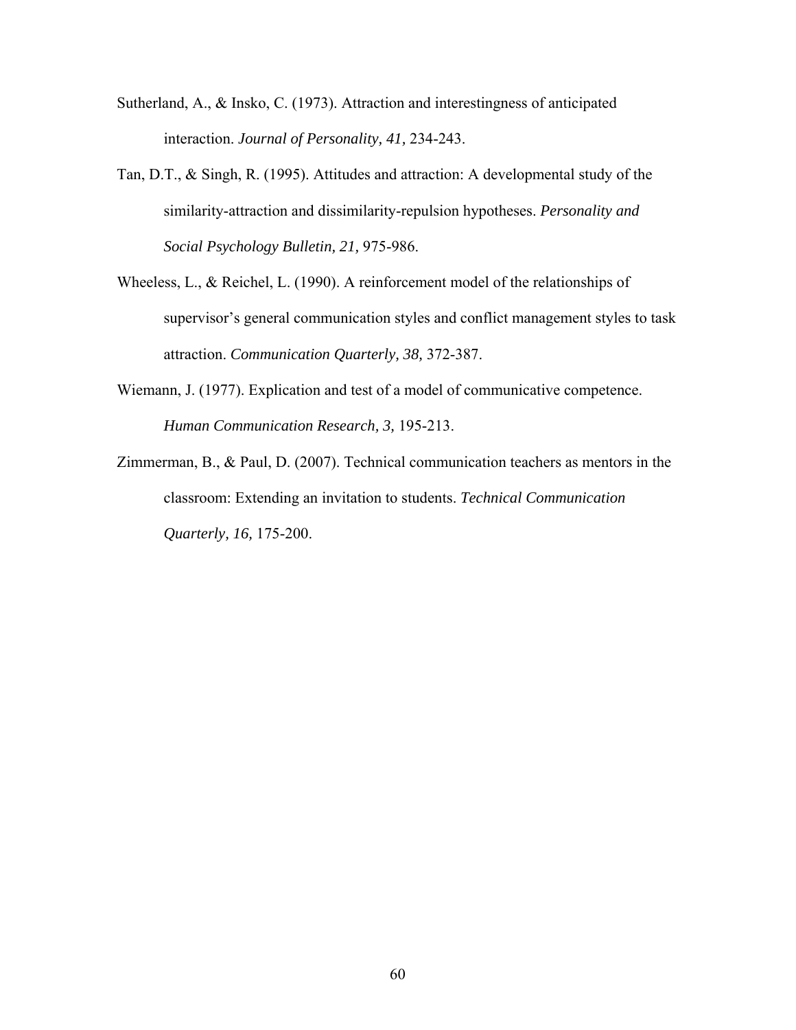Sutherland, A., & Insko, C. (1973). Attraction and interestingness of anticipated interaction. *Journal of Personality, 41,* 234-243.

Tan, D.T., & Singh, R. (1995). Attitudes and attraction: A developmental study of the similarity-attraction and dissimilarity-repulsion hypotheses. *Personality and Social Psychology Bulletin, 21,* 975-986.

Wheeless, L., & Reichel, L. (1990). A reinforcement model of the relationships of supervisor's general communication styles and conflict management styles to task attraction. *Communication Quarterly, 38,* 372-387.

Wiemann, J. (1977). Explication and test of a model of communicative competence. *Human Communication Research, 3,* 195-213.

Zimmerman, B., & Paul, D. (2007). Technical communication teachers as mentors in the classroom: Extending an invitation to students. *Technical Communication Quarterly, 16,* 175-200.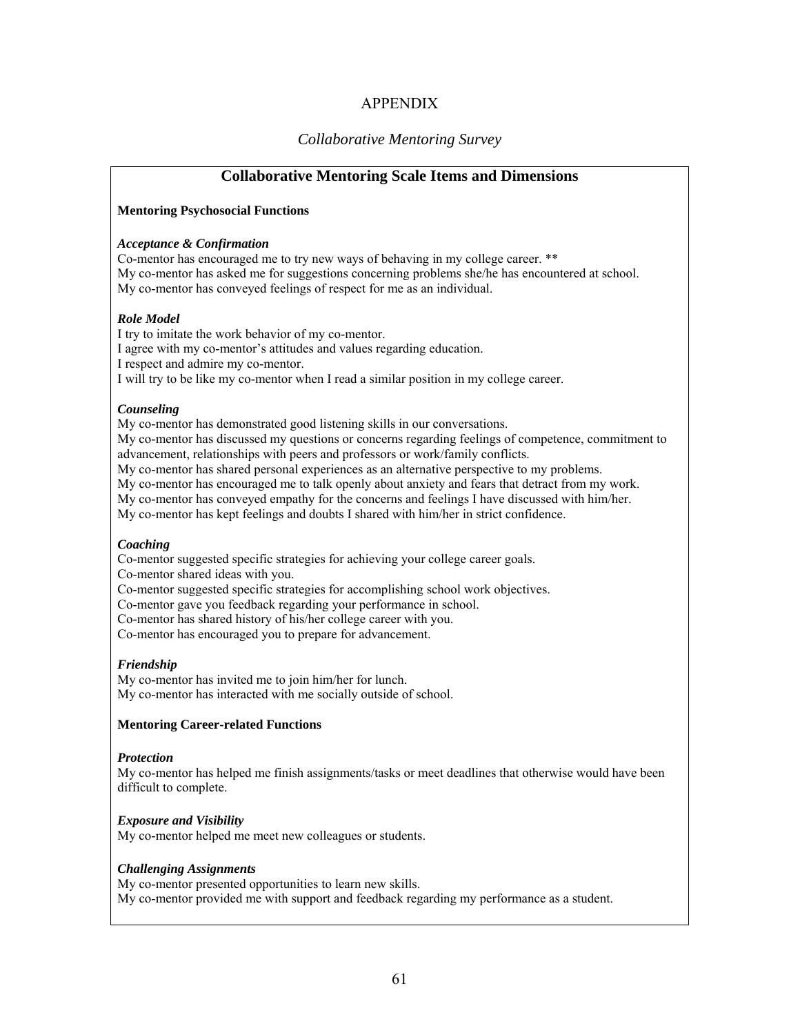# APPENDIX

## *Collaborative Mentoring Survey*

### Collaborative Mentoring Scale Items and Dimensions

**Mentoring Psychosocial Functions**

***Acceptance & Confirmation***

Co-mentor has encouraged me to try new ways of behaving in my college career. **
My co-mentor has asked me for suggestions concerning problems she/he has encountered at school.
My co-mentor has conveyed feelings of respect for me as an individual.

***Role Model***

I try to imitate the work behavior of my co-mentor.
I agree with my co-mentor's attitudes and values regarding education.
I respect and admire my co-mentor.
I will try to be like my co-mentor when I read a similar position in my college career.

***Counseling***

My co-mentor has demonstrated good listening skills in our conversations.
My co-mentor has discussed my questions or concerns regarding feelings of competence, commitment to advancement, relationships with peers and professors or work/family conflicts.
My co-mentor has shared personal experiences as an alternative perspective to my problems.
My co-mentor has encouraged me to talk openly about anxiety and fears that detract from my work.
My co-mentor has conveyed empathy for the concerns and feelings I have discussed with him/her.
My co-mentor has kept feelings and doubts I shared with him/her in strict confidence.

***Coaching***

Co-mentor suggested specific strategies for achieving your college career goals.
Co-mentor shared ideas with you.
Co-mentor suggested specific strategies for accomplishing school work objectives.
Co-mentor gave you feedback regarding your performance in school.
Co-mentor has shared history of his/her college career with you.
Co-mentor has encouraged you to prepare for advancement.

***Friendship***

My co-mentor has invited me to join him/her for lunch.
My co-mentor has interacted with me socially outside of school.

**Mentoring Career-related Functions**

***Protection***

My co-mentor has helped me finish assignments/tasks or meet deadlines that otherwise would have been difficult to complete.

***Exposure and Visibility***

My co-mentor helped me meet new colleagues or students.

***Challenging Assignments***

My co-mentor presented opportunities to learn new skills.
My co-mentor provided me with support and feedback regarding my performance as a student.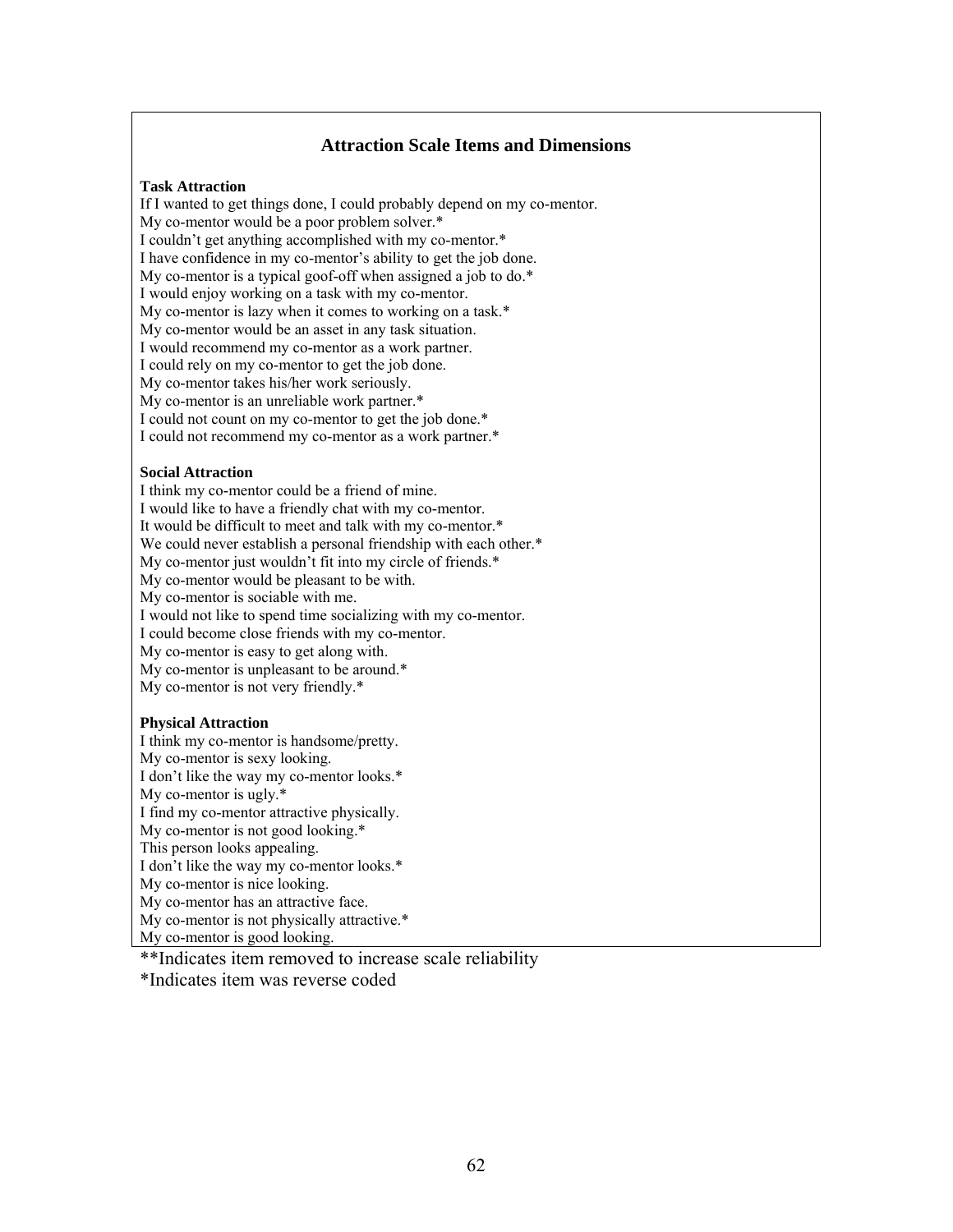## Attraction Scale Items and Dimensions

**Task Attraction**

If I wanted to get things done, I could probably depend on my co-mentor.
My co-mentor would be a poor problem solver.*
I couldn't get anything accomplished with my co-mentor.*
I have confidence in my co-mentor's ability to get the job done.
My co-mentor is a typical goof-off when assigned a job to do.*
I would enjoy working on a task with my co-mentor.
My co-mentor is lazy when it comes to working on a task.*
My co-mentor would be an asset in any task situation.
I would recommend my co-mentor as a work partner.
I could rely on my co-mentor to get the job done.
My co-mentor takes his/her work seriously.
My co-mentor is an unreliable work partner.*
I could not count on my co-mentor to get the job done.*
I could not recommend my co-mentor as a work partner.*

**Social Attraction**

I think my co-mentor could be a friend of mine.
I would like to have a friendly chat with my co-mentor.
It would be difficult to meet and talk with my co-mentor.*
We could never establish a personal friendship with each other.*
My co-mentor just wouldn't fit into my circle of friends.*
My co-mentor would be pleasant to be with.
My co-mentor is sociable with me.
I would not like to spend time socializing with my co-mentor.
I could become close friends with my co-mentor.
My co-mentor is easy to get along with.
My co-mentor is unpleasant to be around.*
My co-mentor is not very friendly.*

**Physical Attraction**

I think my co-mentor is handsome/pretty.
My co-mentor is sexy looking.
I don't like the way my co-mentor looks.*
My co-mentor is ugly.*
I find my co-mentor attractive physically.
My co-mentor is not good looking.*
This person looks appealing.
I don't like the way my co-mentor looks.*
My co-mentor is nice looking.
My co-mentor has an attractive face.
My co-mentor is not physically attractive.*
My co-mentor is good looking.

**Indicates item removed to increase scale reliability
*Indicates item was reverse coded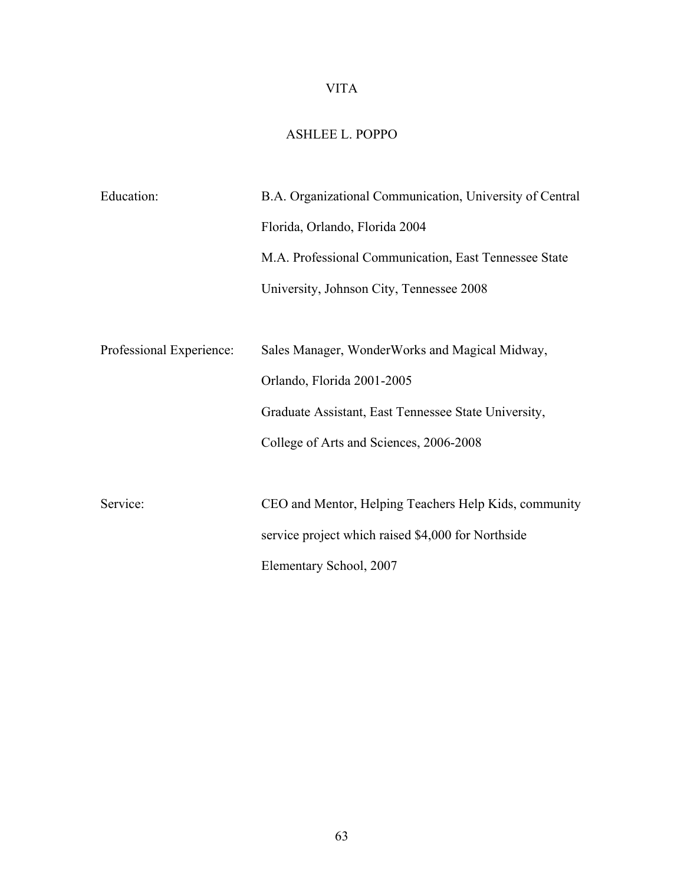# VITA

## ASHLEE L. POPPO

| | |
|---|---|
| Education: | B.A. Organizational Communication, University of Central Florida, Orlando, Florida 2004 |
| | M.A. Professional Communication, East Tennessee State University, Johnson City, Tennessee 2008 |
| Professional Experience: | Sales Manager, WonderWorks and Magical Midway, Orlando, Florida 2001-2005 |
| | Graduate Assistant, East Tennessee State University, College of Arts and Sciences, 2006-2008 |
| Service: | CEO and Mentor, Helping Teachers Help Kids, community service project which raised $4,000 for Northside Elementary School, 2007 |